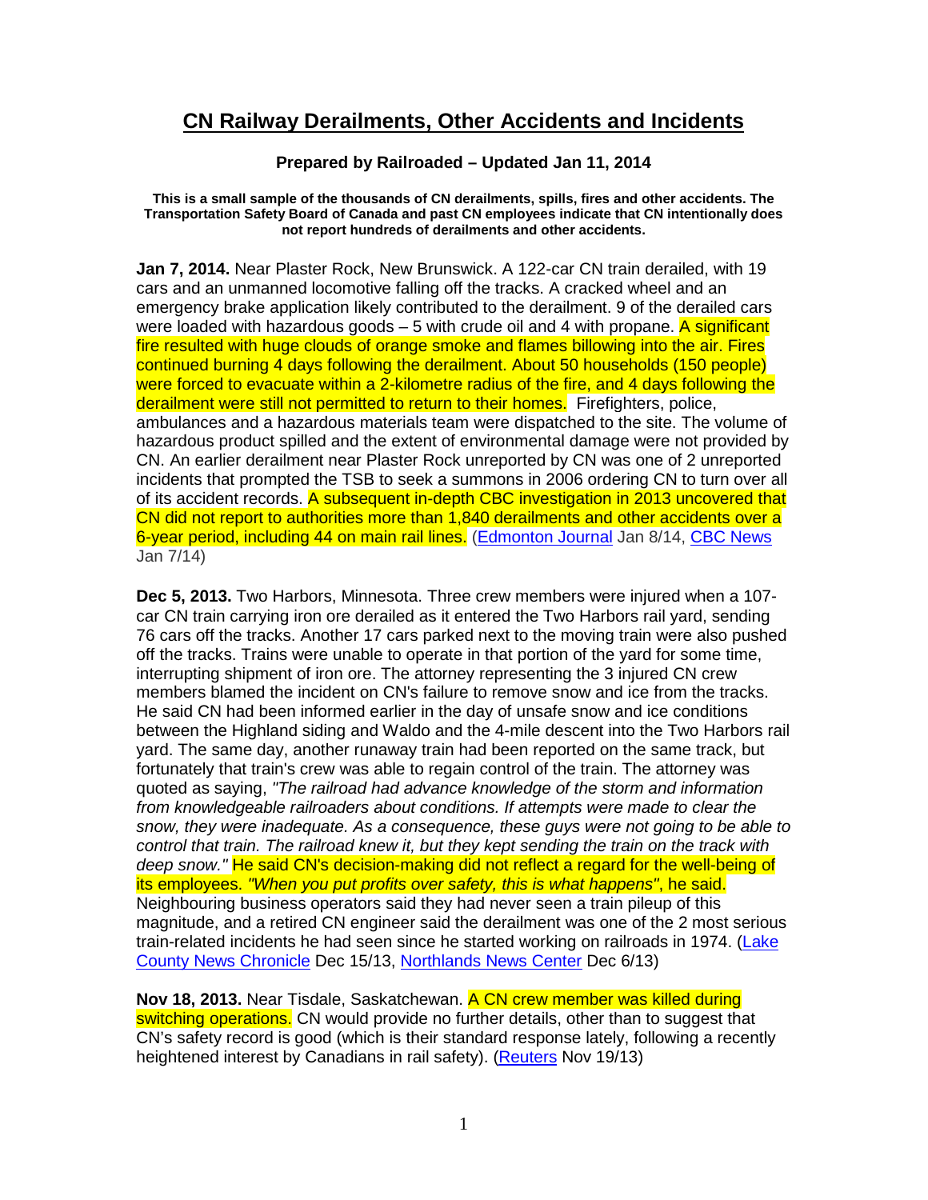# CN Railway Derailments, Other Accidents and Incidents

**Prepared by Railroaded – Updated Jan 11, 2014**

**This is a small sample of the thousands of CN derailments, spills, fires and other accidents. The Transportation Safety Board of Canada and past CN employees indicate that CN intentionally does not report hundreds of derailments and other accidents.**

**Jan 7, 2014.** Near Plaster Rock, New Brunswick. A 122-car CN train derailed, with 19 cars and an unmanned locomotive falling off the tracks. A cracked wheel and an emergency brake application likely contributed to the derailment. 9 of the derailed cars were loaded with hazardous goods – 5 with crude oil and 4 with propane. A significant fire resulted with huge clouds of orange smoke and flames billowing into the air. Fires continued burning 4 days following the derailment. About 50 households (150 people) were forced to evacuate within a 2-kilometre radius of the fire, and 4 days following the derailment were still not permitted to return to their homes. Firefighters, police, ambulances and a hazardous materials team were dispatched to the site. The volume of hazardous product spilled and the extent of environmental damage were not provided by CN. An earlier derailment near Plaster Rock unreported by CN was one of 2 unreported incidents that prompted the TSB to seek a summons in 2006 ordering CN to turn over all of its accident records. A subsequent in-depth CBC investigation in 2013 uncovered that CN did not report to authorities more than 1,840 derailments and other accidents over a 6-year period, including 44 on main rail lines. (Edmonton Journal Jan 8/14, CBC News Jan 7/14)

**Dec 5, 2013.** Two Harbors, Minnesota. Three crew members were injured when a 107-car CN train carrying iron ore derailed as it entered the Two Harbors rail yard, sending 76 cars off the tracks. Another 17 cars parked next to the moving train were also pushed off the tracks. Trains were unable to operate in that portion of the yard for some time, interrupting shipment of iron ore. The attorney representing the 3 injured CN crew members blamed the incident on CN's failure to remove snow and ice from the tracks. He said CN had been informed earlier in the day of unsafe snow and ice conditions between the Highland siding and Waldo and the 4-mile descent into the Two Harbors rail yard. The same day, another runaway train had been reported on the same track, but fortunately that train's crew was able to regain control of the train. The attorney was quoted as saying, *"The railroad had advance knowledge of the storm and information from knowledgeable railroaders about conditions. If attempts were made to clear the snow, they were inadequate. As a consequence, these guys were not going to be able to control that train. The railroad knew it, but they kept sending the train on the track with deep snow."* He said CN's decision-making did not reflect a regard for the well-being of its employees. *"When you put profits over safety, this is what happens"*, he said. Neighbouring business operators said they had never seen a train pileup of this magnitude, and a retired CN engineer said the derailment was one of the 2 most serious train-related incidents he had seen since he started working on railroads in 1974. (Lake County News Chronicle Dec 15/13, Northlands News Center Dec 6/13)

**Nov 18, 2013.** Near Tisdale, Saskatchewan. A CN crew member was killed during switching operations. CN would provide no further details, other than to suggest that CN's safety record is good (which is their standard response lately, following a recently heightened interest by Canadians in rail safety). (Reuters Nov 19/13)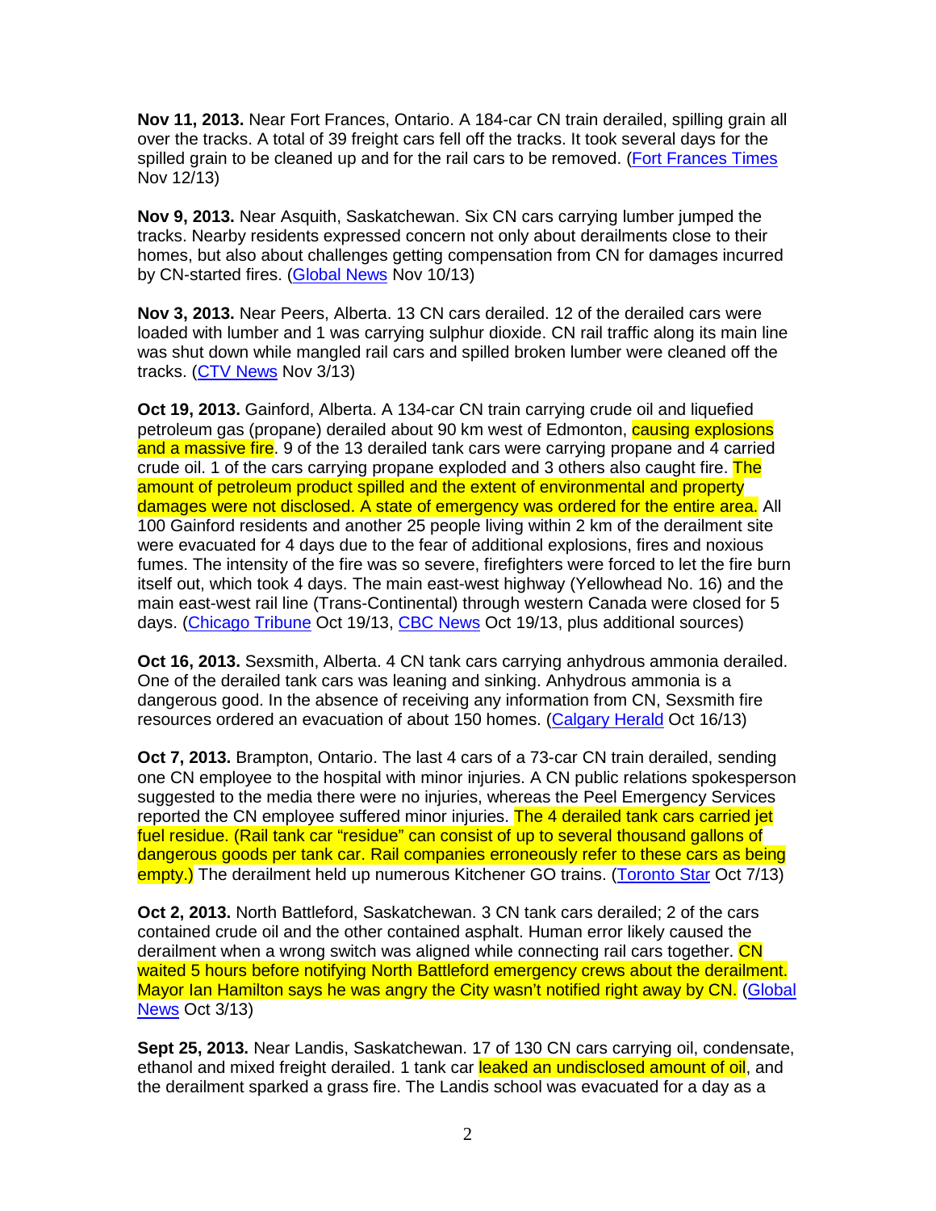**Nov 11, 2013.** Near Fort Frances, Ontario. A 184-car CN train derailed, spilling grain all over the tracks. A total of 39 freight cars fell off the tracks. It took several days for the spilled grain to be cleaned up and for the rail cars to be removed. (Fort Frances Times Nov 12/13)

**Nov 9, 2013.** Near Asquith, Saskatchewan. Six CN cars carrying lumber jumped the tracks. Nearby residents expressed concern not only about derailments close to their homes, but also about challenges getting compensation from CN for damages incurred by CN-started fires. (Global News Nov 10/13)

**Nov 3, 2013.** Near Peers, Alberta. 13 CN cars derailed. 12 of the derailed cars were loaded with lumber and 1 was carrying sulphur dioxide. CN rail traffic along its main line was shut down while mangled rail cars and spilled broken lumber were cleaned off the tracks. (CTV News Nov 3/13)

**Oct 19, 2013.** Gainford, Alberta. A 134-car CN train carrying crude oil and liquefied petroleum gas (propane) derailed about 90 km west of Edmonton, causing explosions and a massive fire. 9 of the 13 derailed tank cars were carrying propane and 4 carried crude oil. 1 of the cars carrying propane exploded and 3 others also caught fire. The amount of petroleum product spilled and the extent of environmental and property damages were not disclosed. A state of emergency was ordered for the entire area. All 100 Gainford residents and another 25 people living within 2 km of the derailment site were evacuated for 4 days due to the fear of additional explosions, fires and noxious fumes. The intensity of the fire was so severe, firefighters were forced to let the fire burn itself out, which took 4 days. The main east-west highway (Yellowhead No. 16) and the main east-west rail line (Trans-Continental) through western Canada were closed for 5 days. (Chicago Tribune Oct 19/13, CBC News Oct 19/13, plus additional sources)

**Oct 16, 2013.** Sexsmith, Alberta. 4 CN tank cars carrying anhydrous ammonia derailed. One of the derailed tank cars was leaning and sinking. Anhydrous ammonia is a dangerous good. In the absence of receiving any information from CN, Sexsmith fire resources ordered an evacuation of about 150 homes. (Calgary Herald Oct 16/13)

**Oct 7, 2013.** Brampton, Ontario. The last 4 cars of a 73-car CN train derailed, sending one CN employee to the hospital with minor injuries. A CN public relations spokesperson suggested to the media there were no injuries, whereas the Peel Emergency Services reported the CN employee suffered minor injuries. The 4 derailed tank cars carried jet fuel residue. (Rail tank car "residue" can consist of up to several thousand gallons of dangerous goods per tank car. Rail companies erroneously refer to these cars as being empty.) The derailment held up numerous Kitchener GO trains. (Toronto Star Oct 7/13)

**Oct 2, 2013.** North Battleford, Saskatchewan. 3 CN tank cars derailed; 2 of the cars contained crude oil and the other contained asphalt. Human error likely caused the derailment when a wrong switch was aligned while connecting rail cars together. CN waited 5 hours before notifying North Battleford emergency crews about the derailment. Mayor Ian Hamilton says he was angry the City wasn't notified right away by CN. (Global News Oct 3/13)

**Sept 25, 2013.** Near Landis, Saskatchewan. 17 of 130 CN cars carrying oil, condensate, ethanol and mixed freight derailed. 1 tank car leaked an undisclosed amount of oil, and the derailment sparked a grass fire. The Landis school was evacuated for a day as a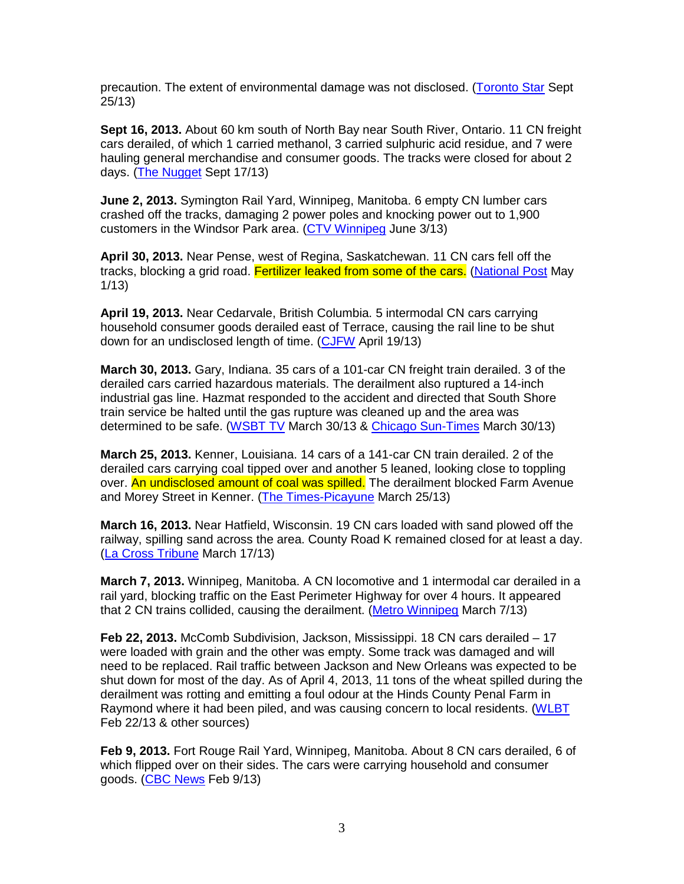precaution. The extent of environmental damage was not disclosed. (Toronto Star Sept 25/13)

**Sept 16, 2013.** About 60 km south of North Bay near South River, Ontario. 11 CN freight cars derailed, of which 1 carried methanol, 3 carried sulphuric acid residue, and 7 were hauling general merchandise and consumer goods. The tracks were closed for about 2 days. (The Nugget Sept 17/13)

**June 2, 2013.** Symington Rail Yard, Winnipeg, Manitoba. 6 empty CN lumber cars crashed off the tracks, damaging 2 power poles and knocking power out to 1,900 customers in the Windsor Park area. (CTV Winnipeg June 3/13)

**April 30, 2013.** Near Pense, west of Regina, Saskatchewan. 11 CN cars fell off the tracks, blocking a grid road. Fertilizer leaked from some of the cars. (National Post May 1/13)

**April 19, 2013.** Near Cedarvale, British Columbia. 5 intermodal CN cars carrying household consumer goods derailed east of Terrace, causing the rail line to be shut down for an undisclosed length of time. (CJFW April 19/13)

**March 30, 2013.** Gary, Indiana. 35 cars of a 101-car CN freight train derailed. 3 of the derailed cars carried hazardous materials. The derailment also ruptured a 14-inch industrial gas line. Hazmat responded to the accident and directed that South Shore train service be halted until the gas rupture was cleaned up and the area was determined to be safe. (WSBT TV March 30/13 & Chicago Sun-Times March 30/13)

**March 25, 2013.** Kenner, Louisiana. 14 cars of a 141-car CN train derailed. 2 of the derailed cars carrying coal tipped over and another 5 leaned, looking close to toppling over. An undisclosed amount of coal was spilled. The derailment blocked Farm Avenue and Morey Street in Kenner. (The Times-Picayune March 25/13)

**March 16, 2013.** Near Hatfield, Wisconsin. 19 CN cars loaded with sand plowed off the railway, spilling sand across the area. County Road K remained closed for at least a day. (La Cross Tribune March 17/13)

**March 7, 2013.** Winnipeg, Manitoba. A CN locomotive and 1 intermodal car derailed in a rail yard, blocking traffic on the East Perimeter Highway for over 4 hours. It appeared that 2 CN trains collided, causing the derailment. (Metro Winnipeg March 7/13)

**Feb 22, 2013.** McComb Subdivision, Jackson, Mississippi. 18 CN cars derailed – 17 were loaded with grain and the other was empty. Some track was damaged and will need to be replaced. Rail traffic between Jackson and New Orleans was expected to be shut down for most of the day. As of April 4, 2013, 11 tons of the wheat spilled during the derailment was rotting and emitting a foul odour at the Hinds County Penal Farm in Raymond where it had been piled, and was causing concern to local residents. (WLBT Feb 22/13 & other sources)

**Feb 9, 2013.** Fort Rouge Rail Yard, Winnipeg, Manitoba. About 8 CN cars derailed, 6 of which flipped over on their sides. The cars were carrying household and consumer goods. (CBC News Feb 9/13)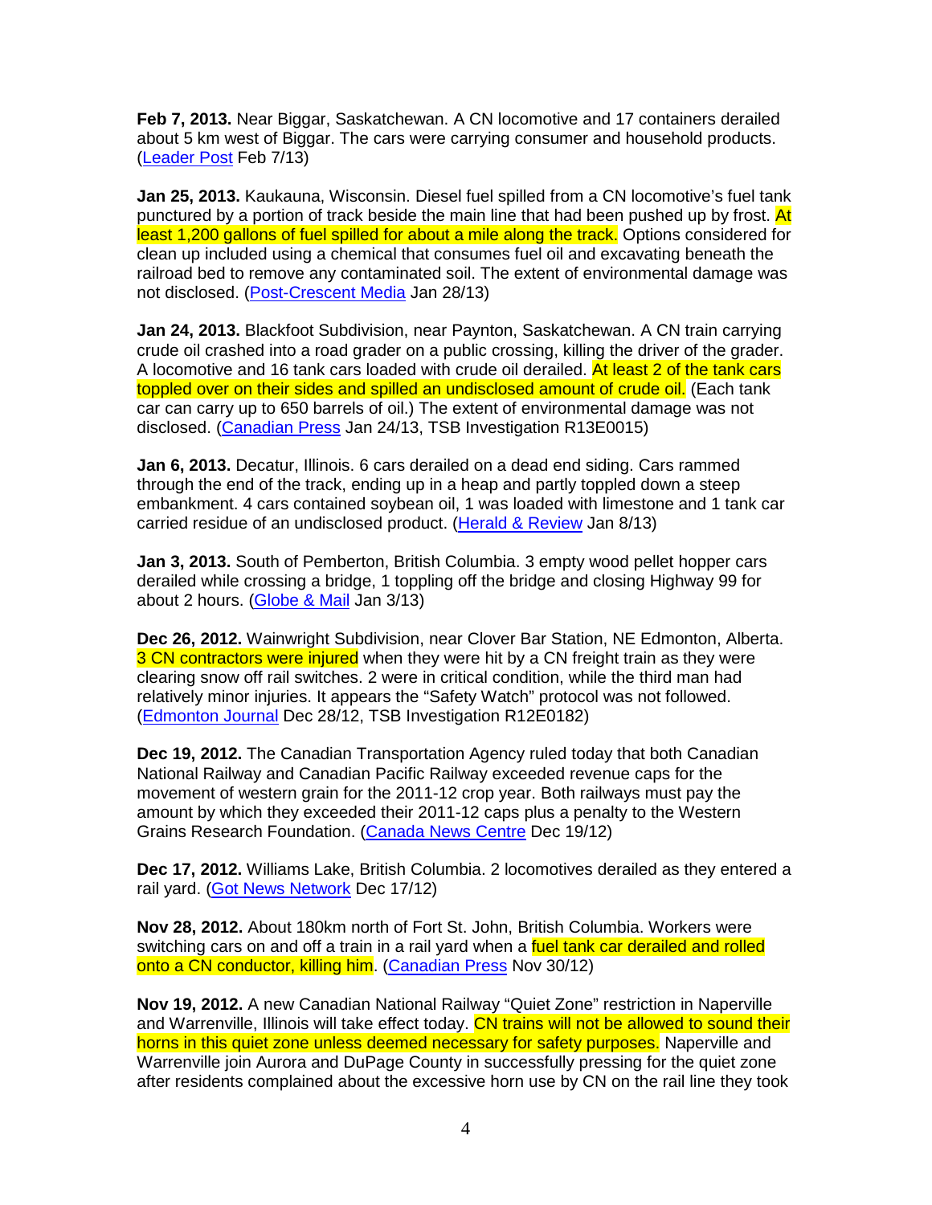**Feb 7, 2013.** Near Biggar, Saskatchewan. A CN locomotive and 17 containers derailed about 5 km west of Biggar. The cars were carrying consumer and household products. (Leader Post Feb 7/13)

**Jan 25, 2013.** Kaukauna, Wisconsin. Diesel fuel spilled from a CN locomotive's fuel tank punctured by a portion of track beside the main line that had been pushed up by frost. At least 1,200 gallons of fuel spilled for about a mile along the track. Options considered for clean up included using a chemical that consumes fuel oil and excavating beneath the railroad bed to remove any contaminated soil. The extent of environmental damage was not disclosed. (Post-Crescent Media Jan 28/13)

**Jan 24, 2013.** Blackfoot Subdivision, near Paynton, Saskatchewan. A CN train carrying crude oil crashed into a road grader on a public crossing, killing the driver of the grader. A locomotive and 16 tank cars loaded with crude oil derailed. At least 2 of the tank cars toppled over on their sides and spilled an undisclosed amount of crude oil. (Each tank car can carry up to 650 barrels of oil.) The extent of environmental damage was not disclosed. (Canadian Press Jan 24/13, TSB Investigation R13E0015)

**Jan 6, 2013.** Decatur, Illinois. 6 cars derailed on a dead end siding. Cars rammed through the end of the track, ending up in a heap and partly toppled down a steep embankment. 4 cars contained soybean oil, 1 was loaded with limestone and 1 tank car carried residue of an undisclosed product. (Herald & Review Jan 8/13)

**Jan 3, 2013.** South of Pemberton, British Columbia. 3 empty wood pellet hopper cars derailed while crossing a bridge, 1 toppling off the bridge and closing Highway 99 for about 2 hours. (Globe & Mail Jan 3/13)

**Dec 26, 2012.** Wainwright Subdivision, near Clover Bar Station, NE Edmonton, Alberta. 3 CN contractors were injured when they were hit by a CN freight train as they were clearing snow off rail switches. 2 were in critical condition, while the third man had relatively minor injuries. It appears the "Safety Watch" protocol was not followed. (Edmonton Journal Dec 28/12, TSB Investigation R12E0182)

**Dec 19, 2012.** The Canadian Transportation Agency ruled today that both Canadian National Railway and Canadian Pacific Railway exceeded revenue caps for the movement of western grain for the 2011-12 crop year. Both railways must pay the amount by which they exceeded their 2011-12 caps plus a penalty to the Western Grains Research Foundation. (Canada News Centre Dec 19/12)

**Dec 17, 2012.** Williams Lake, British Columbia. 2 locomotives derailed as they entered a rail yard. (Got News Network Dec 17/12)

**Nov 28, 2012.** About 180km north of Fort St. John, British Columbia. Workers were switching cars on and off a train in a rail yard when a fuel tank car derailed and rolled onto a CN conductor, killing him. (Canadian Press Nov 30/12)

**Nov 19, 2012.** A new Canadian National Railway "Quiet Zone" restriction in Naperville and Warrenville, Illinois will take effect today. CN trains will not be allowed to sound their horns in this quiet zone unless deemed necessary for safety purposes. Naperville and Warrenville join Aurora and DuPage County in successfully pressing for the quiet zone after residents complained about the excessive horn use by CN on the rail line they took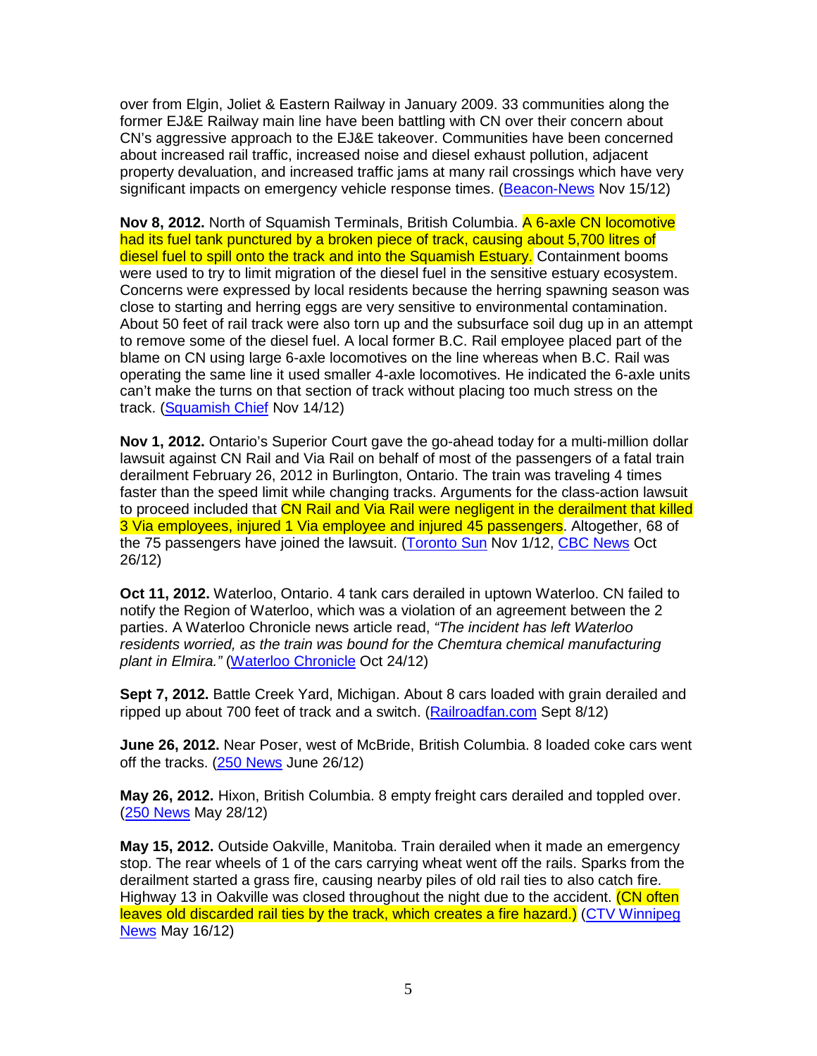over from Elgin, Joliet & Eastern Railway in January 2009. 33 communities along the former EJ&E Railway main line have been battling with CN over their concern about CN's aggressive approach to the EJ&E takeover. Communities have been concerned about increased rail traffic, increased noise and diesel exhaust pollution, adjacent property devaluation, and increased traffic jams at many rail crossings which have very significant impacts on emergency vehicle response times. (Beacon-News Nov 15/12)

**Nov 8, 2012.** North of Squamish Terminals, British Columbia. A 6-axle CN locomotive had its fuel tank punctured by a broken piece of track, causing about 5,700 litres of diesel fuel to spill onto the track and into the Squamish Estuary. Containment booms were used to try to limit migration of the diesel fuel in the sensitive estuary ecosystem. Concerns were expressed by local residents because the herring spawning season was close to starting and herring eggs are very sensitive to environmental contamination. About 50 feet of rail track were also torn up and the subsurface soil dug up in an attempt to remove some of the diesel fuel. A local former B.C. Rail employee placed part of the blame on CN using large 6-axle locomotives on the line whereas when B.C. Rail was operating the same line it used smaller 4-axle locomotives. He indicated the 6-axle units can't make the turns on that section of track without placing too much stress on the track. (Squamish Chief Nov 14/12)

**Nov 1, 2012.** Ontario's Superior Court gave the go-ahead today for a multi-million dollar lawsuit against CN Rail and Via Rail on behalf of most of the passengers of a fatal train derailment February 26, 2012 in Burlington, Ontario. The train was traveling 4 times faster than the speed limit while changing tracks. Arguments for the class-action lawsuit to proceed included that CN Rail and Via Rail were negligent in the derailment that killed 3 Via employees, injured 1 Via employee and injured 45 passengers. Altogether, 68 of the 75 passengers have joined the lawsuit. (Toronto Sun Nov 1/12, CBC News Oct 26/12)

**Oct 11, 2012.** Waterloo, Ontario. 4 tank cars derailed in uptown Waterloo. CN failed to notify the Region of Waterloo, which was a violation of an agreement between the 2 parties. A Waterloo Chronicle news article read, *"The incident has left Waterloo residents worried, as the train was bound for the Chemtura chemical manufacturing plant in Elmira."* (Waterloo Chronicle Oct 24/12)

**Sept 7, 2012.** Battle Creek Yard, Michigan. About 8 cars loaded with grain derailed and ripped up about 700 feet of track and a switch. (Railroadfan.com Sept 8/12)

**June 26, 2012.** Near Poser, west of McBride, British Columbia. 8 loaded coke cars went off the tracks. (250 News June 26/12)

**May 26, 2012.** Hixon, British Columbia. 8 empty freight cars derailed and toppled over. (250 News May 28/12)

**May 15, 2012.** Outside Oakville, Manitoba. Train derailed when it made an emergency stop. The rear wheels of 1 of the cars carrying wheat went off the rails. Sparks from the derailment started a grass fire, causing nearby piles of old rail ties to also catch fire. Highway 13 in Oakville was closed throughout the night due to the accident. (CN often leaves old discarded rail ties by the track, which creates a fire hazard.) (CTV Winnipeg News May 16/12)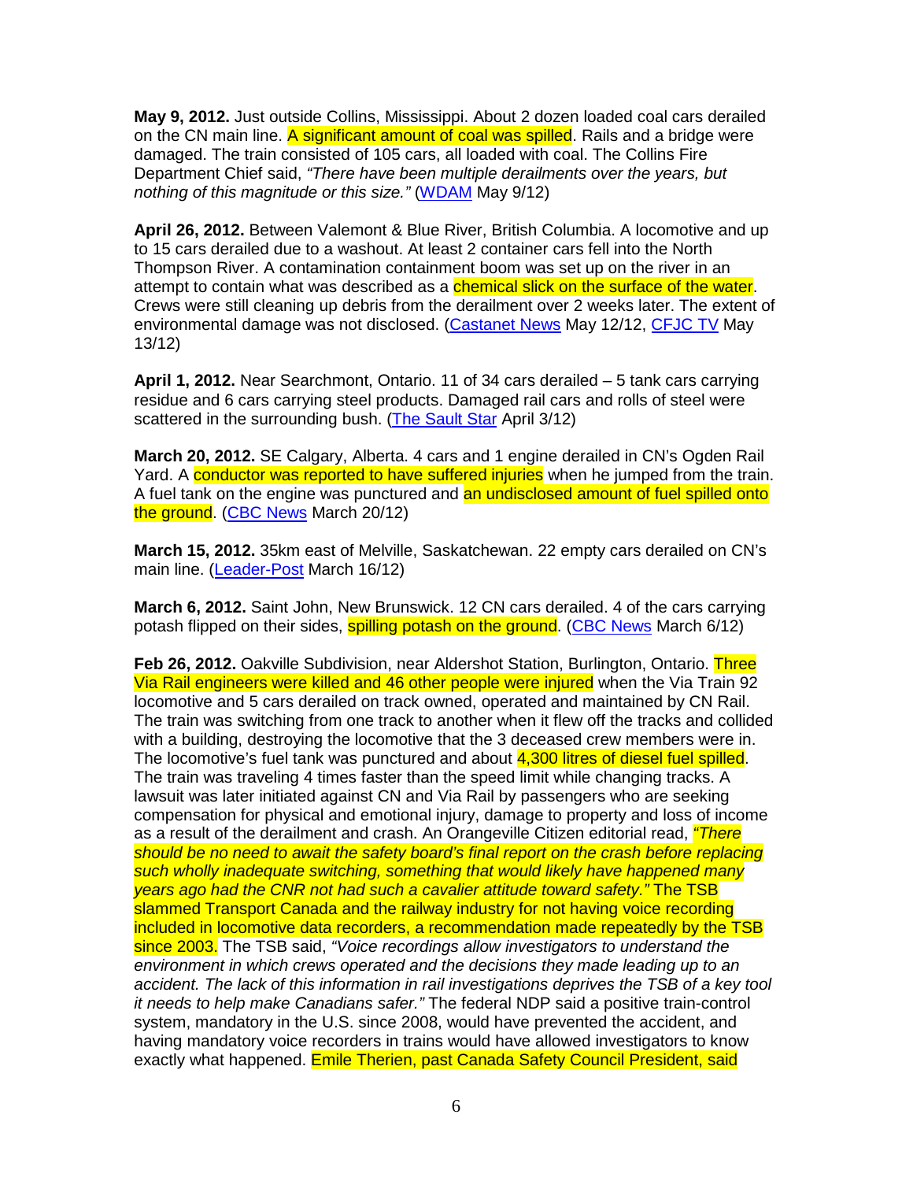**May 9, 2012.** Just outside Collins, Mississippi. About 2 dozen loaded coal cars derailed on the CN main line. A significant amount of coal was spilled. Rails and a bridge were damaged. The train consisted of 105 cars, all loaded with coal. The Collins Fire Department Chief said, *"There have been multiple derailments over the years, but nothing of this magnitude or this size."* (WDAM May 9/12)

**April 26, 2012.** Between Valemont & Blue River, British Columbia. A locomotive and up to 15 cars derailed due to a washout. At least 2 container cars fell into the North Thompson River. A contamination containment boom was set up on the river in an attempt to contain what was described as a chemical slick on the surface of the water. Crews were still cleaning up debris from the derailment over 2 weeks later. The extent of environmental damage was not disclosed. (Castanet News May 12/12, CFJC TV May 13/12)

**April 1, 2012.** Near Searchmont, Ontario. 11 of 34 cars derailed – 5 tank cars carrying residue and 6 cars carrying steel products. Damaged rail cars and rolls of steel were scattered in the surrounding bush. (The Sault Star April 3/12)

**March 20, 2012.** SE Calgary, Alberta. 4 cars and 1 engine derailed in CN's Ogden Rail Yard. A conductor was reported to have suffered injuries when he jumped from the train. A fuel tank on the engine was punctured and an undisclosed amount of fuel spilled onto the ground. (CBC News March 20/12)

**March 15, 2012.** 35km east of Melville, Saskatchewan. 22 empty cars derailed on CN's main line. (Leader-Post March 16/12)

**March 6, 2012.** Saint John, New Brunswick. 12 CN cars derailed. 4 of the cars carrying potash flipped on their sides, spilling potash on the ground. (CBC News March 6/12)

**Feb 26, 2012.** Oakville Subdivision, near Aldershot Station, Burlington, Ontario. Three Via Rail engineers were killed and 46 other people were injured when the Via Train 92 locomotive and 5 cars derailed on track owned, operated and maintained by CN Rail. The train was switching from one track to another when it flew off the tracks and collided with a building, destroying the locomotive that the 3 deceased crew members were in. The locomotive's fuel tank was punctured and about 4,300 litres of diesel fuel spilled. The train was traveling 4 times faster than the speed limit while changing tracks. A lawsuit was later initiated against CN and Via Rail by passengers who are seeking compensation for physical and emotional injury, damage to property and loss of income as a result of the derailment and crash. An Orangeville Citizen editorial read, *"There should be no need to await the safety board's final report on the crash before replacing such wholly inadequate switching, something that would likely have happened many years ago had the CNR not had such a cavalier attitude toward safety."* The TSB slammed Transport Canada and the railway industry for not having voice recording included in locomotive data recorders, a recommendation made repeatedly by the TSB since 2003. The TSB said, *"Voice recordings allow investigators to understand the environment in which crews operated and the decisions they made leading up to an accident. The lack of this information in rail investigations deprives the TSB of a key tool it needs to help make Canadians safer."* The federal NDP said a positive train-control system, mandatory in the U.S. since 2008, would have prevented the accident, and having mandatory voice recorders in trains would have allowed investigators to know exactly what happened. Emile Therien, past Canada Safety Council President, said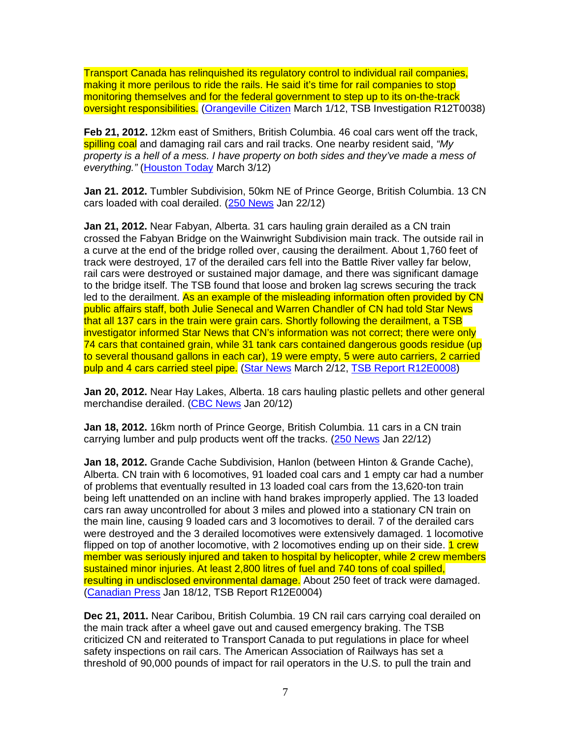Transport Canada has relinquished its regulatory control to individual rail companies, making it more perilous to ride the rails. He said it's time for rail companies to stop monitoring themselves and for the federal government to step up to its on-the-track oversight responsibilities. (Orangeville Citizen March 1/12, TSB Investigation R12T0038)

**Feb 21, 2012.** 12km east of Smithers, British Columbia. 46 coal cars went off the track, spilling coal and damaging rail cars and rail tracks. One nearby resident said, *"My property is a hell of a mess. I have property on both sides and they've made a mess of everything."* (Houston Today March 3/12)

**Jan 21. 2012.** Tumbler Subdivision, 50km NE of Prince George, British Columbia. 13 CN cars loaded with coal derailed. (250 News Jan 22/12)

**Jan 21, 2012.** Near Fabyan, Alberta. 31 cars hauling grain derailed as a CN train crossed the Fabyan Bridge on the Wainwright Subdivision main track. The outside rail in a curve at the end of the bridge rolled over, causing the derailment. About 1,760 feet of track were destroyed, 17 of the derailed cars fell into the Battle River valley far below, rail cars were destroyed or sustained major damage, and there was significant damage to the bridge itself. The TSB found that loose and broken lag screws securing the track led to the derailment. As an example of the misleading information often provided by CN public affairs staff, both Julie Senecal and Warren Chandler of CN had told Star News that all 137 cars in the train were grain cars. Shortly following the derailment, a TSB investigator informed Star News that CN's information was not correct; there were only 74 cars that contained grain, while 31 tank cars contained dangerous goods residue (up to several thousand gallons in each car), 19 were empty, 5 were auto carriers, 2 carried pulp and 4 cars carried steel pipe. (Star News March 2/12, TSB Report R12E0008)

**Jan 20, 2012.** Near Hay Lakes, Alberta. 18 cars hauling plastic pellets and other general merchandise derailed. (CBC News Jan 20/12)

**Jan 18, 2012.** 16km north of Prince George, British Columbia. 11 cars in a CN train carrying lumber and pulp products went off the tracks. (250 News Jan 22/12)

**Jan 18, 2012.** Grande Cache Subdivision, Hanlon (between Hinton & Grande Cache), Alberta. CN train with 6 locomotives, 91 loaded coal cars and 1 empty car had a number of problems that eventually resulted in 13 loaded coal cars from the 13,620-ton train being left unattended on an incline with hand brakes improperly applied. The 13 loaded cars ran away uncontrolled for about 3 miles and plowed into a stationary CN train on the main line, causing 9 loaded cars and 3 locomotives to derail. 7 of the derailed cars were destroyed and the 3 derailed locomotives were extensively damaged. 1 locomotive flipped on top of another locomotive, with 2 locomotives ending up on their side. 1 crew member was seriously injured and taken to hospital by helicopter, while 2 crew members sustained minor injuries. At least 2,800 litres of fuel and 740 tons of coal spilled, resulting in undisclosed environmental damage. About 250 feet of track were damaged. (Canadian Press Jan 18/12, TSB Report R12E0004)

**Dec 21, 2011.** Near Caribou, British Columbia. 19 CN rail cars carrying coal derailed on the main track after a wheel gave out and caused emergency braking. The TSB criticized CN and reiterated to Transport Canada to put regulations in place for wheel safety inspections on rail cars. The American Association of Railways has set a threshold of 90,000 pounds of impact for rail operators in the U.S. to pull the train and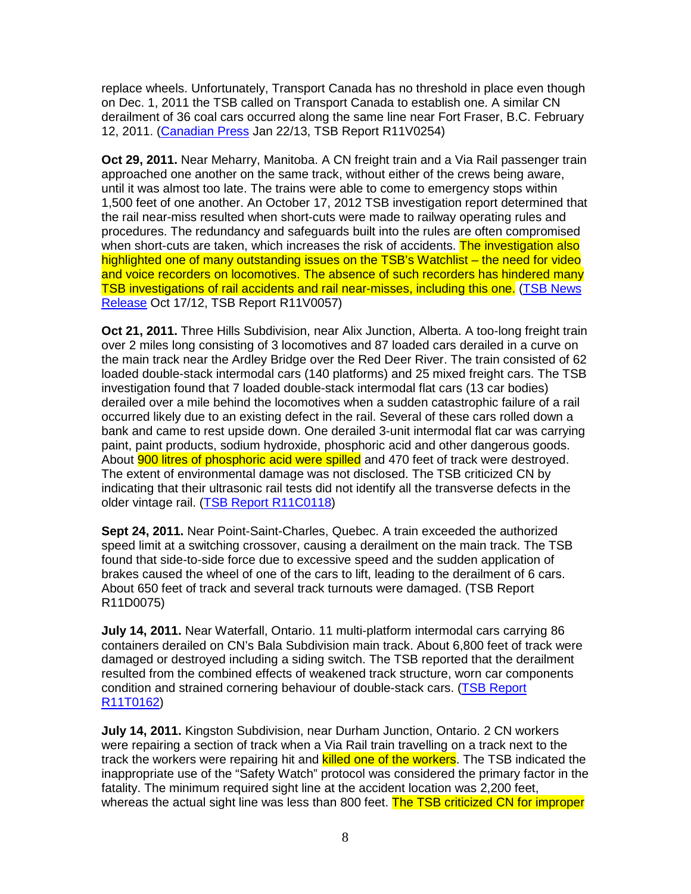replace wheels. Unfortunately, Transport Canada has no threshold in place even though on Dec. 1, 2011 the TSB called on Transport Canada to establish one. A similar CN derailment of 36 coal cars occurred along the same line near Fort Fraser, B.C. February 12, 2011. (Canadian Press Jan 22/13, TSB Report R11V0254)

**Oct 29, 2011.** Near Meharry, Manitoba. A CN freight train and a Via Rail passenger train approached one another on the same track, without either of the crews being aware, until it was almost too late. The trains were able to come to emergency stops within 1,500 feet of one another. An October 17, 2012 TSB investigation report determined that the rail near-miss resulted when short-cuts were made to railway operating rules and procedures. The redundancy and safeguards built into the rules are often compromised when short-cuts are taken, which increases the risk of accidents. The investigation also highlighted one of many outstanding issues on the TSB's Watchlist – the need for video and voice recorders on locomotives. The absence of such recorders has hindered many TSB investigations of rail accidents and rail near-misses, including this one. (TSB News Release Oct 17/12, TSB Report R11V0057)

**Oct 21, 2011.** Three Hills Subdivision, near Alix Junction, Alberta. A too-long freight train over 2 miles long consisting of 3 locomotives and 87 loaded cars derailed in a curve on the main track near the Ardley Bridge over the Red Deer River. The train consisted of 62 loaded double-stack intermodal cars (140 platforms) and 25 mixed freight cars. The TSB investigation found that 7 loaded double-stack intermodal flat cars (13 car bodies) derailed over a mile behind the locomotives when a sudden catastrophic failure of a rail occurred likely due to an existing defect in the rail. Several of these cars rolled down a bank and came to rest upside down. One derailed 3-unit intermodal flat car was carrying paint, paint products, sodium hydroxide, phosphoric acid and other dangerous goods. About 900 litres of phosphoric acid were spilled and 470 feet of track were destroyed. The extent of environmental damage was not disclosed. The TSB criticized CN by indicating that their ultrasonic rail tests did not identify all the transverse defects in the older vintage rail. (TSB Report R11C0118)

**Sept 24, 2011.** Near Point-Saint-Charles, Quebec. A train exceeded the authorized speed limit at a switching crossover, causing a derailment on the main track. The TSB found that side-to-side force due to excessive speed and the sudden application of brakes caused the wheel of one of the cars to lift, leading to the derailment of 6 cars. About 650 feet of track and several track turnouts were damaged. (TSB Report R11D0075)

**July 14, 2011.** Near Waterfall, Ontario. 11 multi-platform intermodal cars carrying 86 containers derailed on CN's Bala Subdivision main track. About 6,800 feet of track were damaged or destroyed including a siding switch. The TSB reported that the derailment resulted from the combined effects of weakened track structure, worn car components condition and strained cornering behaviour of double-stack cars. (TSB Report R11T0162)

**July 14, 2011.** Kingston Subdivision, near Durham Junction, Ontario. 2 CN workers were repairing a section of track when a Via Rail train travelling on a track next to the track the workers were repairing hit and killed one of the workers. The TSB indicated the inappropriate use of the "Safety Watch" protocol was considered the primary factor in the fatality. The minimum required sight line at the accident location was 2,200 feet, whereas the actual sight line was less than 800 feet. The TSB criticized CN for improper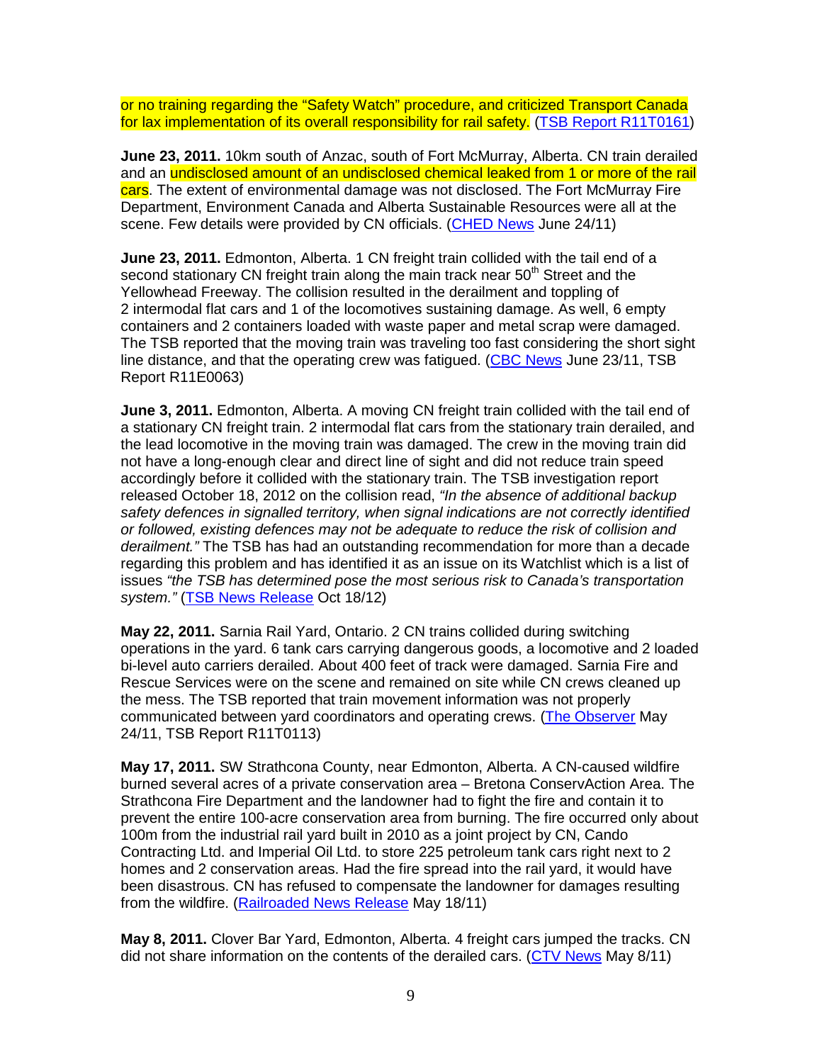or no training regarding the "Safety Watch" procedure, and criticized Transport Canada for lax implementation of its overall responsibility for rail safety. (TSB Report R11T0161)

**June 23, 2011.** 10km south of Anzac, south of Fort McMurray, Alberta. CN train derailed and an undisclosed amount of an undisclosed chemical leaked from 1 or more of the rail cars. The extent of environmental damage was not disclosed. The Fort McMurray Fire Department, Environment Canada and Alberta Sustainable Resources were all at the scene. Few details were provided by CN officials. (CHED News June 24/11)

**June 23, 2011.** Edmonton, Alberta. 1 CN freight train collided with the tail end of a second stationary CN freight train along the main track near 50th Street and the Yellowhead Freeway. The collision resulted in the derailment and toppling of 2 intermodal flat cars and 1 of the locomotives sustaining damage. As well, 6 empty containers and 2 containers loaded with waste paper and metal scrap were damaged. The TSB reported that the moving train was traveling too fast considering the short sight line distance, and that the operating crew was fatigued. (CBC News June 23/11, TSB Report R11E0063)

**June 3, 2011.** Edmonton, Alberta. A moving CN freight train collided with the tail end of a stationary CN freight train. 2 intermodal flat cars from the stationary train derailed, and the lead locomotive in the moving train was damaged. The crew in the moving train did not have a long-enough clear and direct line of sight and did not reduce train speed accordingly before it collided with the stationary train. The TSB investigation report released October 18, 2012 on the collision read, *"In the absence of additional backup safety defences in signalled territory, when signal indications are not correctly identified or followed, existing defences may not be adequate to reduce the risk of collision and derailment."* The TSB has had an outstanding recommendation for more than a decade regarding this problem and has identified it as an issue on its Watchlist which is a list of issues *"the TSB has determined pose the most serious risk to Canada's transportation system."* (TSB News Release Oct 18/12)

**May 22, 2011.** Sarnia Rail Yard, Ontario. 2 CN trains collided during switching operations in the yard. 6 tank cars carrying dangerous goods, a locomotive and 2 loaded bi-level auto carriers derailed. About 400 feet of track were damaged. Sarnia Fire and Rescue Services were on the scene and remained on site while CN crews cleaned up the mess. The TSB reported that train movement information was not properly communicated between yard coordinators and operating crews. (The Observer May 24/11, TSB Report R11T0113)

**May 17, 2011.** SW Strathcona County, near Edmonton, Alberta. A CN-caused wildfire burned several acres of a private conservation area – Bretona ConservAction Area. The Strathcona Fire Department and the landowner had to fight the fire and contain it to prevent the entire 100-acre conservation area from burning. The fire occurred only about 100m from the industrial rail yard built in 2010 as a joint project by CN, Cando Contracting Ltd. and Imperial Oil Ltd. to store 225 petroleum tank cars right next to 2 homes and 2 conservation areas. Had the fire spread into the rail yard, it would have been disastrous. CN has refused to compensate the landowner for damages resulting from the wildfire. (Railroaded News Release May 18/11)

**May 8, 2011.** Clover Bar Yard, Edmonton, Alberta. 4 freight cars jumped the tracks. CN did not share information on the contents of the derailed cars. (CTV News May 8/11)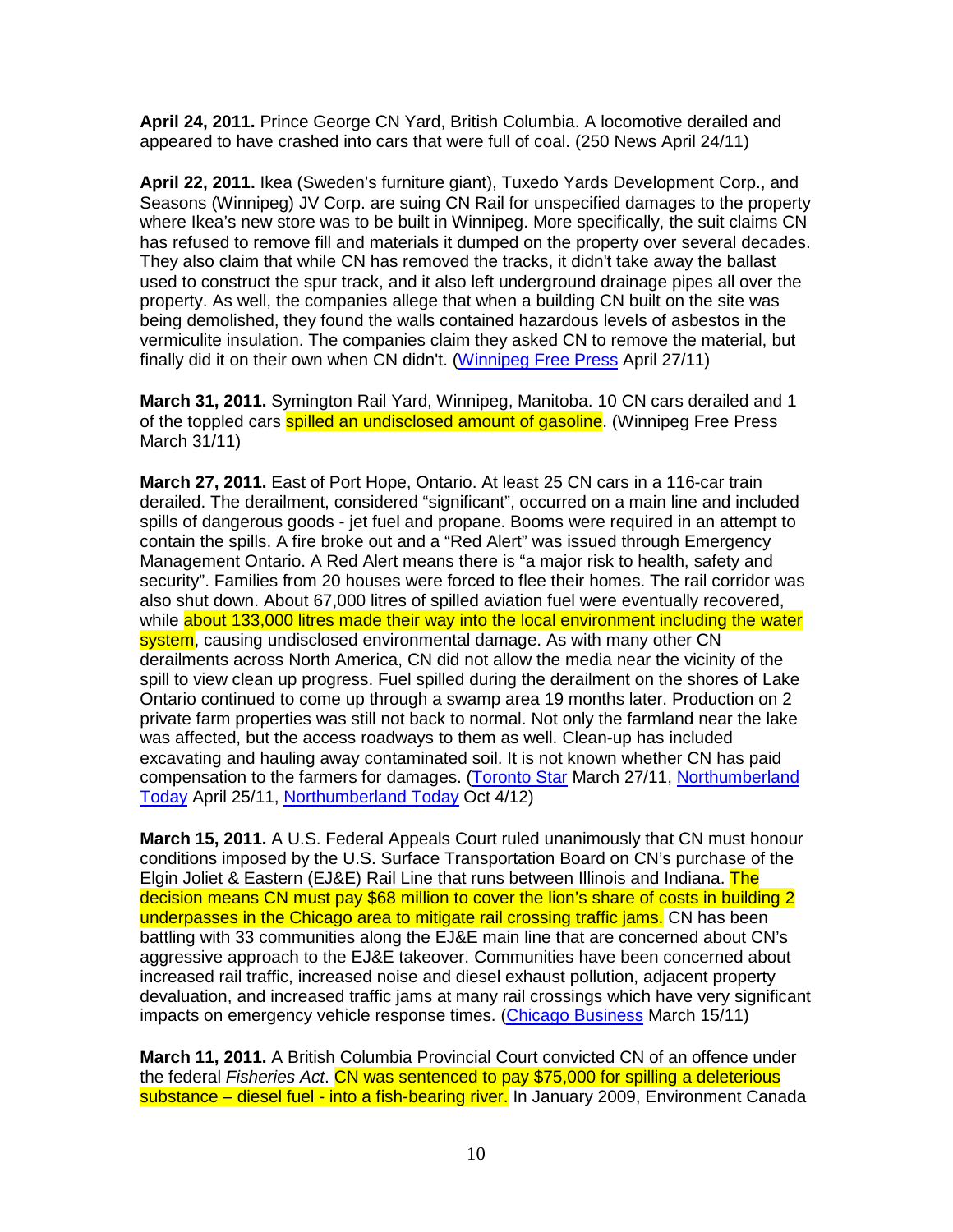**April 24, 2011.** Prince George CN Yard, British Columbia. A locomotive derailed and appeared to have crashed into cars that were full of coal. (250 News April 24/11)

**April 22, 2011.** Ikea (Sweden's furniture giant), Tuxedo Yards Development Corp., and Seasons (Winnipeg) JV Corp. are suing CN Rail for unspecified damages to the property where Ikea's new store was to be built in Winnipeg. More specifically, the suit claims CN has refused to remove fill and materials it dumped on the property over several decades. They also claim that while CN has removed the tracks, it didn't take away the ballast used to construct the spur track, and it also left underground drainage pipes all over the property. As well, the companies allege that when a building CN built on the site was being demolished, they found the walls contained hazardous levels of asbestos in the vermiculite insulation. The companies claim they asked CN to remove the material, but finally did it on their own when CN didn't. (Winnipeg Free Press April 27/11)

**March 31, 2011.** Symington Rail Yard, Winnipeg, Manitoba. 10 CN cars derailed and 1 of the toppled cars spilled an undisclosed amount of gasoline. (Winnipeg Free Press March 31/11)

**March 27, 2011.** East of Port Hope, Ontario. At least 25 CN cars in a 116-car train derailed. The derailment, considered "significant", occurred on a main line and included spills of dangerous goods - jet fuel and propane. Booms were required in an attempt to contain the spills. A fire broke out and a "Red Alert" was issued through Emergency Management Ontario. A Red Alert means there is "a major risk to health, safety and security". Families from 20 houses were forced to flee their homes. The rail corridor was also shut down. About 67,000 litres of spilled aviation fuel were eventually recovered, while about 133,000 litres made their way into the local environment including the water system, causing undisclosed environmental damage. As with many other CN derailments across North America, CN did not allow the media near the vicinity of the spill to view clean up progress. Fuel spilled during the derailment on the shores of Lake Ontario continued to come up through a swamp area 19 months later. Production on 2 private farm properties was still not back to normal. Not only the farmland near the lake was affected, but the access roadways to them as well. Clean-up has included excavating and hauling away contaminated soil. It is not known whether CN has paid compensation to the farmers for damages. (Toronto Star March 27/11, Northumberland Today April 25/11, Northumberland Today Oct 4/12)

**March 15, 2011.** A U.S. Federal Appeals Court ruled unanimously that CN must honour conditions imposed by the U.S. Surface Transportation Board on CN's purchase of the Elgin Joliet & Eastern (EJ&E) Rail Line that runs between Illinois and Indiana. The decision means CN must pay $68 million to cover the lion's share of costs in building 2 underpasses in the Chicago area to mitigate rail crossing traffic jams. CN has been battling with 33 communities along the EJ&E main line that are concerned about CN's aggressive approach to the EJ&E takeover. Communities have been concerned about increased rail traffic, increased noise and diesel exhaust pollution, adjacent property devaluation, and increased traffic jams at many rail crossings which have very significant impacts on emergency vehicle response times. (Chicago Business March 15/11)

**March 11, 2011.** A British Columbia Provincial Court convicted CN of an offence under the federal *Fisheries Act*. CN was sentenced to pay $75,000 for spilling a deleterious substance – diesel fuel - into a fish-bearing river. In January 2009, Environment Canada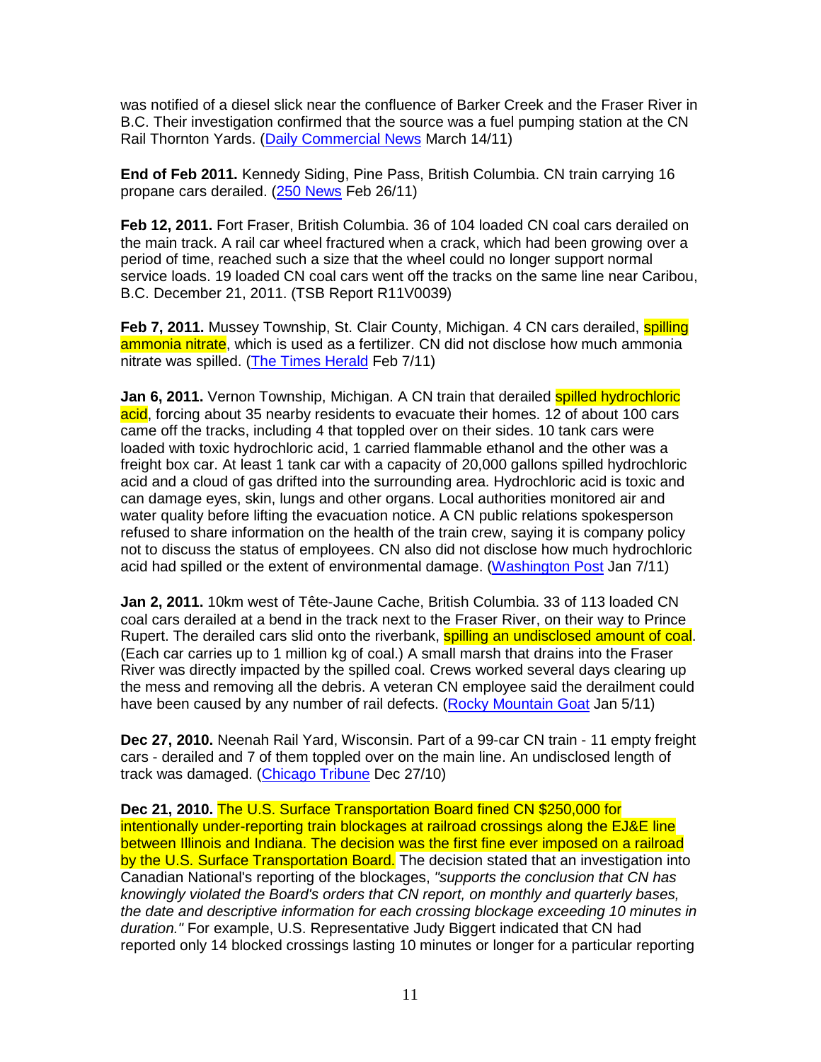was notified of a diesel slick near the confluence of Barker Creek and the Fraser River in B.C. Their investigation confirmed that the source was a fuel pumping station at the CN Rail Thornton Yards. (Daily Commercial News March 14/11)

**End of Feb 2011.** Kennedy Siding, Pine Pass, British Columbia. CN train carrying 16 propane cars derailed. (250 News Feb 26/11)

**Feb 12, 2011.** Fort Fraser, British Columbia. 36 of 104 loaded CN coal cars derailed on the main track. A rail car wheel fractured when a crack, which had been growing over a period of time, reached such a size that the wheel could no longer support normal service loads. 19 loaded CN coal cars went off the tracks on the same line near Caribou, B.C. December 21, 2011. (TSB Report R11V0039)

**Feb 7, 2011.** Mussey Township, St. Clair County, Michigan. 4 CN cars derailed, spilling ammonia nitrate, which is used as a fertilizer. CN did not disclose how much ammonia nitrate was spilled. (The Times Herald Feb 7/11)

**Jan 6, 2011.** Vernon Township, Michigan. A CN train that derailed spilled hydrochloric acid, forcing about 35 nearby residents to evacuate their homes. 12 of about 100 cars came off the tracks, including 4 that toppled over on their sides. 10 tank cars were loaded with toxic hydrochloric acid, 1 carried flammable ethanol and the other was a freight box car. At least 1 tank car with a capacity of 20,000 gallons spilled hydrochloric acid and a cloud of gas drifted into the surrounding area. Hydrochloric acid is toxic and can damage eyes, skin, lungs and other organs. Local authorities monitored air and water quality before lifting the evacuation notice. A CN public relations spokesperson refused to share information on the health of the train crew, saying it is company policy not to discuss the status of employees. CN also did not disclose how much hydrochloric acid had spilled or the extent of environmental damage. (Washington Post Jan 7/11)

**Jan 2, 2011.** 10km west of Tête-Jaune Cache, British Columbia. 33 of 113 loaded CN coal cars derailed at a bend in the track next to the Fraser River, on their way to Prince Rupert. The derailed cars slid onto the riverbank, spilling an undisclosed amount of coal. (Each car carries up to 1 million kg of coal.) A small marsh that drains into the Fraser River was directly impacted by the spilled coal. Crews worked several days clearing up the mess and removing all the debris. A veteran CN employee said the derailment could have been caused by any number of rail defects. (Rocky Mountain Goat Jan 5/11)

**Dec 27, 2010.** Neenah Rail Yard, Wisconsin. Part of a 99-car CN train - 11 empty freight cars - derailed and 7 of them toppled over on the main line. An undisclosed length of track was damaged. (Chicago Tribune Dec 27/10)

**Dec 21, 2010.** The U.S. Surface Transportation Board fined CN $250,000 for intentionally under-reporting train blockages at railroad crossings along the EJ&E line between Illinois and Indiana. The decision was the first fine ever imposed on a railroad by the U.S. Surface Transportation Board. The decision stated that an investigation into Canadian National's reporting of the blockages, *"supports the conclusion that CN has knowingly violated the Board's orders that CN report, on monthly and quarterly bases, the date and descriptive information for each crossing blockage exceeding 10 minutes in duration."* For example, U.S. Representative Judy Biggert indicated that CN had reported only 14 blocked crossings lasting 10 minutes or longer for a particular reporting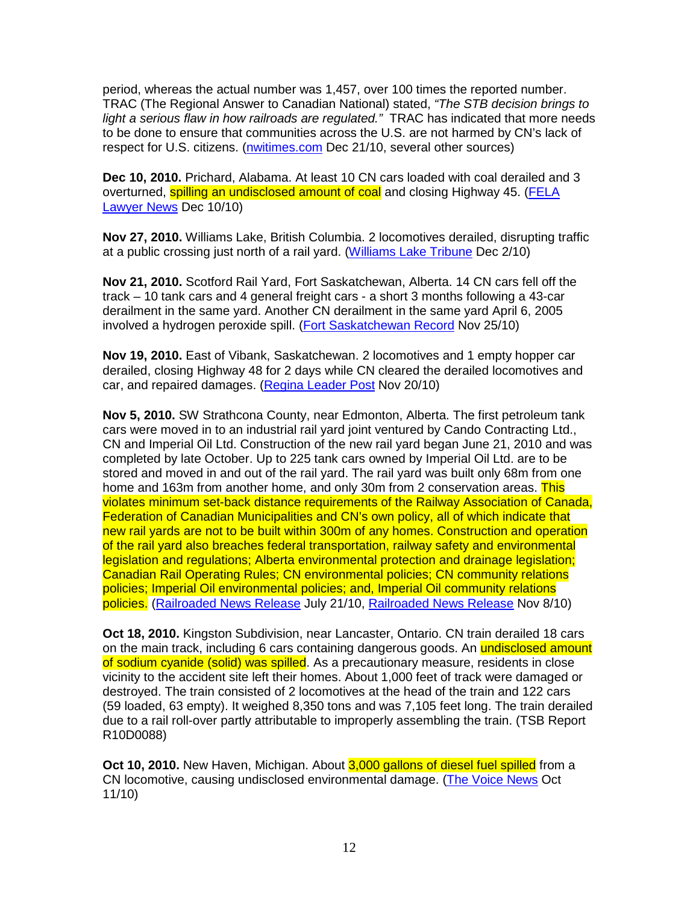period, whereas the actual number was 1,457, over 100 times the reported number. TRAC (The Regional Answer to Canadian National) stated, *"The STB decision brings to light a serious flaw in how railroads are regulated."* TRAC has indicated that more needs to be done to ensure that communities across the U.S. are not harmed by CN's lack of respect for U.S. citizens. (nwitimes.com Dec 21/10, several other sources)

**Dec 10, 2010.** Prichard, Alabama. At least 10 CN cars loaded with coal derailed and 3 overturned, spilling an undisclosed amount of coal and closing Highway 45. (FELA Lawyer News Dec 10/10)

**Nov 27, 2010.** Williams Lake, British Columbia. 2 locomotives derailed, disrupting traffic at a public crossing just north of a rail yard. (Williams Lake Tribune Dec 2/10)

**Nov 21, 2010.** Scotford Rail Yard, Fort Saskatchewan, Alberta. 14 CN cars fell off the track – 10 tank cars and 4 general freight cars - a short 3 months following a 43-car derailment in the same yard. Another CN derailment in the same yard April 6, 2005 involved a hydrogen peroxide spill. (Fort Saskatchewan Record Nov 25/10)

**Nov 19, 2010.** East of Vibank, Saskatchewan. 2 locomotives and 1 empty hopper car derailed, closing Highway 48 for 2 days while CN cleared the derailed locomotives and car, and repaired damages. (Regina Leader Post Nov 20/10)

**Nov 5, 2010.** SW Strathcona County, near Edmonton, Alberta. The first petroleum tank cars were moved in to an industrial rail yard joint ventured by Cando Contracting Ltd., CN and Imperial Oil Ltd. Construction of the new rail yard began June 21, 2010 and was completed by late October. Up to 225 tank cars owned by Imperial Oil Ltd. are to be stored and moved in and out of the rail yard. The rail yard was built only 68m from one home and 163m from another home, and only 30m from 2 conservation areas. This violates minimum set-back distance requirements of the Railway Association of Canada, Federation of Canadian Municipalities and CN's own policy, all of which indicate that new rail yards are not to be built within 300m of any homes. Construction and operation of the rail yard also breaches federal transportation, railway safety and environmental legislation and regulations; Alberta environmental protection and drainage legislation; Canadian Rail Operating Rules; CN environmental policies; CN community relations policies; Imperial Oil environmental policies; and, Imperial Oil community relations policies. (Railroaded News Release July 21/10, Railroaded News Release Nov 8/10)

**Oct 18, 2010.** Kingston Subdivision, near Lancaster, Ontario. CN train derailed 18 cars on the main track, including 6 cars containing dangerous goods. An undisclosed amount of sodium cyanide (solid) was spilled. As a precautionary measure, residents in close vicinity to the accident site left their homes. About 1,000 feet of track were damaged or destroyed. The train consisted of 2 locomotives at the head of the train and 122 cars (59 loaded, 63 empty). It weighed 8,350 tons and was 7,105 feet long. The train derailed due to a rail roll-over partly attributable to improperly assembling the train. (TSB Report R10D0088)

**Oct 10, 2010.** New Haven, Michigan. About 3,000 gallons of diesel fuel spilled from a CN locomotive, causing undisclosed environmental damage. (The Voice News Oct 11/10)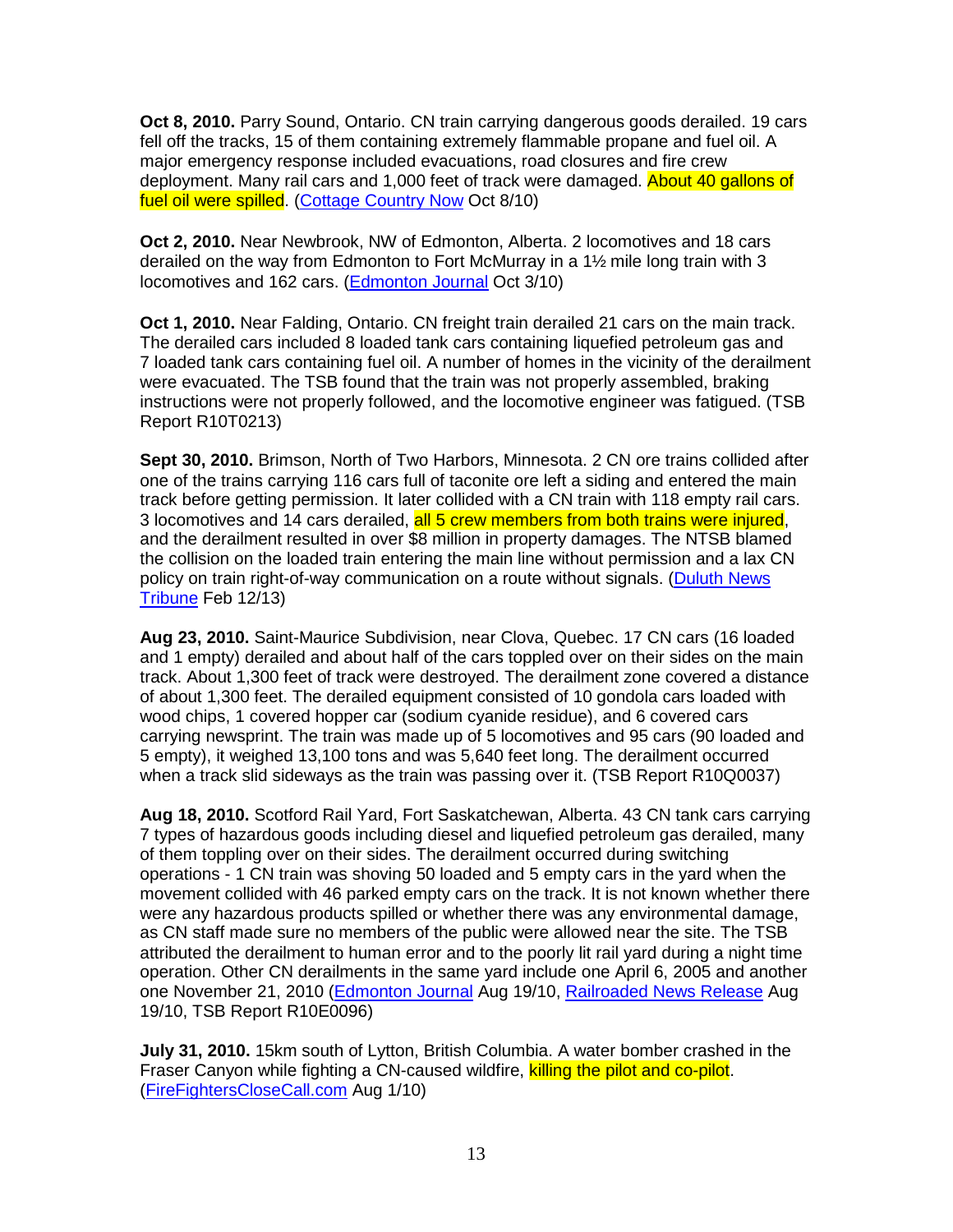**Oct 8, 2010.** Parry Sound, Ontario. CN train carrying dangerous goods derailed. 19 cars fell off the tracks, 15 of them containing extremely flammable propane and fuel oil. A major emergency response included evacuations, road closures and fire crew deployment. Many rail cars and 1,000 feet of track were damaged. About 40 gallons of fuel oil were spilled. (Cottage Country Now Oct 8/10)

**Oct 2, 2010.** Near Newbrook, NW of Edmonton, Alberta. 2 locomotives and 18 cars derailed on the way from Edmonton to Fort McMurray in a 1½ mile long train with 3 locomotives and 162 cars. (Edmonton Journal Oct 3/10)

**Oct 1, 2010.** Near Falding, Ontario. CN freight train derailed 21 cars on the main track. The derailed cars included 8 loaded tank cars containing liquefied petroleum gas and 7 loaded tank cars containing fuel oil. A number of homes in the vicinity of the derailment were evacuated. The TSB found that the train was not properly assembled, braking instructions were not properly followed, and the locomotive engineer was fatigued. (TSB Report R10T0213)

**Sept 30, 2010.** Brimson, North of Two Harbors, Minnesota. 2 CN ore trains collided after one of the trains carrying 116 cars full of taconite ore left a siding and entered the main track before getting permission. It later collided with a CN train with 118 empty rail cars. 3 locomotives and 14 cars derailed, all 5 crew members from both trains were injured, and the derailment resulted in over $8 million in property damages. The NTSB blamed the collision on the loaded train entering the main line without permission and a lax CN policy on train right-of-way communication on a route without signals. (Duluth News Tribune Feb 12/13)

**Aug 23, 2010.** Saint-Maurice Subdivision, near Clova, Quebec. 17 CN cars (16 loaded and 1 empty) derailed and about half of the cars toppled over on their sides on the main track. About 1,300 feet of track were destroyed. The derailment zone covered a distance of about 1,300 feet. The derailed equipment consisted of 10 gondola cars loaded with wood chips, 1 covered hopper car (sodium cyanide residue), and 6 covered cars carrying newsprint. The train was made up of 5 locomotives and 95 cars (90 loaded and 5 empty), it weighed 13,100 tons and was 5,640 feet long. The derailment occurred when a track slid sideways as the train was passing over it. (TSB Report R10Q0037)

**Aug 18, 2010.** Scotford Rail Yard, Fort Saskatchewan, Alberta. 43 CN tank cars carrying 7 types of hazardous goods including diesel and liquefied petroleum gas derailed, many of them toppling over on their sides. The derailment occurred during switching operations - 1 CN train was shoving 50 loaded and 5 empty cars in the yard when the movement collided with 46 parked empty cars on the track. It is not known whether there were any hazardous products spilled or whether there was any environmental damage, as CN staff made sure no members of the public were allowed near the site. The TSB attributed the derailment to human error and to the poorly lit rail yard during a night time operation. Other CN derailments in the same yard include one April 6, 2005 and another one November 21, 2010 (Edmonton Journal Aug 19/10, Railroaded News Release Aug 19/10, TSB Report R10E0096)

**July 31, 2010.** 15km south of Lytton, British Columbia. A water bomber crashed in the Fraser Canyon while fighting a CN-caused wildfire, killing the pilot and co-pilot. (FireFightersCloseCall.com Aug 1/10)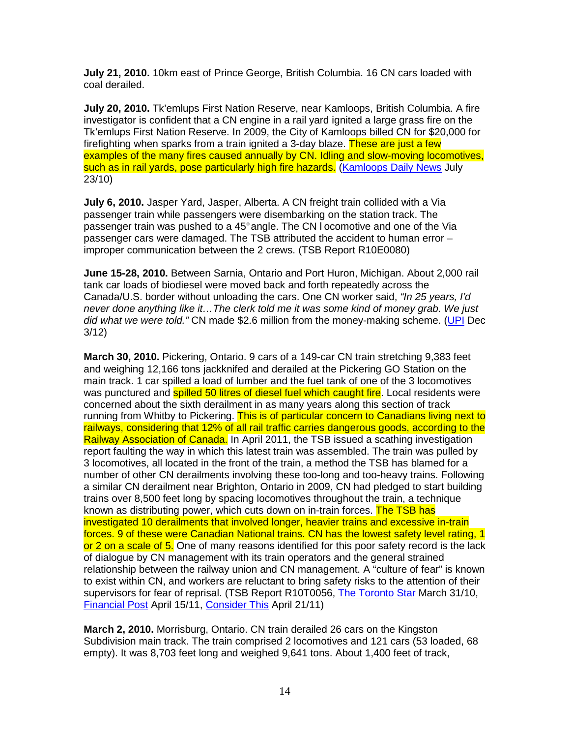**July 21, 2010.** 10km east of Prince George, British Columbia. 16 CN cars loaded with coal derailed.

**July 20, 2010.** Tk'emlups First Nation Reserve, near Kamloops, British Columbia. A fire investigator is confident that a CN engine in a rail yard ignited a large grass fire on the Tk'emlups First Nation Reserve. In 2009, the City of Kamloops billed CN for $20,000 for firefighting when sparks from a train ignited a 3-day blaze. These are just a few examples of the many fires caused annually by CN. Idling and slow-moving locomotives, such as in rail yards, pose particularly high fire hazards. (Kamloops Daily News July 23/10)

**July 6, 2010.** Jasper Yard, Jasper, Alberta. A CN freight train collided with a Via passenger train while passengers were disembarking on the station track. The passenger train was pushed to a 45° angle. The CN locomotive and one of the Via passenger cars were damaged. The TSB attributed the accident to human error – improper communication between the 2 crews. (TSB Report R10E0080)

**June 15-28, 2010.** Between Sarnia, Ontario and Port Huron, Michigan. About 2,000 rail tank car loads of biodiesel were moved back and forth repeatedly across the Canada/U.S. border without unloading the cars. One CN worker said, *"In 25 years, I'd never done anything like it…The clerk told me it was some kind of money grab. We just did what we were told."* CN made $2.6 million from the money-making scheme. (UPI Dec 3/12)

**March 30, 2010.** Pickering, Ontario. 9 cars of a 149-car CN train stretching 9,383 feet and weighing 12,166 tons jackknifed and derailed at the Pickering GO Station on the main track. 1 car spilled a load of lumber and the fuel tank of one of the 3 locomotives was punctured and spilled 50 litres of diesel fuel which caught fire. Local residents were concerned about the sixth derailment in as many years along this section of track running from Whitby to Pickering. This is of particular concern to Canadians living next to railways, considering that 12% of all rail traffic carries dangerous goods, according to the Railway Association of Canada. In April 2011, the TSB issued a scathing investigation report faulting the way in which this latest train was assembled. The train was pulled by 3 locomotives, all located in the front of the train, a method the TSB has blamed for a number of other CN derailments involving these too-long and too-heavy trains. Following a similar CN derailment near Brighton, Ontario in 2009, CN had pledged to start building trains over 8,500 feet long by spacing locomotives throughout the train, a technique known as distributing power, which cuts down on in-train forces. The TSB has investigated 10 derailments that involved longer, heavier trains and excessive in-train forces. 9 of these were Canadian National trains. CN has the lowest safety level rating, 1 or 2 on a scale of 5. One of many reasons identified for this poor safety record is the lack of dialogue by CN management with its train operators and the general strained relationship between the railway union and CN management. A "culture of fear" is known to exist within CN, and workers are reluctant to bring safety risks to the attention of their supervisors for fear of reprisal. (TSB Report R10T0056, The Toronto Star March 31/10, Financial Post April 15/11, Consider This April 21/11)

**March 2, 2010.** Morrisburg, Ontario. CN train derailed 26 cars on the Kingston Subdivision main track. The train comprised 2 locomotives and 121 cars (53 loaded, 68 empty). It was 8,703 feet long and weighed 9,641 tons. About 1,400 feet of track,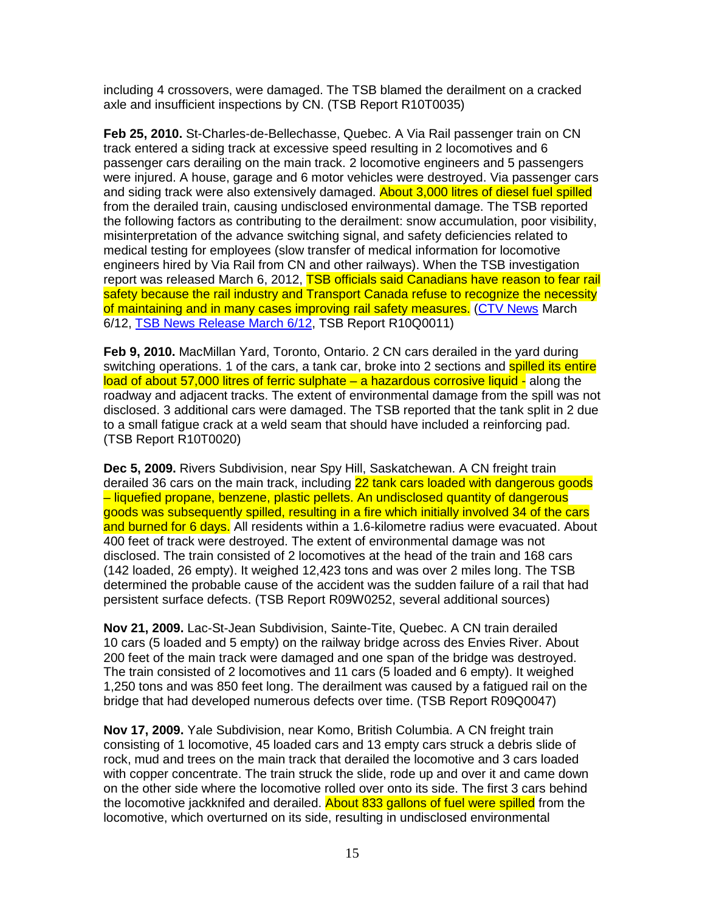including 4 crossovers, were damaged. The TSB blamed the derailment on a cracked axle and insufficient inspections by CN. (TSB Report R10T0035)

**Feb 25, 2010.** St-Charles-de-Bellechasse, Quebec. A Via Rail passenger train on CN track entered a siding track at excessive speed resulting in 2 locomotives and 6 passenger cars derailing on the main track. 2 locomotive engineers and 5 passengers were injured. A house, garage and 6 motor vehicles were destroyed. Via passenger cars and siding track were also extensively damaged. About 3,000 litres of diesel fuel spilled from the derailed train, causing undisclosed environmental damage. The TSB reported the following factors as contributing to the derailment: snow accumulation, poor visibility, misinterpretation of the advance switching signal, and safety deficiencies related to medical testing for employees (slow transfer of medical information for locomotive engineers hired by Via Rail from CN and other railways). When the TSB investigation report was released March 6, 2012, TSB officials said Canadians have reason to fear rail safety because the rail industry and Transport Canada refuse to recognize the necessity of maintaining and in many cases improving rail safety measures. (CTV News March 6/12, TSB News Release March 6/12, TSB Report R10Q0011)

**Feb 9, 2010.** MacMillan Yard, Toronto, Ontario. 2 CN cars derailed in the yard during switching operations. 1 of the cars, a tank car, broke into 2 sections and spilled its entire load of about 57,000 litres of ferric sulphate – a hazardous corrosive liquid - along the roadway and adjacent tracks. The extent of environmental damage from the spill was not disclosed. 3 additional cars were damaged. The TSB reported that the tank split in 2 due to a small fatigue crack at a weld seam that should have included a reinforcing pad. (TSB Report R10T0020)

**Dec 5, 2009.** Rivers Subdivision, near Spy Hill, Saskatchewan. A CN freight train derailed 36 cars on the main track, including 22 tank cars loaded with dangerous goods – liquefied propane, benzene, plastic pellets. An undisclosed quantity of dangerous goods was subsequently spilled, resulting in a fire which initially involved 34 of the cars and burned for 6 days. All residents within a 1.6-kilometre radius were evacuated. About 400 feet of track were destroyed. The extent of environmental damage was not disclosed. The train consisted of 2 locomotives at the head of the train and 168 cars (142 loaded, 26 empty). It weighed 12,423 tons and was over 2 miles long. The TSB determined the probable cause of the accident was the sudden failure of a rail that had persistent surface defects. (TSB Report R09W0252, several additional sources)

**Nov 21, 2009.** Lac-St-Jean Subdivision, Sainte-Tite, Quebec. A CN train derailed 10 cars (5 loaded and 5 empty) on the railway bridge across des Envies River. About 200 feet of the main track were damaged and one span of the bridge was destroyed. The train consisted of 2 locomotives and 11 cars (5 loaded and 6 empty). It weighed 1,250 tons and was 850 feet long. The derailment was caused by a fatigued rail on the bridge that had developed numerous defects over time. (TSB Report R09Q0047)

**Nov 17, 2009.** Yale Subdivision, near Komo, British Columbia. A CN freight train consisting of 1 locomotive, 45 loaded cars and 13 empty cars struck a debris slide of rock, mud and trees on the main track that derailed the locomotive and 3 cars loaded with copper concentrate. The train struck the slide, rode up and over it and came down on the other side where the locomotive rolled over onto its side. The first 3 cars behind the locomotive jackknifed and derailed. About 833 gallons of fuel were spilled from the locomotive, which overturned on its side, resulting in undisclosed environmental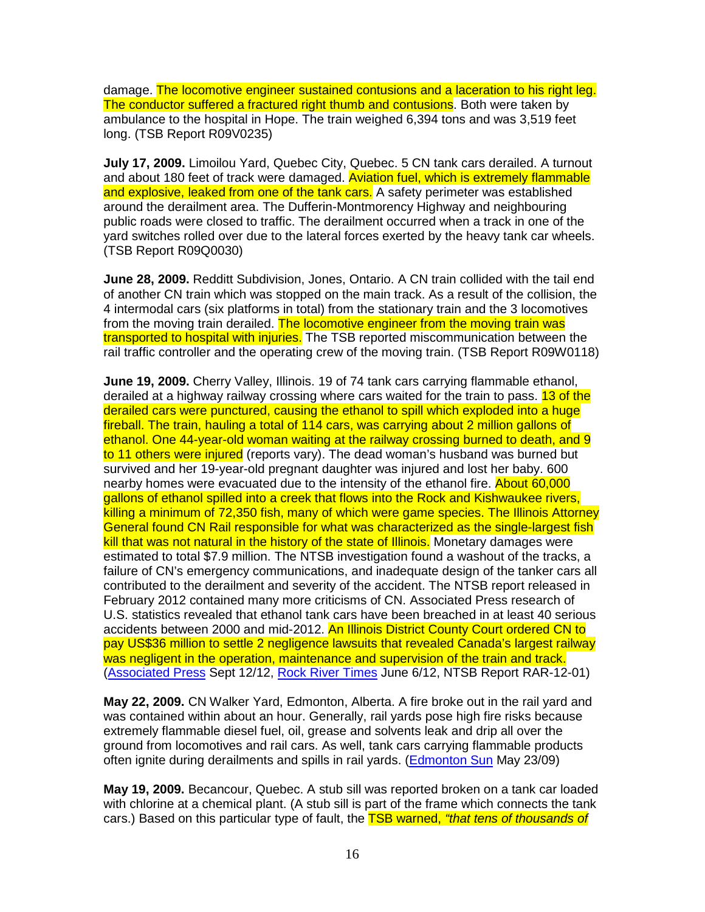damage. The locomotive engineer sustained contusions and a laceration to his right leg. The conductor suffered a fractured right thumb and contusions. Both were taken by ambulance to the hospital in Hope. The train weighed 6,394 tons and was 3,519 feet long. (TSB Report R09V0235)

**July 17, 2009.** Limoilou Yard, Quebec City, Quebec. 5 CN tank cars derailed. A turnout and about 180 feet of track were damaged. Aviation fuel, which is extremely flammable and explosive, leaked from one of the tank cars. A safety perimeter was established around the derailment area. The Dufferin-Montmorency Highway and neighbouring public roads were closed to traffic. The derailment occurred when a track in one of the yard switches rolled over due to the lateral forces exerted by the heavy tank car wheels. (TSB Report R09Q0030)

**June 28, 2009.** Redditt Subdivision, Jones, Ontario. A CN train collided with the tail end of another CN train which was stopped on the main track. As a result of the collision, the 4 intermodal cars (six platforms in total) from the stationary train and the 3 locomotives from the moving train derailed. The locomotive engineer from the moving train was transported to hospital with injuries. The TSB reported miscommunication between the rail traffic controller and the operating crew of the moving train. (TSB Report R09W0118)

**June 19, 2009.** Cherry Valley, Illinois. 19 of 74 tank cars carrying flammable ethanol, derailed at a highway railway crossing where cars waited for the train to pass. 13 of the derailed cars were punctured, causing the ethanol to spill which exploded into a huge fireball. The train, hauling a total of 114 cars, was carrying about 2 million gallons of ethanol. One 44-year-old woman waiting at the railway crossing burned to death, and 9 to 11 others were injured (reports vary). The dead woman's husband was burned but survived and her 19-year-old pregnant daughter was injured and lost her baby. 600 nearby homes were evacuated due to the intensity of the ethanol fire. About 60,000 gallons of ethanol spilled into a creek that flows into the Rock and Kishwaukee rivers, killing a minimum of 72,350 fish, many of which were game species. The Illinois Attorney General found CN Rail responsible for what was characterized as the single-largest fish kill that was not natural in the history of the state of Illinois. Monetary damages were estimated to total $7.9 million. The NTSB investigation found a washout of the tracks, a failure of CN's emergency communications, and inadequate design of the tanker cars all contributed to the derailment and severity of the accident. The NTSB report released in February 2012 contained many more criticisms of CN. Associated Press research of U.S. statistics revealed that ethanol tank cars have been breached in at least 40 serious accidents between 2000 and mid-2012. An Illinois District County Court ordered CN to pay US$36 million to settle 2 negligence lawsuits that revealed Canada's largest railway was negligent in the operation, maintenance and supervision of the train and track. (Associated Press Sept 12/12, Rock River Times June 6/12, NTSB Report RAR-12-01)

**May 22, 2009.** CN Walker Yard, Edmonton, Alberta. A fire broke out in the rail yard and was contained within about an hour. Generally, rail yards pose high fire risks because extremely flammable diesel fuel, oil, grease and solvents leak and drip all over the ground from locomotives and rail cars. As well, tank cars carrying flammable products often ignite during derailments and spills in rail yards. (Edmonton Sun May 23/09)

**May 19, 2009.** Becancour, Quebec. A stub sill was reported broken on a tank car loaded with chlorine at a chemical plant. (A stub sill is part of the frame which connects the tank cars.) Based on this particular type of fault, the TSB warned, *"that tens of thousands of*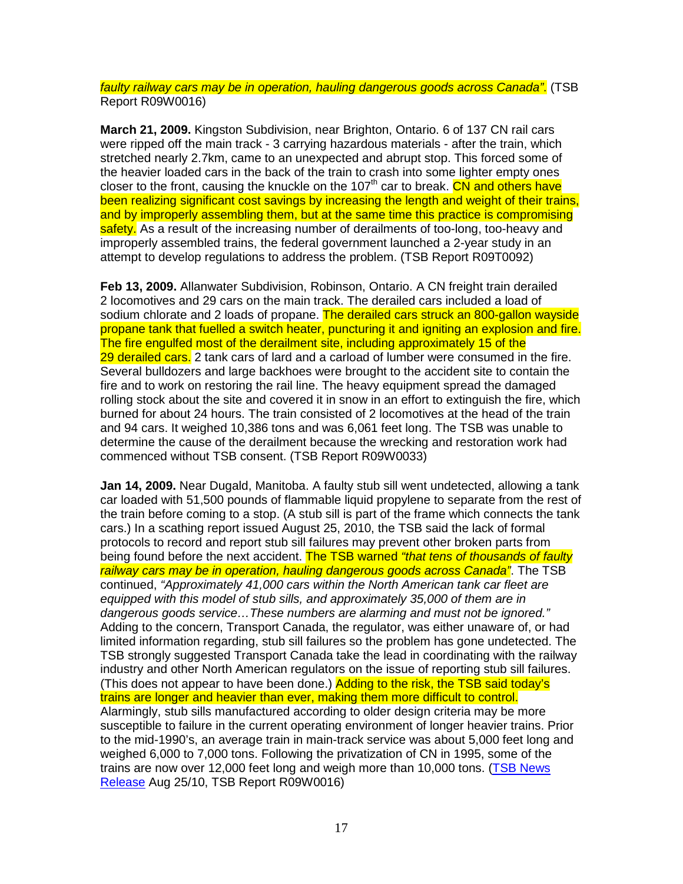*faulty railway cars may be in operation, hauling dangerous goods across Canada”*. (TSB Report R09W0016)

**March 21, 2009.** Kingston Subdivision, near Brighton, Ontario. 6 of 137 CN rail cars were ripped off the main track - 3 carrying hazardous materials - after the train, which stretched nearly 2.7km, came to an unexpected and abrupt stop. This forced some of the heavier loaded cars in the back of the train to crash into some lighter empty ones closer to the front, causing the knuckle on the 107th car to break. CN and others have been realizing significant cost savings by increasing the length and weight of their trains, and by improperly assembling them, but at the same time this practice is compromising safety. As a result of the increasing number of derailments of too-long, too-heavy and improperly assembled trains, the federal government launched a 2-year study in an attempt to develop regulations to address the problem. (TSB Report R09T0092)

**Feb 13, 2009.** Allanwater Subdivision, Robinson, Ontario. A CN freight train derailed 2 locomotives and 29 cars on the main track. The derailed cars included a load of sodium chlorate and 2 loads of propane. The derailed cars struck an 800-gallon wayside propane tank that fuelled a switch heater, puncturing it and igniting an explosion and fire. The fire engulfed most of the derailment site, including approximately 15 of the 29 derailed cars. 2 tank cars of lard and a carload of lumber were consumed in the fire. Several bulldozers and large backhoes were brought to the accident site to contain the fire and to work on restoring the rail line. The heavy equipment spread the damaged rolling stock about the site and covered it in snow in an effort to extinguish the fire, which burned for about 24 hours. The train consisted of 2 locomotives at the head of the train and 94 cars. It weighed 10,386 tons and was 6,061 feet long. The TSB was unable to determine the cause of the derailment because the wrecking and restoration work had commenced without TSB consent. (TSB Report R09W0033)

**Jan 14, 2009.** Near Dugald, Manitoba. A faulty stub sill went undetected, allowing a tank car loaded with 51,500 pounds of flammable liquid propylene to separate from the rest of the train before coming to a stop. (A stub sill is part of the frame which connects the tank cars.) In a scathing report issued August 25, 2010, the TSB said the lack of formal protocols to record and report stub sill failures may prevent other broken parts from being found before the next accident. The TSB warned *“that tens of thousands of faulty railway cars may be in operation, hauling dangerous goods across Canada”*. The TSB continued, *“Approximately 41,000 cars within the North American tank car fleet are equipped with this model of stub sills, and approximately 35,000 of them are in dangerous goods service…These numbers are alarming and must not be ignored.”* Adding to the concern, Transport Canada, the regulator, was either unaware of, or had limited information regarding, stub sill failures so the problem has gone undetected. The TSB strongly suggested Transport Canada take the lead in coordinating with the railway industry and other North American regulators on the issue of reporting stub sill failures. (This does not appear to have been done.) Adding to the risk, the TSB said today's trains are longer and heavier than ever, making them more difficult to control. Alarmingly, stub sills manufactured according to older design criteria may be more susceptible to failure in the current operating environment of longer heavier trains. Prior to the mid-1990's, an average train in main-track service was about 5,000 feet long and weighed 6,000 to 7,000 tons. Following the privatization of CN in 1995, some of the trains are now over 12,000 feet long and weigh more than 10,000 tons. (TSB News Release Aug 25/10, TSB Report R09W0016)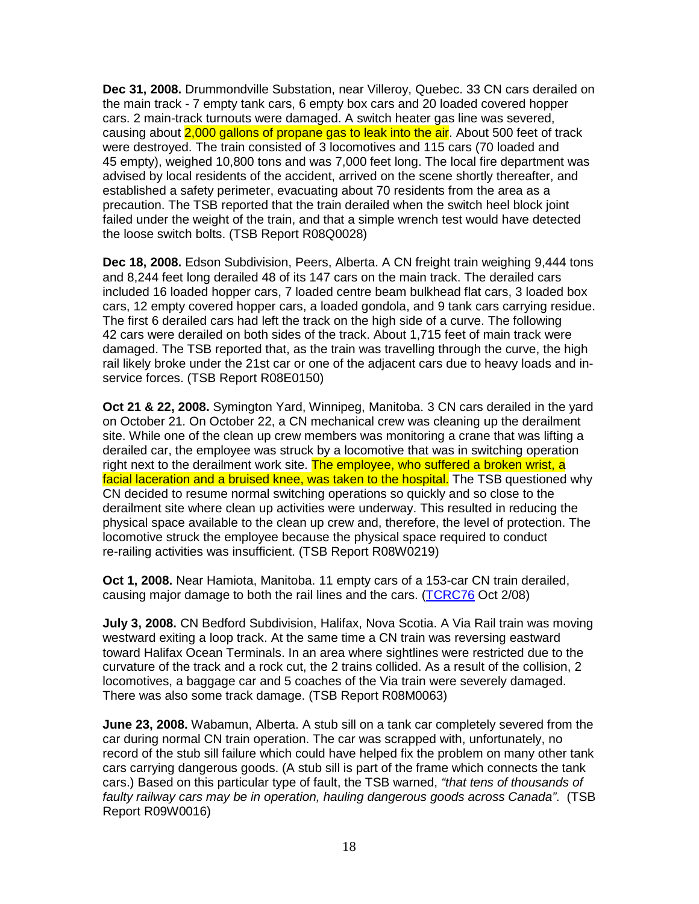**Dec 31, 2008.** Drummondville Substation, near Villeroy, Quebec. 33 CN cars derailed on the main track - 7 empty tank cars, 6 empty box cars and 20 loaded covered hopper cars. 2 main-track turnouts were damaged. A switch heater gas line was severed, causing about 2,000 gallons of propane gas to leak into the air. About 500 feet of track were destroyed. The train consisted of 3 locomotives and 115 cars (70 loaded and 45 empty), weighed 10,800 tons and was 7,000 feet long. The local fire department was advised by local residents of the accident, arrived on the scene shortly thereafter, and established a safety perimeter, evacuating about 70 residents from the area as a precaution. The TSB reported that the train derailed when the switch heel block joint failed under the weight of the train, and that a simple wrench test would have detected the loose switch bolts. (TSB Report R08Q0028)

**Dec 18, 2008.** Edson Subdivision, Peers, Alberta. A CN freight train weighing 9,444 tons and 8,244 feet long derailed 48 of its 147 cars on the main track. The derailed cars included 16 loaded hopper cars, 7 loaded centre beam bulkhead flat cars, 3 loaded box cars, 12 empty covered hopper cars, a loaded gondola, and 9 tank cars carrying residue. The first 6 derailed cars had left the track on the high side of a curve. The following 42 cars were derailed on both sides of the track. About 1,715 feet of main track were damaged. The TSB reported that, as the train was travelling through the curve, the high rail likely broke under the 21st car or one of the adjacent cars due to heavy loads and in-service forces. (TSB Report R08E0150)

**Oct 21 & 22, 2008.** Symington Yard, Winnipeg, Manitoba. 3 CN cars derailed in the yard on October 21. On October 22, a CN mechanical crew was cleaning up the derailment site. While one of the clean up crew members was monitoring a crane that was lifting a derailed car, the employee was struck by a locomotive that was in switching operation right next to the derailment work site. The employee, who suffered a broken wrist, a facial laceration and a bruised knee, was taken to the hospital. The TSB questioned why CN decided to resume normal switching operations so quickly and so close to the derailment site where clean up activities were underway. This resulted in reducing the physical space available to the clean up crew and, therefore, the level of protection. The locomotive struck the employee because the physical space required to conduct re-railing activities was insufficient. (TSB Report R08W0219)

**Oct 1, 2008.** Near Hamiota, Manitoba. 11 empty cars of a 153-car CN train derailed, causing major damage to both the rail lines and the cars. (TCRC76 Oct 2/08)

**July 3, 2008.** CN Bedford Subdivision, Halifax, Nova Scotia. A Via Rail train was moving westward exiting a loop track. At the same time a CN train was reversing eastward toward Halifax Ocean Terminals. In an area where sightlines were restricted due to the curvature of the track and a rock cut, the 2 trains collided. As a result of the collision, 2 locomotives, a baggage car and 5 coaches of the Via train were severely damaged. There was also some track damage. (TSB Report R08M0063)

**June 23, 2008.** Wabamun, Alberta. A stub sill on a tank car completely severed from the car during normal CN train operation. The car was scrapped with, unfortunately, no record of the stub sill failure which could have helped fix the problem on many other tank cars carrying dangerous goods. (A stub sill is part of the frame which connects the tank cars.) Based on this particular type of fault, the TSB warned, *"that tens of thousands of faulty railway cars may be in operation, hauling dangerous goods across Canada"*. (TSB Report R09W0016)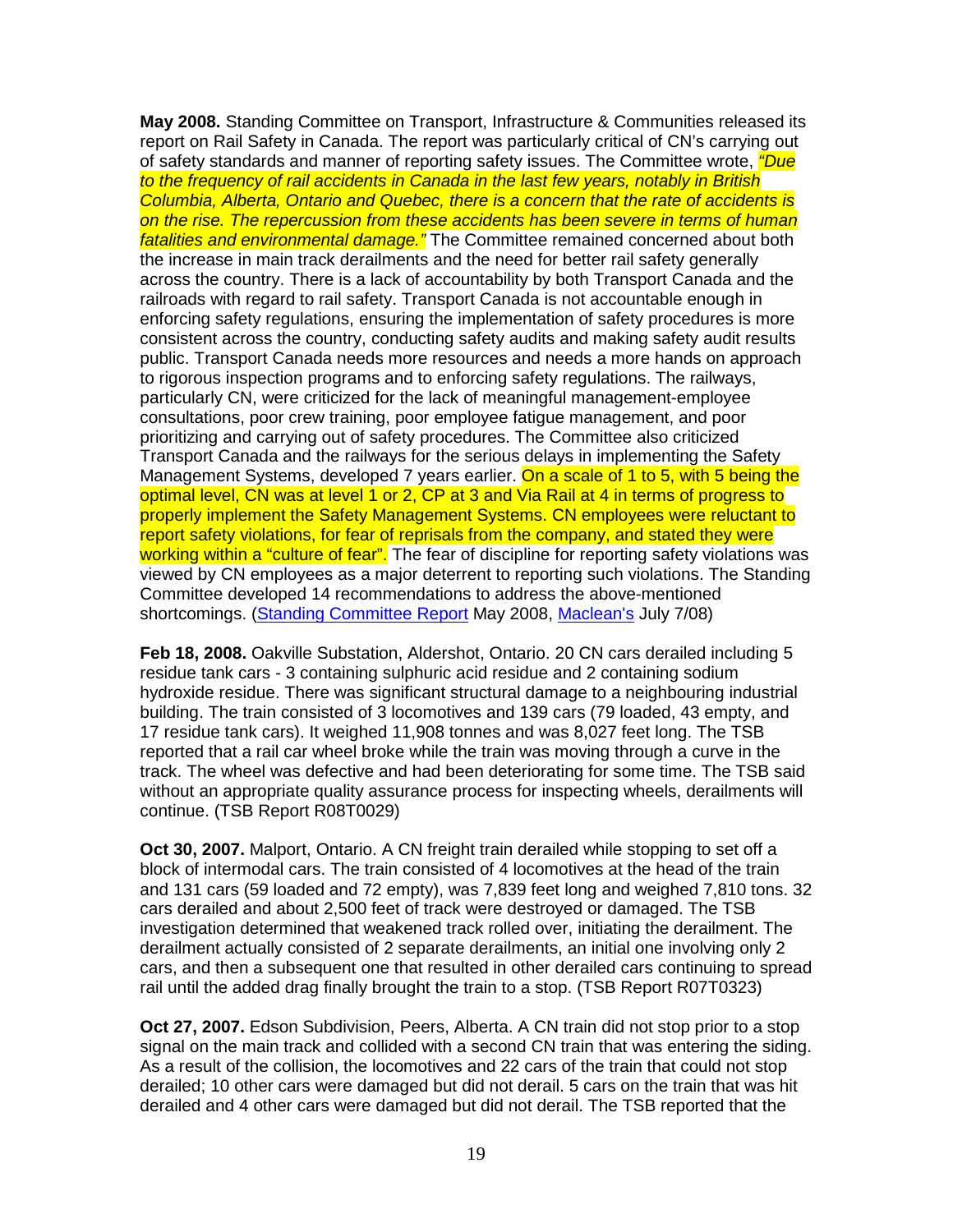**May 2008.** Standing Committee on Transport, Infrastructure & Communities released its report on Rail Safety in Canada. The report was particularly critical of CN's carrying out of safety standards and manner of reporting safety issues. The Committee wrote, *"Due to the frequency of rail accidents in Canada in the last few years, notably in British Columbia, Alberta, Ontario and Quebec, there is a concern that the rate of accidents is on the rise. The repercussion from these accidents has been severe in terms of human fatalities and environmental damage."* The Committee remained concerned about both the increase in main track derailments and the need for better rail safety generally across the country. There is a lack of accountability by both Transport Canada and the railroads with regard to rail safety. Transport Canada is not accountable enough in enforcing safety regulations, ensuring the implementation of safety procedures is more consistent across the country, conducting safety audits and making safety audit results public. Transport Canada needs more resources and needs a more hands on approach to rigorous inspection programs and to enforcing safety regulations. The railways, particularly CN, were criticized for the lack of meaningful management-employee consultations, poor crew training, poor employee fatigue management, and poor prioritizing and carrying out of safety procedures. The Committee also criticized Transport Canada and the railways for the serious delays in implementing the Safety Management Systems, developed 7 years earlier. On a scale of 1 to 5, with 5 being the optimal level, CN was at level 1 or 2, CP at 3 and Via Rail at 4 in terms of progress to properly implement the Safety Management Systems. CN employees were reluctant to report safety violations, for fear of reprisals from the company, and stated they were working within a "culture of fear". The fear of discipline for reporting safety violations was viewed by CN employees as a major deterrent to reporting such violations. The Standing Committee developed 14 recommendations to address the above-mentioned shortcomings. (Standing Committee Report May 2008, Maclean's July 7/08)

**Feb 18, 2008.** Oakville Substation, Aldershot, Ontario. 20 CN cars derailed including 5 residue tank cars - 3 containing sulphuric acid residue and 2 containing sodium hydroxide residue. There was significant structural damage to a neighbouring industrial building. The train consisted of 3 locomotives and 139 cars (79 loaded, 43 empty, and 17 residue tank cars). It weighed 11,908 tonnes and was 8,027 feet long. The TSB reported that a rail car wheel broke while the train was moving through a curve in the track. The wheel was defective and had been deteriorating for some time. The TSB said without an appropriate quality assurance process for inspecting wheels, derailments will continue. (TSB Report R08T0029)

**Oct 30, 2007.** Malport, Ontario. A CN freight train derailed while stopping to set off a block of intermodal cars. The train consisted of 4 locomotives at the head of the train and 131 cars (59 loaded and 72 empty), was 7,839 feet long and weighed 7,810 tons. 32 cars derailed and about 2,500 feet of track were destroyed or damaged. The TSB investigation determined that weakened track rolled over, initiating the derailment. The derailment actually consisted of 2 separate derailments, an initial one involving only 2 cars, and then a subsequent one that resulted in other derailed cars continuing to spread rail until the added drag finally brought the train to a stop. (TSB Report R07T0323)

**Oct 27, 2007.** Edson Subdivision, Peers, Alberta. A CN train did not stop prior to a stop signal on the main track and collided with a second CN train that was entering the siding. As a result of the collision, the locomotives and 22 cars of the train that could not stop derailed; 10 other cars were damaged but did not derail. 5 cars on the train that was hit derailed and 4 other cars were damaged but did not derail. The TSB reported that the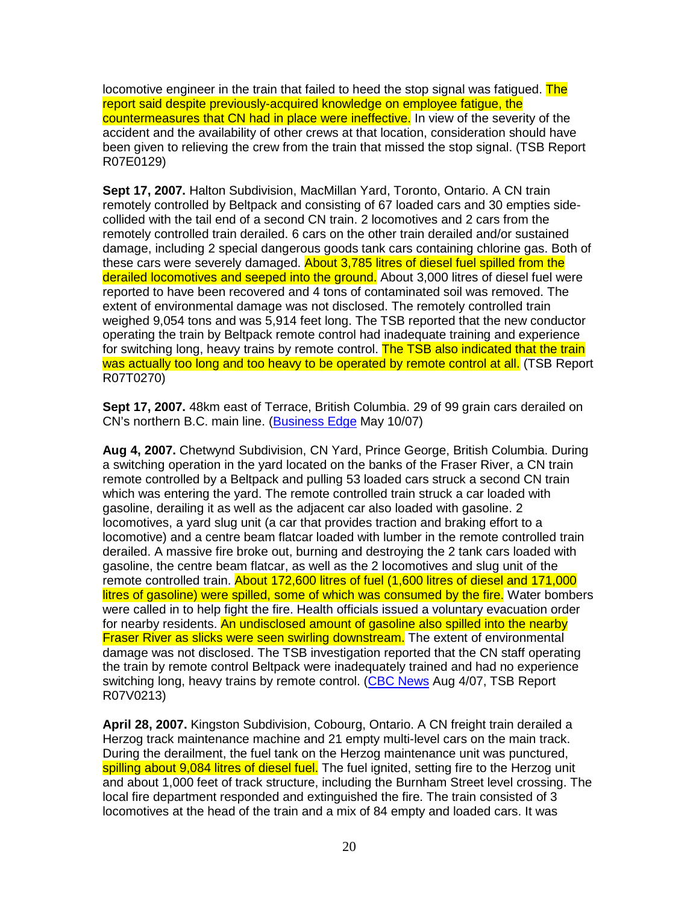locomotive engineer in the train that failed to heed the stop signal was fatigued. The report said despite previously-acquired knowledge on employee fatigue, the countermeasures that CN had in place were ineffective. In view of the severity of the accident and the availability of other crews at that location, consideration should have been given to relieving the crew from the train that missed the stop signal. (TSB Report R07E0129)

**Sept 17, 2007.** Halton Subdivision, MacMillan Yard, Toronto, Ontario. A CN train remotely controlled by Beltpack and consisting of 67 loaded cars and 30 empties side-collided with the tail end of a second CN train. 2 locomotives and 2 cars from the remotely controlled train derailed. 6 cars on the other train derailed and/or sustained damage, including 2 special dangerous goods tank cars containing chlorine gas. Both of these cars were severely damaged. About 3,785 litres of diesel fuel spilled from the derailed locomotives and seeped into the ground. About 3,000 litres of diesel fuel were reported to have been recovered and 4 tons of contaminated soil was removed. The extent of environmental damage was not disclosed. The remotely controlled train weighed 9,054 tons and was 5,914 feet long. The TSB reported that the new conductor operating the train by Beltpack remote control had inadequate training and experience for switching long, heavy trains by remote control. The TSB also indicated that the train was actually too long and too heavy to be operated by remote control at all. (TSB Report R07T0270)

**Sept 17, 2007.** 48km east of Terrace, British Columbia. 29 of 99 grain cars derailed on CN's northern B.C. main line. (Business Edge May 10/07)

**Aug 4, 2007.** Chetwynd Subdivision, CN Yard, Prince George, British Columbia. During a switching operation in the yard located on the banks of the Fraser River, a CN train remote controlled by a Beltpack and pulling 53 loaded cars struck a second CN train which was entering the yard. The remote controlled train struck a car loaded with gasoline, derailing it as well as the adjacent car also loaded with gasoline. 2 locomotives, a yard slug unit (a car that provides traction and braking effort to a locomotive) and a centre beam flatcar loaded with lumber in the remote controlled train derailed. A massive fire broke out, burning and destroying the 2 tank cars loaded with gasoline, the centre beam flatcar, as well as the 2 locomotives and slug unit of the remote controlled train. About 172,600 litres of fuel (1,600 litres of diesel and 171,000 litres of gasoline) were spilled, some of which was consumed by the fire. Water bombers were called in to help fight the fire. Health officials issued a voluntary evacuation order for nearby residents. An undisclosed amount of gasoline also spilled into the nearby Fraser River as slicks were seen swirling downstream. The extent of environmental damage was not disclosed. The TSB investigation reported that the CN staff operating the train by remote control Beltpack were inadequately trained and had no experience switching long, heavy trains by remote control. (CBC News Aug 4/07, TSB Report R07V0213)

**April 28, 2007.** Kingston Subdivision, Cobourg, Ontario. A CN freight train derailed a Herzog track maintenance machine and 21 empty multi-level cars on the main track. During the derailment, the fuel tank on the Herzog maintenance unit was punctured, spilling about 9,084 litres of diesel fuel. The fuel ignited, setting fire to the Herzog unit and about 1,000 feet of track structure, including the Burnham Street level crossing. The local fire department responded and extinguished the fire. The train consisted of 3 locomotives at the head of the train and a mix of 84 empty and loaded cars. It was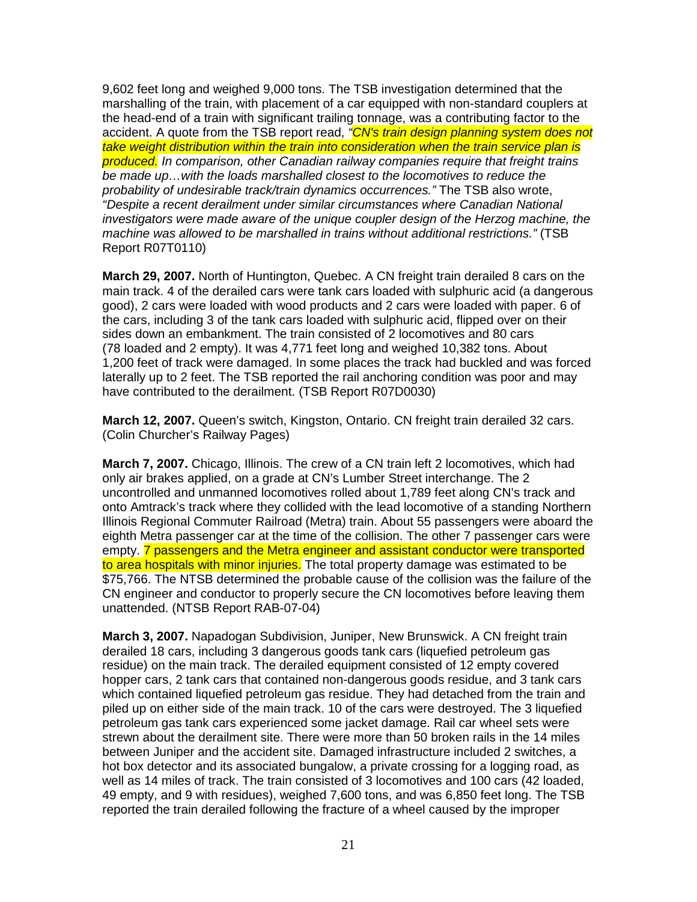9,602 feet long and weighed 9,000 tons. The TSB investigation determined that the marshalling of the train, with placement of a car equipped with non-standard couplers at the head-end of a train with significant trailing tonnage, was a contributing factor to the accident. A quote from the TSB report read, *"CN's train design planning system does not take weight distribution within the train into consideration when the train service plan is produced. In comparison, other Canadian railway companies require that freight trains be made up…with the loads marshalled closest to the locomotives to reduce the probability of undesirable track/train dynamics occurrences."* The TSB also wrote, *"Despite a recent derailment under similar circumstances where Canadian National investigators were made aware of the unique coupler design of the Herzog machine, the machine was allowed to be marshalled in trains without additional restrictions."* (TSB Report R07T0110)

**March 29, 2007.** North of Huntington, Quebec. A CN freight train derailed 8 cars on the main track. 4 of the derailed cars were tank cars loaded with sulphuric acid (a dangerous good), 2 cars were loaded with wood products and 2 cars were loaded with paper. 6 of the cars, including 3 of the tank cars loaded with sulphuric acid, flipped over on their sides down an embankment. The train consisted of 2 locomotives and 80 cars (78 loaded and 2 empty). It was 4,771 feet long and weighed 10,382 tons. About 1,200 feet of track were damaged. In some places the track had buckled and was forced laterally up to 2 feet. The TSB reported the rail anchoring condition was poor and may have contributed to the derailment. (TSB Report R07D0030)

**March 12, 2007.** Queen's switch, Kingston, Ontario. CN freight train derailed 32 cars. (Colin Churcher's Railway Pages)

**March 7, 2007.** Chicago, Illinois. The crew of a CN train left 2 locomotives, which had only air brakes applied, on a grade at CN's Lumber Street interchange. The 2 uncontrolled and unmanned locomotives rolled about 1,789 feet along CN's track and onto Amtrack's track where they collided with the lead locomotive of a standing Northern Illinois Regional Commuter Railroad (Metra) train. About 55 passengers were aboard the eighth Metra passenger car at the time of the collision. The other 7 passenger cars were empty. 7 passengers and the Metra engineer and assistant conductor were transported to area hospitals with minor injuries. The total property damage was estimated to be $75,766. The NTSB determined the probable cause of the collision was the failure of the CN engineer and conductor to properly secure the CN locomotives before leaving them unattended. (NTSB Report RAB-07-04)

**March 3, 2007.** Napadogan Subdivision, Juniper, New Brunswick. A CN freight train derailed 18 cars, including 3 dangerous goods tank cars (liquefied petroleum gas residue) on the main track. The derailed equipment consisted of 12 empty covered hopper cars, 2 tank cars that contained non-dangerous goods residue, and 3 tank cars which contained liquefied petroleum gas residue. They had detached from the train and piled up on either side of the main track. 10 of the cars were destroyed. The 3 liquefied petroleum gas tank cars experienced some jacket damage. Rail car wheel sets were strewn about the derailment site. There were more than 50 broken rails in the 14 miles between Juniper and the accident site. Damaged infrastructure included 2 switches, a hot box detector and its associated bungalow, a private crossing for a logging road, as well as 14 miles of track. The train consisted of 3 locomotives and 100 cars (42 loaded, 49 empty, and 9 with residues), weighed 7,600 tons, and was 6,850 feet long. The TSB reported the train derailed following the fracture of a wheel caused by the improper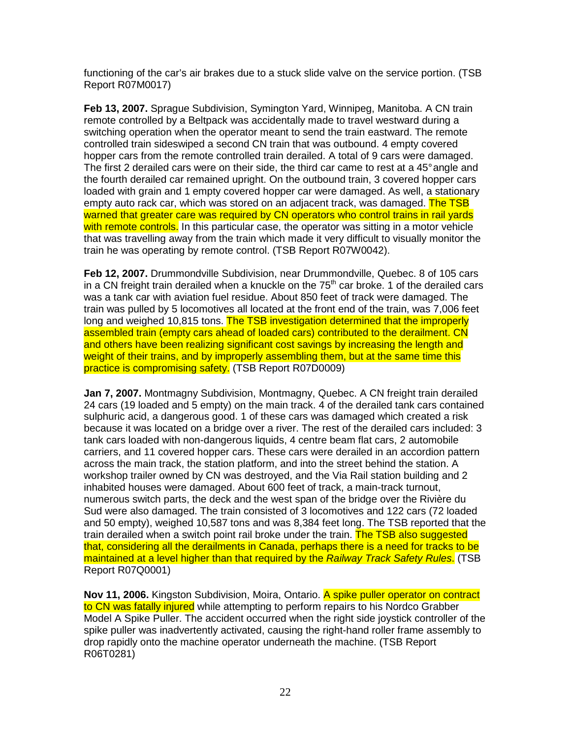functioning of the car's air brakes due to a stuck slide valve on the service portion. (TSB Report R07M0017)

**Feb 13, 2007.** Sprague Subdivision, Symington Yard, Winnipeg, Manitoba. A CN train remote controlled by a Beltpack was accidentally made to travel westward during a switching operation when the operator meant to send the train eastward. The remote controlled train sideswiped a second CN train that was outbound. 4 empty covered hopper cars from the remote controlled train derailed. A total of 9 cars were damaged. The first 2 derailed cars were on their side, the third car came to rest at a 45° angle and the fourth derailed car remained upright. On the outbound train, 3 covered hopper cars loaded with grain and 1 empty covered hopper car were damaged. As well, a stationary empty auto rack car, which was stored on an adjacent track, was damaged. The TSB warned that greater care was required by CN operators who control trains in rail yards with remote controls. In this particular case, the operator was sitting in a motor vehicle that was travelling away from the train which made it very difficult to visually monitor the train he was operating by remote control. (TSB Report R07W0042).

**Feb 12, 2007.** Drummondville Subdivision, near Drummondville, Quebec. 8 of 105 cars in a CN freight train derailed when a knuckle on the 75th car broke. 1 of the derailed cars was a tank car with aviation fuel residue. About 850 feet of track were damaged. The train was pulled by 5 locomotives all located at the front end of the train, was 7,006 feet long and weighed 10,815 tons. The TSB investigation determined that the improperly assembled train (empty cars ahead of loaded cars) contributed to the derailment. CN and others have been realizing significant cost savings by increasing the length and weight of their trains, and by improperly assembling them, but at the same time this practice is compromising safety. (TSB Report R07D0009)

**Jan 7, 2007.** Montmagny Subdivision, Montmagny, Quebec. A CN freight train derailed 24 cars (19 loaded and 5 empty) on the main track. 4 of the derailed tank cars contained sulphuric acid, a dangerous good. 1 of these cars was damaged which created a risk because it was located on a bridge over a river. The rest of the derailed cars included: 3 tank cars loaded with non-dangerous liquids, 4 centre beam flat cars, 2 automobile carriers, and 11 covered hopper cars. These cars were derailed in an accordion pattern across the main track, the station platform, and into the street behind the station. A workshop trailer owned by CN was destroyed, and the Via Rail station building and 2 inhabited houses were damaged. About 600 feet of track, a main-track turnout, numerous switch parts, the deck and the west span of the bridge over the Rivière du Sud were also damaged. The train consisted of 3 locomotives and 122 cars (72 loaded and 50 empty), weighed 10,587 tons and was 8,384 feet long. The TSB reported that the train derailed when a switch point rail broke under the train. The TSB also suggested that, considering all the derailments in Canada, perhaps there is a need for tracks to be maintained at a level higher than that required by the *Railway Track Safety Rules*. (TSB Report R07Q0001)

**Nov 11, 2006.** Kingston Subdivision, Moira, Ontario. A spike puller operator on contract to CN was fatally injured while attempting to perform repairs to his Nordco Grabber Model A Spike Puller. The accident occurred when the right side joystick controller of the spike puller was inadvertently activated, causing the right-hand roller frame assembly to drop rapidly onto the machine operator underneath the machine. (TSB Report R06T0281)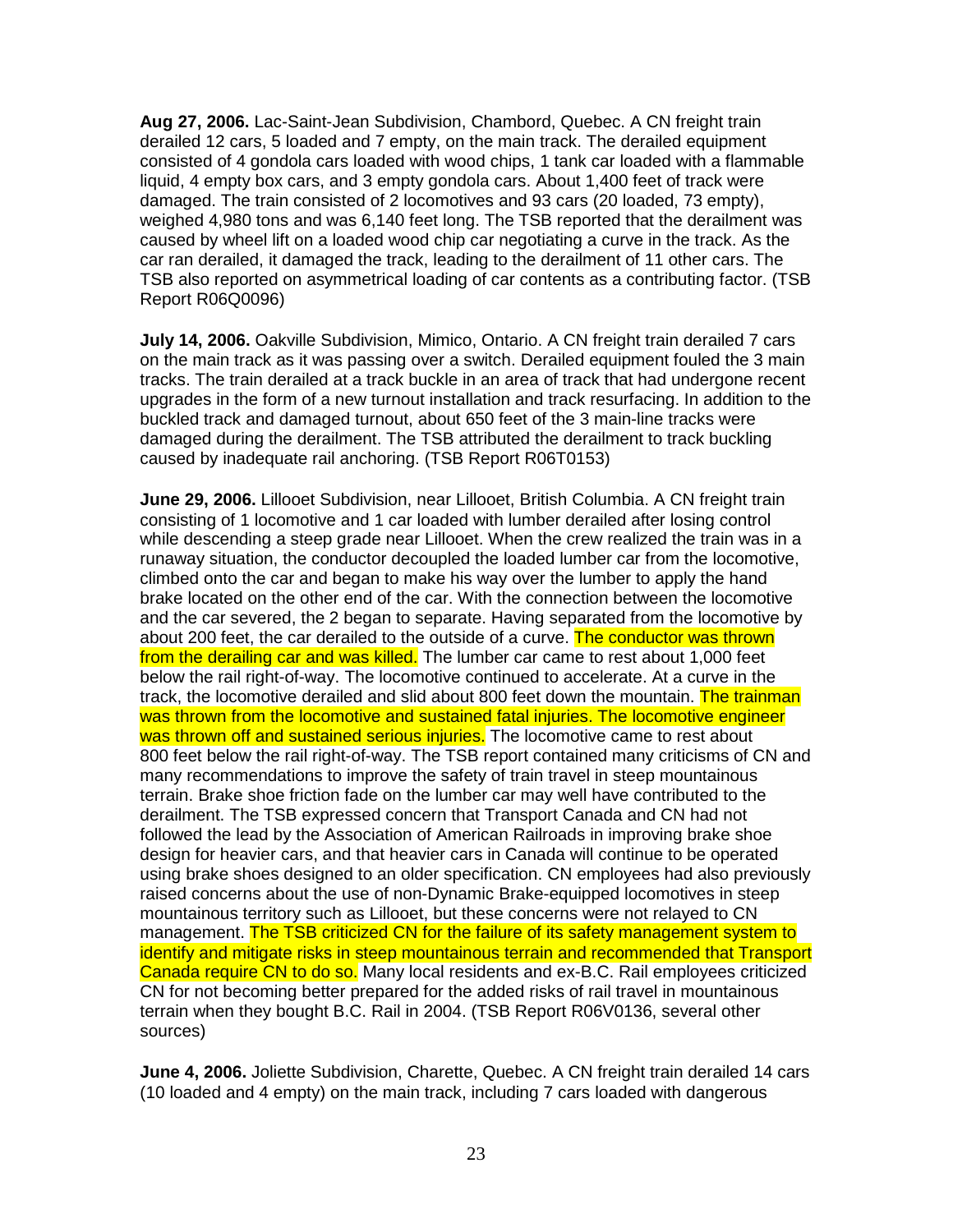**Aug 27, 2006.** Lac-Saint-Jean Subdivision, Chambord, Quebec. A CN freight train derailed 12 cars, 5 loaded and 7 empty, on the main track. The derailed equipment consisted of 4 gondola cars loaded with wood chips, 1 tank car loaded with a flammable liquid, 4 empty box cars, and 3 empty gondola cars. About 1,400 feet of track were damaged. The train consisted of 2 locomotives and 93 cars (20 loaded, 73 empty), weighed 4,980 tons and was 6,140 feet long. The TSB reported that the derailment was caused by wheel lift on a loaded wood chip car negotiating a curve in the track. As the car ran derailed, it damaged the track, leading to the derailment of 11 other cars. The TSB also reported on asymmetrical loading of car contents as a contributing factor. (TSB Report R06Q0096)

**July 14, 2006.** Oakville Subdivision, Mimico, Ontario. A CN freight train derailed 7 cars on the main track as it was passing over a switch. Derailed equipment fouled the 3 main tracks. The train derailed at a track buckle in an area of track that had undergone recent upgrades in the form of a new turnout installation and track resurfacing. In addition to the buckled track and damaged turnout, about 650 feet of the 3 main-line tracks were damaged during the derailment. The TSB attributed the derailment to track buckling caused by inadequate rail anchoring. (TSB Report R06T0153)

**June 29, 2006.** Lillooet Subdivision, near Lillooet, British Columbia. A CN freight train consisting of 1 locomotive and 1 car loaded with lumber derailed after losing control while descending a steep grade near Lillooet. When the crew realized the train was in a runaway situation, the conductor decoupled the loaded lumber car from the locomotive, climbed onto the car and began to make his way over the lumber to apply the hand brake located on the other end of the car. With the connection between the locomotive and the car severed, the 2 began to separate. Having separated from the locomotive by about 200 feet, the car derailed to the outside of a curve. The conductor was thrown from the derailing car and was killed. The lumber car came to rest about 1,000 feet below the rail right-of-way. The locomotive continued to accelerate. At a curve in the track, the locomotive derailed and slid about 800 feet down the mountain. The trainman was thrown from the locomotive and sustained fatal injuries. The locomotive engineer was thrown off and sustained serious injuries. The locomotive came to rest about 800 feet below the rail right-of-way. The TSB report contained many criticisms of CN and many recommendations to improve the safety of train travel in steep mountainous terrain. Brake shoe friction fade on the lumber car may well have contributed to the derailment. The TSB expressed concern that Transport Canada and CN had not followed the lead by the Association of American Railroads in improving brake shoe design for heavier cars, and that heavier cars in Canada will continue to be operated using brake shoes designed to an older specification. CN employees had also previously raised concerns about the use of non-Dynamic Brake-equipped locomotives in steep mountainous territory such as Lillooet, but these concerns were not relayed to CN management. The TSB criticized CN for the failure of its safety management system to identify and mitigate risks in steep mountainous terrain and recommended that Transport Canada require CN to do so. Many local residents and ex-B.C. Rail employees criticized CN for not becoming better prepared for the added risks of rail travel in mountainous terrain when they bought B.C. Rail in 2004. (TSB Report R06V0136, several other sources)

**June 4, 2006.** Joliette Subdivision, Charette, Quebec. A CN freight train derailed 14 cars (10 loaded and 4 empty) on the main track, including 7 cars loaded with dangerous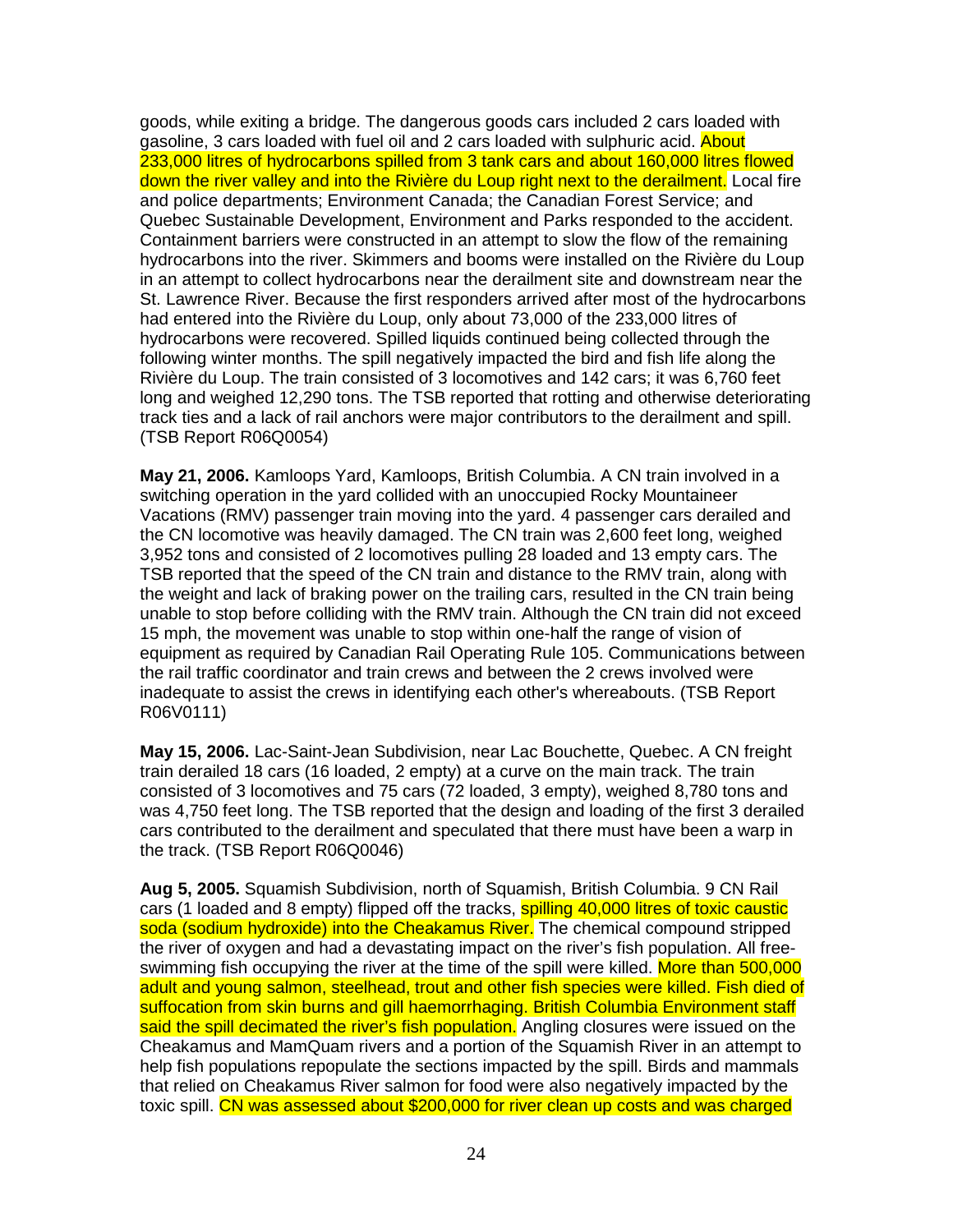goods, while exiting a bridge. The dangerous goods cars included 2 cars loaded with gasoline, 3 cars loaded with fuel oil and 2 cars loaded with sulphuric acid. About 233,000 litres of hydrocarbons spilled from 3 tank cars and about 160,000 litres flowed down the river valley and into the Rivière du Loup right next to the derailment. Local fire and police departments; Environment Canada; the Canadian Forest Service; and Quebec Sustainable Development, Environment and Parks responded to the accident. Containment barriers were constructed in an attempt to slow the flow of the remaining hydrocarbons into the river. Skimmers and booms were installed on the Rivière du Loup in an attempt to collect hydrocarbons near the derailment site and downstream near the St. Lawrence River. Because the first responders arrived after most of the hydrocarbons had entered into the Rivière du Loup, only about 73,000 of the 233,000 litres of hydrocarbons were recovered. Spilled liquids continued being collected through the following winter months. The spill negatively impacted the bird and fish life along the Rivière du Loup. The train consisted of 3 locomotives and 142 cars; it was 6,760 feet long and weighed 12,290 tons. The TSB reported that rotting and otherwise deteriorating track ties and a lack of rail anchors were major contributors to the derailment and spill. (TSB Report R06Q0054)

**May 21, 2006.** Kamloops Yard, Kamloops, British Columbia. A CN train involved in a switching operation in the yard collided with an unoccupied Rocky Mountaineer Vacations (RMV) passenger train moving into the yard. 4 passenger cars derailed and the CN locomotive was heavily damaged. The CN train was 2,600 feet long, weighed 3,952 tons and consisted of 2 locomotives pulling 28 loaded and 13 empty cars. The TSB reported that the speed of the CN train and distance to the RMV train, along with the weight and lack of braking power on the trailing cars, resulted in the CN train being unable to stop before colliding with the RMV train. Although the CN train did not exceed 15 mph, the movement was unable to stop within one-half the range of vision of equipment as required by Canadian Rail Operating Rule 105. Communications between the rail traffic coordinator and train crews and between the 2 crews involved were inadequate to assist the crews in identifying each other's whereabouts. (TSB Report R06V0111)

**May 15, 2006.** Lac-Saint-Jean Subdivision, near Lac Bouchette, Quebec. A CN freight train derailed 18 cars (16 loaded, 2 empty) at a curve on the main track. The train consisted of 3 locomotives and 75 cars (72 loaded, 3 empty), weighed 8,780 tons and was 4,750 feet long. The TSB reported that the design and loading of the first 3 derailed cars contributed to the derailment and speculated that there must have been a warp in the track. (TSB Report R06Q0046)

**Aug 5, 2005.** Squamish Subdivision, north of Squamish, British Columbia. 9 CN Rail cars (1 loaded and 8 empty) flipped off the tracks, spilling 40,000 litres of toxic caustic soda (sodium hydroxide) into the Cheakamus River. The chemical compound stripped the river of oxygen and had a devastating impact on the river's fish population. All free-swimming fish occupying the river at the time of the spill were killed. More than 500,000 adult and young salmon, steelhead, trout and other fish species were killed. Fish died of suffocation from skin burns and gill haemorrhaging. British Columbia Environment staff said the spill decimated the river's fish population. Angling closures were issued on the Cheakamus and MamQuam rivers and a portion of the Squamish River in an attempt to help fish populations repopulate the sections impacted by the spill. Birds and mammals that relied on Cheakamus River salmon for food were also negatively impacted by the toxic spill. CN was assessed about $200,000 for river clean up costs and was charged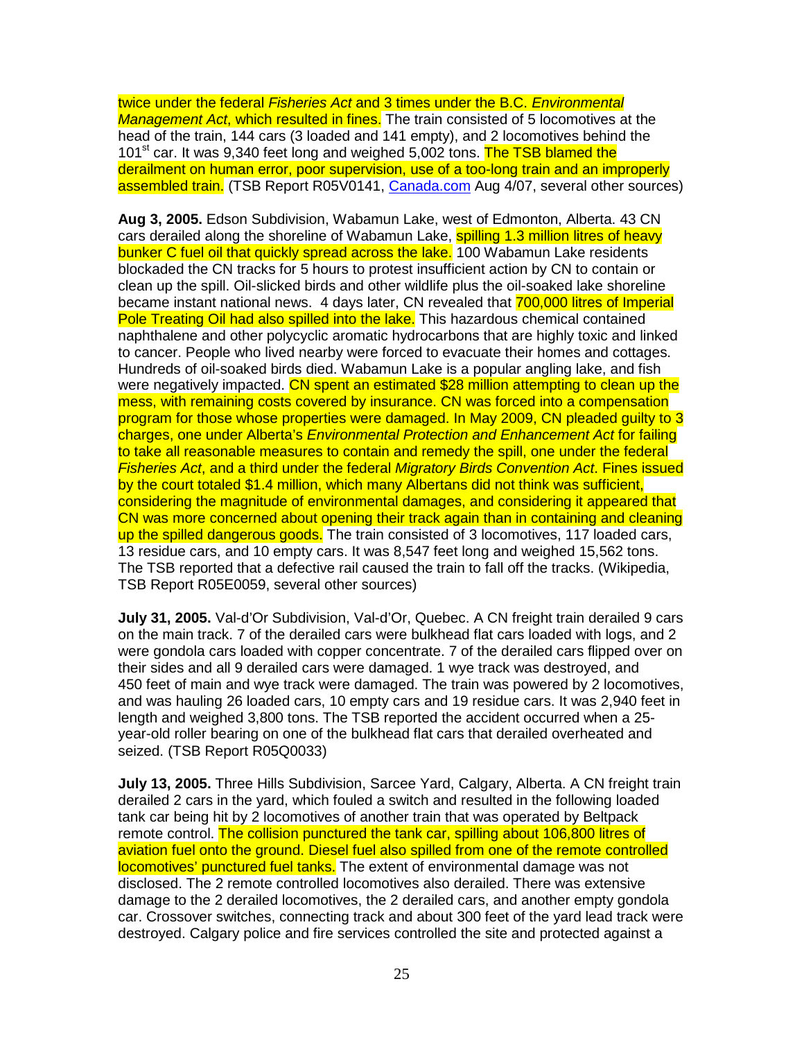twice under the federal *Fisheries Act* and 3 times under the B.C. *Environmental Management Act*, which resulted in fines. The train consisted of 5 locomotives at the head of the train, 144 cars (3 loaded and 141 empty), and 2 locomotives behind the 101st car. It was 9,340 feet long and weighed 5,002 tons. The TSB blamed the derailment on human error, poor supervision, use of a too-long train and an improperly assembled train. (TSB Report R05V0141, Canada.com Aug 4/07, several other sources)

**Aug 3, 2005.** Edson Subdivision, Wabamun Lake, west of Edmonton, Alberta. 43 CN cars derailed along the shoreline of Wabamun Lake, spilling 1.3 million litres of heavy bunker C fuel oil that quickly spread across the lake. 100 Wabamun Lake residents blockaded the CN tracks for 5 hours to protest insufficient action by CN to contain or clean up the spill. Oil-slicked birds and other wildlife plus the oil-soaked lake shoreline became instant national news. 4 days later, CN revealed that 700,000 litres of Imperial Pole Treating Oil had also spilled into the lake. This hazardous chemical contained naphthalene and other polycyclic aromatic hydrocarbons that are highly toxic and linked to cancer. People who lived nearby were forced to evacuate their homes and cottages. Hundreds of oil-soaked birds died. Wabamun Lake is a popular angling lake, and fish were negatively impacted. CN spent an estimated $28 million attempting to clean up the mess, with remaining costs covered by insurance. CN was forced into a compensation program for those whose properties were damaged. In May 2009, CN pleaded guilty to 3 charges, one under Alberta's *Environmental Protection and Enhancement Act* for failing to take all reasonable measures to contain and remedy the spill, one under the federal *Fisheries Act*, and a third under the federal *Migratory Birds Convention Act*. Fines issued by the court totaled $1.4 million, which many Albertans did not think was sufficient, considering the magnitude of environmental damages, and considering it appeared that CN was more concerned about opening their track again than in containing and cleaning up the spilled dangerous goods. The train consisted of 3 locomotives, 117 loaded cars, 13 residue cars, and 10 empty cars. It was 8,547 feet long and weighed 15,562 tons. The TSB reported that a defective rail caused the train to fall off the tracks. (Wikipedia, TSB Report R05E0059, several other sources)

**July 31, 2005.** Val-d'Or Subdivision, Val-d'Or, Quebec. A CN freight train derailed 9 cars on the main track. 7 of the derailed cars were bulkhead flat cars loaded with logs, and 2 were gondola cars loaded with copper concentrate. 7 of the derailed cars flipped over on their sides and all 9 derailed cars were damaged. 1 wye track was destroyed, and 450 feet of main and wye track were damaged. The train was powered by 2 locomotives, and was hauling 26 loaded cars, 10 empty cars and 19 residue cars. It was 2,940 feet in length and weighed 3,800 tons. The TSB reported the accident occurred when a 25-year-old roller bearing on one of the bulkhead flat cars that derailed overheated and seized. (TSB Report R05Q0033)

**July 13, 2005.** Three Hills Subdivision, Sarcee Yard, Calgary, Alberta. A CN freight train derailed 2 cars in the yard, which fouled a switch and resulted in the following loaded tank car being hit by 2 locomotives of another train that was operated by Beltpack remote control. The collision punctured the tank car, spilling about 106,800 litres of aviation fuel onto the ground. Diesel fuel also spilled from one of the remote controlled locomotives' punctured fuel tanks. The extent of environmental damage was not disclosed. The 2 remote controlled locomotives also derailed. There was extensive damage to the 2 derailed locomotives, the 2 derailed cars, and another empty gondola car. Crossover switches, connecting track and about 300 feet of the yard lead track were destroyed. Calgary police and fire services controlled the site and protected against a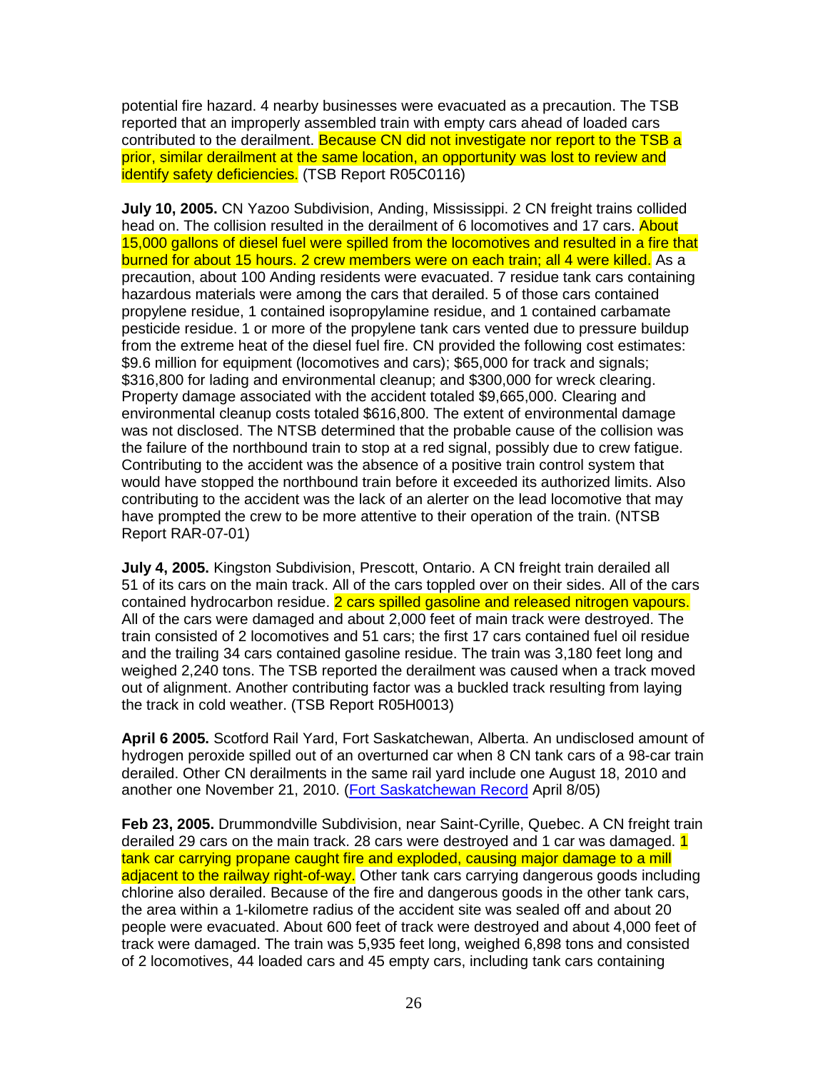potential fire hazard. 4 nearby businesses were evacuated as a precaution. The TSB reported that an improperly assembled train with empty cars ahead of loaded cars contributed to the derailment. Because CN did not investigate nor report to the TSB a prior, similar derailment at the same location, an opportunity was lost to review and identify safety deficiencies. (TSB Report R05C0116)

**July 10, 2005.** CN Yazoo Subdivision, Anding, Mississippi. 2 CN freight trains collided head on. The collision resulted in the derailment of 6 locomotives and 17 cars. About 15,000 gallons of diesel fuel were spilled from the locomotives and resulted in a fire that burned for about 15 hours. 2 crew members were on each train; all 4 were killed. As a precaution, about 100 Anding residents were evacuated. 7 residue tank cars containing hazardous materials were among the cars that derailed. 5 of those cars contained propylene residue, 1 contained isopropylamine residue, and 1 contained carbamate pesticide residue. 1 or more of the propylene tank cars vented due to pressure buildup from the extreme heat of the diesel fuel fire. CN provided the following cost estimates: $9.6 million for equipment (locomotives and cars); $65,000 for track and signals; $316,800 for lading and environmental cleanup; and $300,000 for wreck clearing. Property damage associated with the accident totaled $9,665,000. Clearing and environmental cleanup costs totaled $616,800. The extent of environmental damage was not disclosed. The NTSB determined that the probable cause of the collision was the failure of the northbound train to stop at a red signal, possibly due to crew fatigue. Contributing to the accident was the absence of a positive train control system that would have stopped the northbound train before it exceeded its authorized limits. Also contributing to the accident was the lack of an alerter on the lead locomotive that may have prompted the crew to be more attentive to their operation of the train. (NTSB Report RAR-07-01)

**July 4, 2005.** Kingston Subdivision, Prescott, Ontario. A CN freight train derailed all 51 of its cars on the main track. All of the cars toppled over on their sides. All of the cars contained hydrocarbon residue. 2 cars spilled gasoline and released nitrogen vapours. All of the cars were damaged and about 2,000 feet of main track were destroyed. The train consisted of 2 locomotives and 51 cars; the first 17 cars contained fuel oil residue and the trailing 34 cars contained gasoline residue. The train was 3,180 feet long and weighed 2,240 tons. The TSB reported the derailment was caused when a track moved out of alignment. Another contributing factor was a buckled track resulting from laying the track in cold weather. (TSB Report R05H0013)

**April 6 2005.** Scotford Rail Yard, Fort Saskatchewan, Alberta. An undisclosed amount of hydrogen peroxide spilled out of an overturned car when 8 CN tank cars of a 98-car train derailed. Other CN derailments in the same rail yard include one August 18, 2010 and another one November 21, 2010. (Fort Saskatchewan Record April 8/05)

**Feb 23, 2005.** Drummondville Subdivision, near Saint-Cyrille, Quebec. A CN freight train derailed 29 cars on the main track. 28 cars were destroyed and 1 car was damaged. 1 tank car carrying propane caught fire and exploded, causing major damage to a mill adjacent to the railway right-of-way. Other tank cars carrying dangerous goods including chlorine also derailed. Because of the fire and dangerous goods in the other tank cars, the area within a 1-kilometre radius of the accident site was sealed off and about 20 people were evacuated. About 600 feet of track were destroyed and about 4,000 feet of track were damaged. The train was 5,935 feet long, weighed 6,898 tons and consisted of 2 locomotives, 44 loaded cars and 45 empty cars, including tank cars containing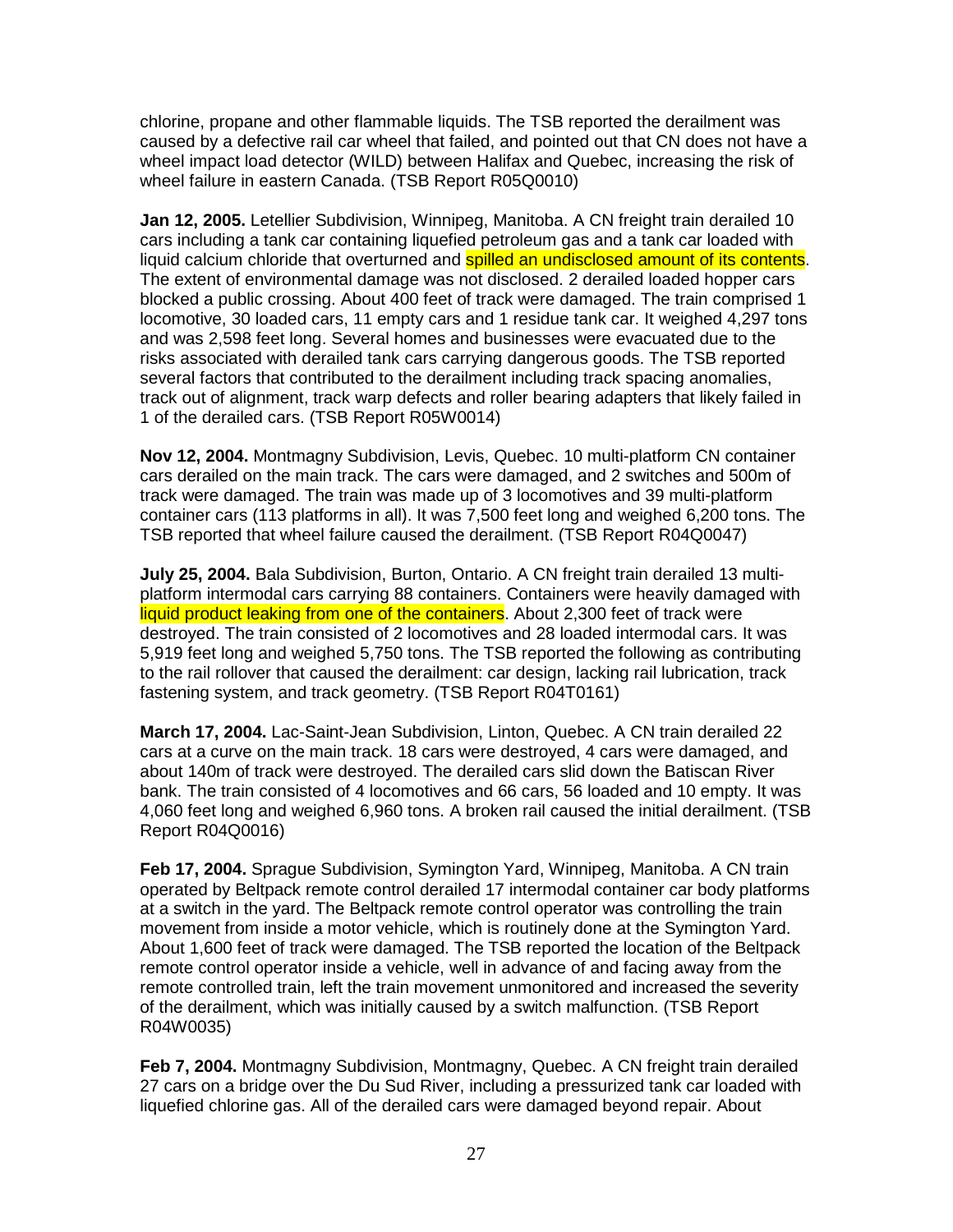chlorine, propane and other flammable liquids. The TSB reported the derailment was caused by a defective rail car wheel that failed, and pointed out that CN does not have a wheel impact load detector (WILD) between Halifax and Quebec, increasing the risk of wheel failure in eastern Canada. (TSB Report R05Q0010)

**Jan 12, 2005.** Letellier Subdivision, Winnipeg, Manitoba. A CN freight train derailed 10 cars including a tank car containing liquefied petroleum gas and a tank car loaded with liquid calcium chloride that overturned and spilled an undisclosed amount of its contents. The extent of environmental damage was not disclosed. 2 derailed loaded hopper cars blocked a public crossing. About 400 feet of track were damaged. The train comprised 1 locomotive, 30 loaded cars, 11 empty cars and 1 residue tank car. It weighed 4,297 tons and was 2,598 feet long. Several homes and businesses were evacuated due to the risks associated with derailed tank cars carrying dangerous goods. The TSB reported several factors that contributed to the derailment including track spacing anomalies, track out of alignment, track warp defects and roller bearing adapters that likely failed in 1 of the derailed cars. (TSB Report R05W0014)

**Nov 12, 2004.** Montmagny Subdivision, Levis, Quebec. 10 multi-platform CN container cars derailed on the main track. The cars were damaged, and 2 switches and 500m of track were damaged. The train was made up of 3 locomotives and 39 multi-platform container cars (113 platforms in all). It was 7,500 feet long and weighed 6,200 tons. The TSB reported that wheel failure caused the derailment. (TSB Report R04Q0047)

**July 25, 2004.** Bala Subdivision, Burton, Ontario. A CN freight train derailed 13 multi-platform intermodal cars carrying 88 containers. Containers were heavily damaged with liquid product leaking from one of the containers. About 2,300 feet of track were destroyed. The train consisted of 2 locomotives and 28 loaded intermodal cars. It was 5,919 feet long and weighed 5,750 tons. The TSB reported the following as contributing to the rail rollover that caused the derailment: car design, lacking rail lubrication, track fastening system, and track geometry. (TSB Report R04T0161)

**March 17, 2004.** Lac-Saint-Jean Subdivision, Linton, Quebec. A CN train derailed 22 cars at a curve on the main track. 18 cars were destroyed, 4 cars were damaged, and about 140m of track were destroyed. The derailed cars slid down the Batiscan River bank. The train consisted of 4 locomotives and 66 cars, 56 loaded and 10 empty. It was 4,060 feet long and weighed 6,960 tons. A broken rail caused the initial derailment. (TSB Report R04Q0016)

**Feb 17, 2004.** Sprague Subdivision, Symington Yard, Winnipeg, Manitoba. A CN train operated by Beltpack remote control derailed 17 intermodal container car body platforms at a switch in the yard. The Beltpack remote control operator was controlling the train movement from inside a motor vehicle, which is routinely done at the Symington Yard. About 1,600 feet of track were damaged. The TSB reported the location of the Beltpack remote control operator inside a vehicle, well in advance of and facing away from the remote controlled train, left the train movement unmonitored and increased the severity of the derailment, which was initially caused by a switch malfunction. (TSB Report R04W0035)

**Feb 7, 2004.** Montmagny Subdivision, Montmagny, Quebec. A CN freight train derailed 27 cars on a bridge over the Du Sud River, including a pressurized tank car loaded with liquefied chlorine gas. All of the derailed cars were damaged beyond repair. About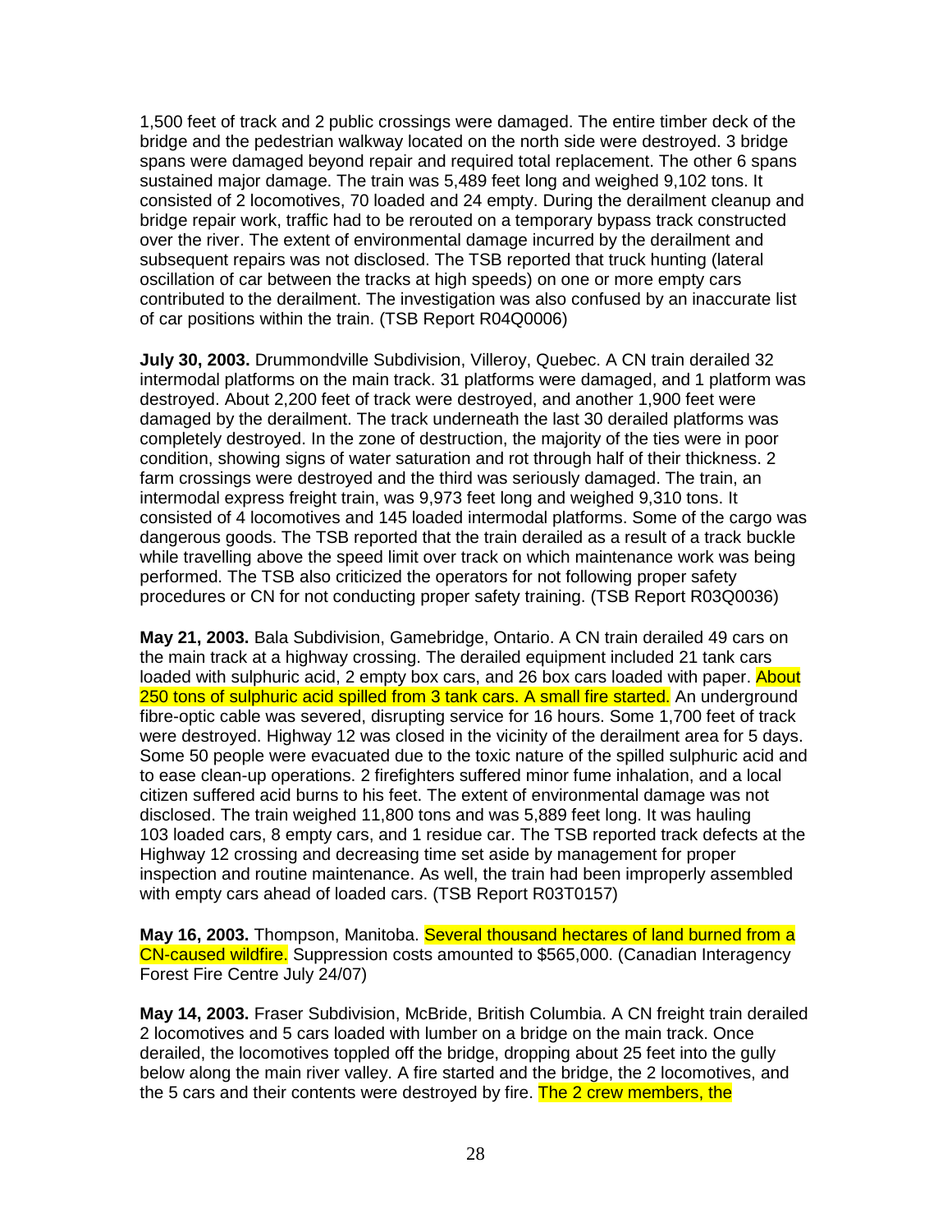1,500 feet of track and 2 public crossings were damaged. The entire timber deck of the bridge and the pedestrian walkway located on the north side were destroyed. 3 bridge spans were damaged beyond repair and required total replacement. The other 6 spans sustained major damage. The train was 5,489 feet long and weighed 9,102 tons. It consisted of 2 locomotives, 70 loaded and 24 empty. During the derailment cleanup and bridge repair work, traffic had to be rerouted on a temporary bypass track constructed over the river. The extent of environmental damage incurred by the derailment and subsequent repairs was not disclosed. The TSB reported that truck hunting (lateral oscillation of car between the tracks at high speeds) on one or more empty cars contributed to the derailment. The investigation was also confused by an inaccurate list of car positions within the train. (TSB Report R04Q0006)

**July 30, 2003.** Drummondville Subdivision, Villeroy, Quebec. A CN train derailed 32 intermodal platforms on the main track. 31 platforms were damaged, and 1 platform was destroyed. About 2,200 feet of track were destroyed, and another 1,900 feet were damaged by the derailment. The track underneath the last 30 derailed platforms was completely destroyed. In the zone of destruction, the majority of the ties were in poor condition, showing signs of water saturation and rot through half of their thickness. 2 farm crossings were destroyed and the third was seriously damaged. The train, an intermodal express freight train, was 9,973 feet long and weighed 9,310 tons. It consisted of 4 locomotives and 145 loaded intermodal platforms. Some of the cargo was dangerous goods. The TSB reported that the train derailed as a result of a track buckle while travelling above the speed limit over track on which maintenance work was being performed. The TSB also criticized the operators for not following proper safety procedures or CN for not conducting proper safety training. (TSB Report R03Q0036)

**May 21, 2003.** Bala Subdivision, Gamebridge, Ontario. A CN train derailed 49 cars on the main track at a highway crossing. The derailed equipment included 21 tank cars loaded with sulphuric acid, 2 empty box cars, and 26 box cars loaded with paper. About 250 tons of sulphuric acid spilled from 3 tank cars. A small fire started. An underground fibre-optic cable was severed, disrupting service for 16 hours. Some 1,700 feet of track were destroyed. Highway 12 was closed in the vicinity of the derailment area for 5 days. Some 50 people were evacuated due to the toxic nature of the spilled sulphuric acid and to ease clean-up operations. 2 firefighters suffered minor fume inhalation, and a local citizen suffered acid burns to his feet. The extent of environmental damage was not disclosed. The train weighed 11,800 tons and was 5,889 feet long. It was hauling 103 loaded cars, 8 empty cars, and 1 residue car. The TSB reported track defects at the Highway 12 crossing and decreasing time set aside by management for proper inspection and routine maintenance. As well, the train had been improperly assembled with empty cars ahead of loaded cars. (TSB Report R03T0157)

**May 16, 2003.** Thompson, Manitoba. Several thousand hectares of land burned from a CN-caused wildfire. Suppression costs amounted to $565,000. (Canadian Interagency Forest Fire Centre July 24/07)

**May 14, 2003.** Fraser Subdivision, McBride, British Columbia. A CN freight train derailed 2 locomotives and 5 cars loaded with lumber on a bridge on the main track. Once derailed, the locomotives toppled off the bridge, dropping about 25 feet into the gully below along the main river valley. A fire started and the bridge, the 2 locomotives, and the 5 cars and their contents were destroyed by fire. The 2 crew members, the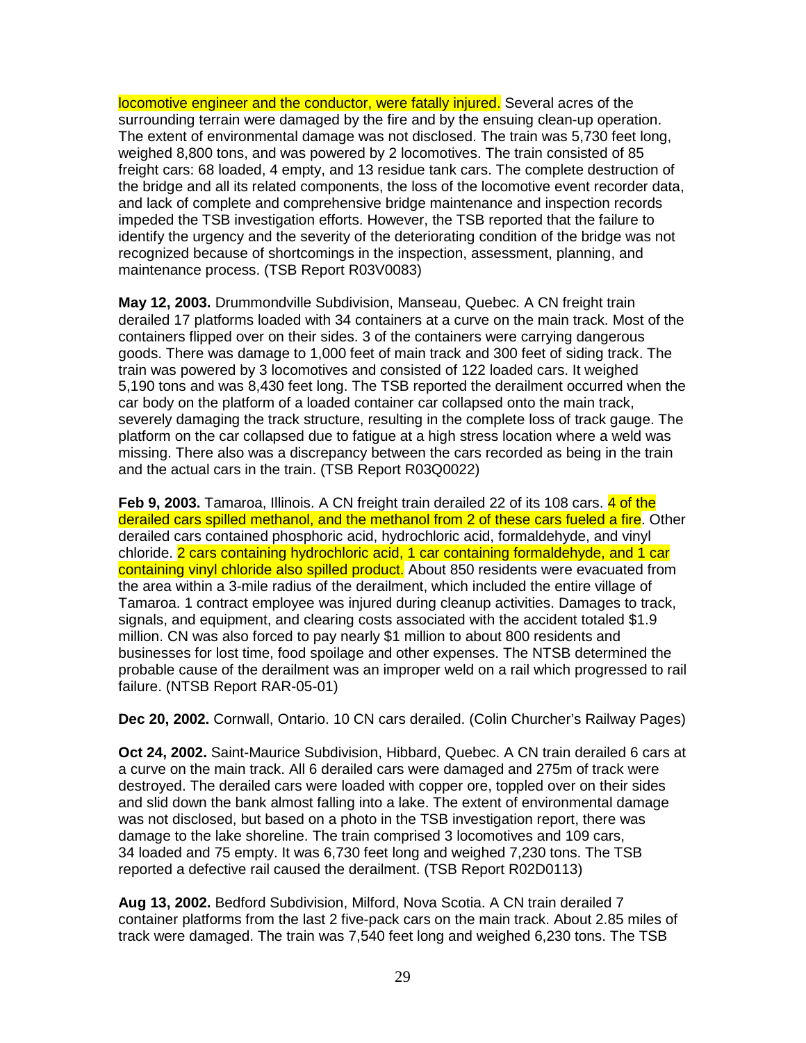locomotive engineer and the conductor, were fatally injured. Several acres of the surrounding terrain were damaged by the fire and by the ensuing clean-up operation. The extent of environmental damage was not disclosed. The train was 5,730 feet long, weighed 8,800 tons, and was powered by 2 locomotives. The train consisted of 85 freight cars: 68 loaded, 4 empty, and 13 residue tank cars. The complete destruction of the bridge and all its related components, the loss of the locomotive event recorder data, and lack of complete and comprehensive bridge maintenance and inspection records impeded the TSB investigation efforts. However, the TSB reported that the failure to identify the urgency and the severity of the deteriorating condition of the bridge was not recognized because of shortcomings in the inspection, assessment, planning, and maintenance process. (TSB Report R03V0083)

**May 12, 2003.** Drummondville Subdivision, Manseau, Quebec. A CN freight train derailed 17 platforms loaded with 34 containers at a curve on the main track. Most of the containers flipped over on their sides. 3 of the containers were carrying dangerous goods. There was damage to 1,000 feet of main track and 300 feet of siding track. The train was powered by 3 locomotives and consisted of 122 loaded cars. It weighed 5,190 tons and was 8,430 feet long. The TSB reported the derailment occurred when the car body on the platform of a loaded container car collapsed onto the main track, severely damaging the track structure, resulting in the complete loss of track gauge. The platform on the car collapsed due to fatigue at a high stress location where a weld was missing. There also was a discrepancy between the cars recorded as being in the train and the actual cars in the train. (TSB Report R03Q0022)

**Feb 9, 2003.** Tamaroa, Illinois. A CN freight train derailed 22 of its 108 cars. 4 of the derailed cars spilled methanol, and the methanol from 2 of these cars fueled a fire. Other derailed cars contained phosphoric acid, hydrochloric acid, formaldehyde, and vinyl chloride. 2 cars containing hydrochloric acid, 1 car containing formaldehyde, and 1 car containing vinyl chloride also spilled product. About 850 residents were evacuated from the area within a 3-mile radius of the derailment, which included the entire village of Tamaroa. 1 contract employee was injured during cleanup activities. Damages to track, signals, and equipment, and clearing costs associated with the accident totaled $1.9 million. CN was also forced to pay nearly $1 million to about 800 residents and businesses for lost time, food spoilage and other expenses. The NTSB determined the probable cause of the derailment was an improper weld on a rail which progressed to rail failure. (NTSB Report RAR-05-01)

**Dec 20, 2002.** Cornwall, Ontario. 10 CN cars derailed. (Colin Churcher's Railway Pages)

**Oct 24, 2002.** Saint-Maurice Subdivision, Hibbard, Quebec. A CN train derailed 6 cars at a curve on the main track. All 6 derailed cars were damaged and 275m of track were destroyed. The derailed cars were loaded with copper ore, toppled over on their sides and slid down the bank almost falling into a lake. The extent of environmental damage was not disclosed, but based on a photo in the TSB investigation report, there was damage to the lake shoreline. The train comprised 3 locomotives and 109 cars, 34 loaded and 75 empty. It was 6,730 feet long and weighed 7,230 tons. The TSB reported a defective rail caused the derailment. (TSB Report R02D0113)

**Aug 13, 2002.** Bedford Subdivision, Milford, Nova Scotia. A CN train derailed 7 container platforms from the last 2 five-pack cars on the main track. About 2.85 miles of track were damaged. The train was 7,540 feet long and weighed 6,230 tons. The TSB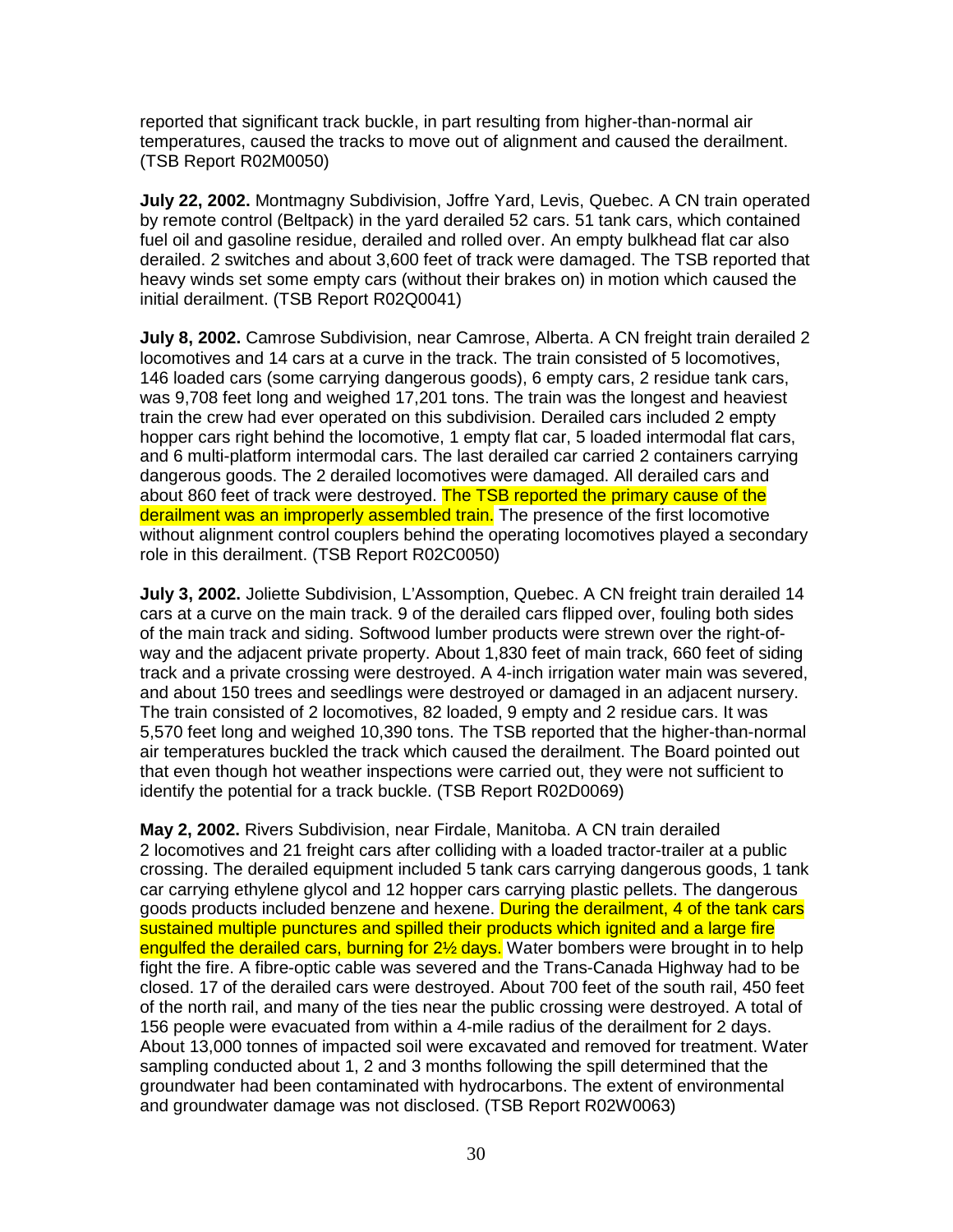reported that significant track buckle, in part resulting from higher-than-normal air temperatures, caused the tracks to move out of alignment and caused the derailment. (TSB Report R02M0050)

**July 22, 2002.** Montmagny Subdivision, Joffre Yard, Levis, Quebec. A CN train operated by remote control (Beltpack) in the yard derailed 52 cars. 51 tank cars, which contained fuel oil and gasoline residue, derailed and rolled over. An empty bulkhead flat car also derailed. 2 switches and about 3,600 feet of track were damaged. The TSB reported that heavy winds set some empty cars (without their brakes on) in motion which caused the initial derailment. (TSB Report R02Q0041)

**July 8, 2002.** Camrose Subdivision, near Camrose, Alberta. A CN freight train derailed 2 locomotives and 14 cars at a curve in the track. The train consisted of 5 locomotives, 146 loaded cars (some carrying dangerous goods), 6 empty cars, 2 residue tank cars, was 9,708 feet long and weighed 17,201 tons. The train was the longest and heaviest train the crew had ever operated on this subdivision. Derailed cars included 2 empty hopper cars right behind the locomotive, 1 empty flat car, 5 loaded intermodal flat cars, and 6 multi-platform intermodal cars. The last derailed car carried 2 containers carrying dangerous goods. The 2 derailed locomotives were damaged. All derailed cars and about 860 feet of track were destroyed. The TSB reported the primary cause of the derailment was an improperly assembled train. The presence of the first locomotive without alignment control couplers behind the operating locomotives played a secondary role in this derailment. (TSB Report R02C0050)

**July 3, 2002.** Joliette Subdivision, L'Assomption, Quebec. A CN freight train derailed 14 cars at a curve on the main track. 9 of the derailed cars flipped over, fouling both sides of the main track and siding. Softwood lumber products were strewn over the right-of-way and the adjacent private property. About 1,830 feet of main track, 660 feet of siding track and a private crossing were destroyed. A 4-inch irrigation water main was severed, and about 150 trees and seedlings were destroyed or damaged in an adjacent nursery. The train consisted of 2 locomotives, 82 loaded, 9 empty and 2 residue cars. It was 5,570 feet long and weighed 10,390 tons. The TSB reported that the higher-than-normal air temperatures buckled the track which caused the derailment. The Board pointed out that even though hot weather inspections were carried out, they were not sufficient to identify the potential for a track buckle. (TSB Report R02D0069)

**May 2, 2002.** Rivers Subdivision, near Firdale, Manitoba. A CN train derailed 2 locomotives and 21 freight cars after colliding with a loaded tractor-trailer at a public crossing. The derailed equipment included 5 tank cars carrying dangerous goods, 1 tank car carrying ethylene glycol and 12 hopper cars carrying plastic pellets. The dangerous goods products included benzene and hexene. During the derailment, 4 of the tank cars sustained multiple punctures and spilled their products which ignited and a large fire engulfed the derailed cars, burning for 2½ days. Water bombers were brought in to help fight the fire. A fibre-optic cable was severed and the Trans-Canada Highway had to be closed. 17 of the derailed cars were destroyed. About 700 feet of the south rail, 450 feet of the north rail, and many of the ties near the public crossing were destroyed. A total of 156 people were evacuated from within a 4-mile radius of the derailment for 2 days. About 13,000 tonnes of impacted soil were excavated and removed for treatment. Water sampling conducted about 1, 2 and 3 months following the spill determined that the groundwater had been contaminated with hydrocarbons. The extent of environmental and groundwater damage was not disclosed. (TSB Report R02W0063)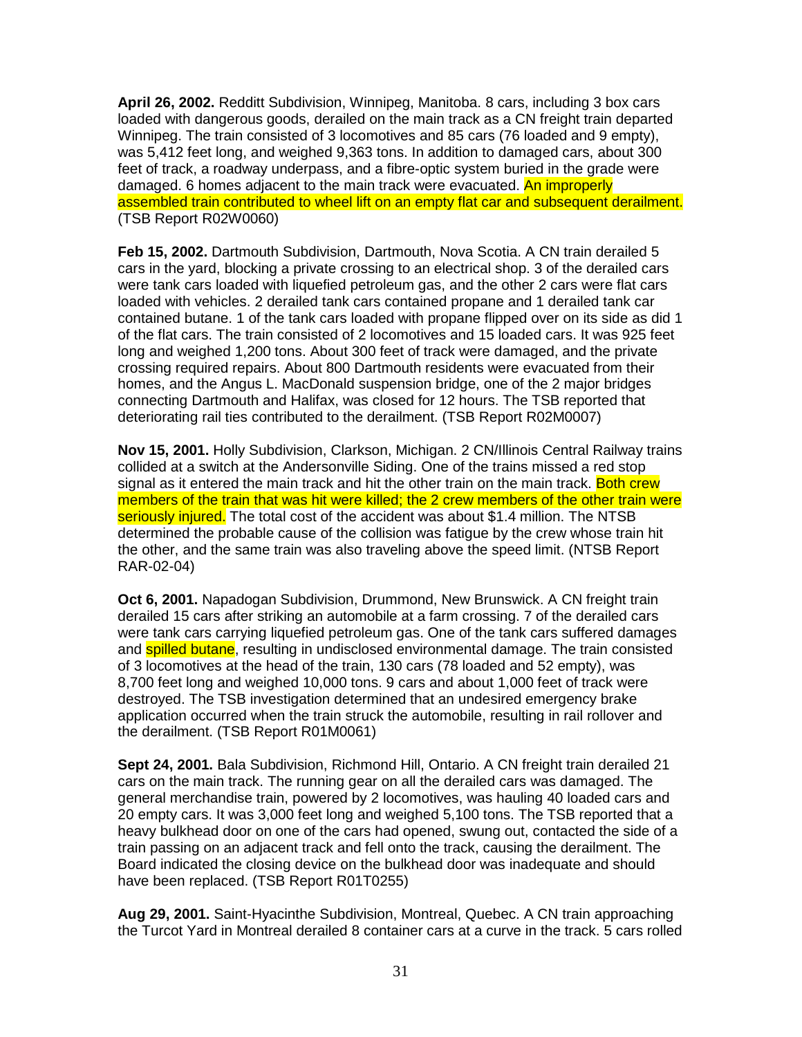**April 26, 2002.** Redditt Subdivision, Winnipeg, Manitoba. 8 cars, including 3 box cars loaded with dangerous goods, derailed on the main track as a CN freight train departed Winnipeg. The train consisted of 3 locomotives and 85 cars (76 loaded and 9 empty), was 5,412 feet long, and weighed 9,363 tons. In addition to damaged cars, about 300 feet of track, a roadway underpass, and a fibre-optic system buried in the grade were damaged. 6 homes adjacent to the main track were evacuated. An improperly assembled train contributed to wheel lift on an empty flat car and subsequent derailment. (TSB Report R02W0060)

**Feb 15, 2002.** Dartmouth Subdivision, Dartmouth, Nova Scotia. A CN train derailed 5 cars in the yard, blocking a private crossing to an electrical shop. 3 of the derailed cars were tank cars loaded with liquefied petroleum gas, and the other 2 cars were flat cars loaded with vehicles. 2 derailed tank cars contained propane and 1 derailed tank car contained butane. 1 of the tank cars loaded with propane flipped over on its side as did 1 of the flat cars. The train consisted of 2 locomotives and 15 loaded cars. It was 925 feet long and weighed 1,200 tons. About 300 feet of track were damaged, and the private crossing required repairs. About 800 Dartmouth residents were evacuated from their homes, and the Angus L. MacDonald suspension bridge, one of the 2 major bridges connecting Dartmouth and Halifax, was closed for 12 hours. The TSB reported that deteriorating rail ties contributed to the derailment. (TSB Report R02M0007)

**Nov 15, 2001.** Holly Subdivision, Clarkson, Michigan. 2 CN/Illinois Central Railway trains collided at a switch at the Andersonville Siding. One of the trains missed a red stop signal as it entered the main track and hit the other train on the main track. Both crew members of the train that was hit were killed; the 2 crew members of the other train were seriously injured. The total cost of the accident was about $1.4 million. The NTSB determined the probable cause of the collision was fatigue by the crew whose train hit the other, and the same train was also traveling above the speed limit. (NTSB Report RAR-02-04)

**Oct 6, 2001.** Napadogan Subdivision, Drummond, New Brunswick. A CN freight train derailed 15 cars after striking an automobile at a farm crossing. 7 of the derailed cars were tank cars carrying liquefied petroleum gas. One of the tank cars suffered damages and spilled butane, resulting in undisclosed environmental damage. The train consisted of 3 locomotives at the head of the train, 130 cars (78 loaded and 52 empty), was 8,700 feet long and weighed 10,000 tons. 9 cars and about 1,000 feet of track were destroyed. The TSB investigation determined that an undesired emergency brake application occurred when the train struck the automobile, resulting in rail rollover and the derailment. (TSB Report R01M0061)

**Sept 24, 2001.** Bala Subdivision, Richmond Hill, Ontario. A CN freight train derailed 21 cars on the main track. The running gear on all the derailed cars was damaged. The general merchandise train, powered by 2 locomotives, was hauling 40 loaded cars and 20 empty cars. It was 3,000 feet long and weighed 5,100 tons. The TSB reported that a heavy bulkhead door on one of the cars had opened, swung out, contacted the side of a train passing on an adjacent track and fell onto the track, causing the derailment. The Board indicated the closing device on the bulkhead door was inadequate and should have been replaced. (TSB Report R01T0255)

**Aug 29, 2001.** Saint-Hyacinthe Subdivision, Montreal, Quebec. A CN train approaching the Turcot Yard in Montreal derailed 8 container cars at a curve in the track. 5 cars rolled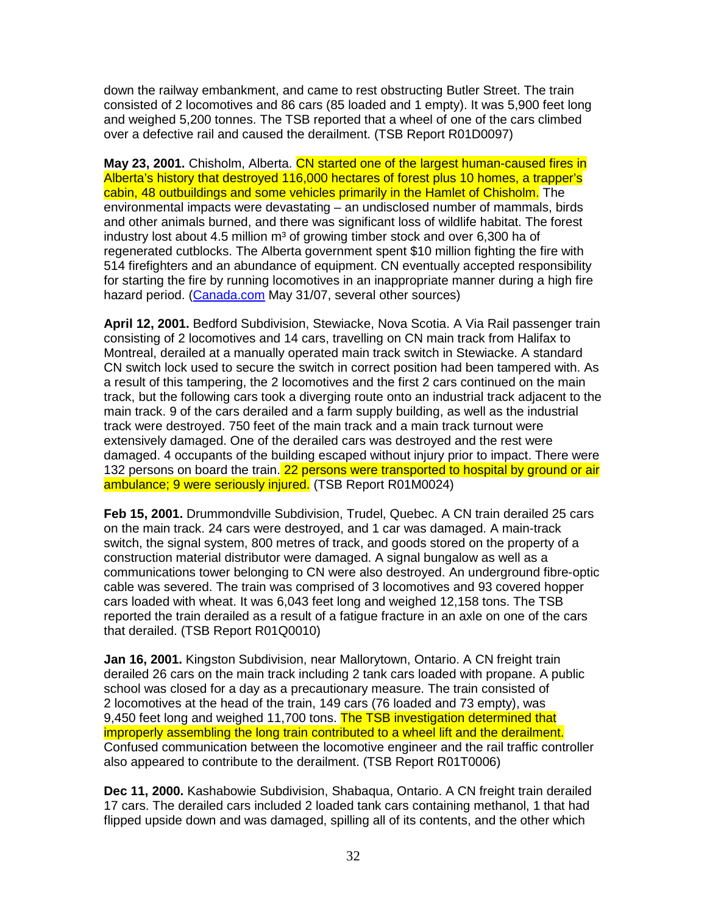down the railway embankment, and came to rest obstructing Butler Street. The train consisted of 2 locomotives and 86 cars (85 loaded and 1 empty). It was 5,900 feet long and weighed 5,200 tonnes. The TSB reported that a wheel of one of the cars climbed over a defective rail and caused the derailment. (TSB Report R01D0097)

**May 23, 2001.** Chisholm, Alberta. CN started one of the largest human-caused fires in Alberta's history that destroyed 116,000 hectares of forest plus 10 homes, a trapper's cabin, 48 outbuildings and some vehicles primarily in the Hamlet of Chisholm. The environmental impacts were devastating – an undisclosed number of mammals, birds and other animals burned, and there was significant loss of wildlife habitat. The forest industry lost about 4.5 million m³ of growing timber stock and over 6,300 ha of regenerated cutblocks. The Alberta government spent $10 million fighting the fire with 514 firefighters and an abundance of equipment. CN eventually accepted responsibility for starting the fire by running locomotives in an inappropriate manner during a high fire hazard period. (Canada.com May 31/07, several other sources)

**April 12, 2001.** Bedford Subdivision, Stewiacke, Nova Scotia. A Via Rail passenger train consisting of 2 locomotives and 14 cars, travelling on CN main track from Halifax to Montreal, derailed at a manually operated main track switch in Stewiacke. A standard CN switch lock used to secure the switch in correct position had been tampered with. As a result of this tampering, the 2 locomotives and the first 2 cars continued on the main track, but the following cars took a diverging route onto an industrial track adjacent to the main track. 9 of the cars derailed and a farm supply building, as well as the industrial track were destroyed. 750 feet of the main track and a main track turnout were extensively damaged. One of the derailed cars was destroyed and the rest were damaged. 4 occupants of the building escaped without injury prior to impact. There were 132 persons on board the train. 22 persons were transported to hospital by ground or air ambulance; 9 were seriously injured. (TSB Report R01M0024)

**Feb 15, 2001.** Drummondville Subdivision, Trudel, Quebec. A CN train derailed 25 cars on the main track. 24 cars were destroyed, and 1 car was damaged. A main-track switch, the signal system, 800 metres of track, and goods stored on the property of a construction material distributor were damaged. A signal bungalow as well as a communications tower belonging to CN were also destroyed. An underground fibre-optic cable was severed. The train was comprised of 3 locomotives and 93 covered hopper cars loaded with wheat. It was 6,043 feet long and weighed 12,158 tons. The TSB reported the train derailed as a result of a fatigue fracture in an axle on one of the cars that derailed. (TSB Report R01Q0010)

**Jan 16, 2001.** Kingston Subdivision, near Mallorytown, Ontario. A CN freight train derailed 26 cars on the main track including 2 tank cars loaded with propane. A public school was closed for a day as a precautionary measure. The train consisted of 2 locomotives at the head of the train, 149 cars (76 loaded and 73 empty), was 9,450 feet long and weighed 11,700 tons. The TSB investigation determined that improperly assembling the long train contributed to a wheel lift and the derailment. Confused communication between the locomotive engineer and the rail traffic controller also appeared to contribute to the derailment. (TSB Report R01T0006)

**Dec 11, 2000.** Kashabowie Subdivision, Shabaqua, Ontario. A CN freight train derailed 17 cars. The derailed cars included 2 loaded tank cars containing methanol, 1 that had flipped upside down and was damaged, spilling all of its contents, and the other which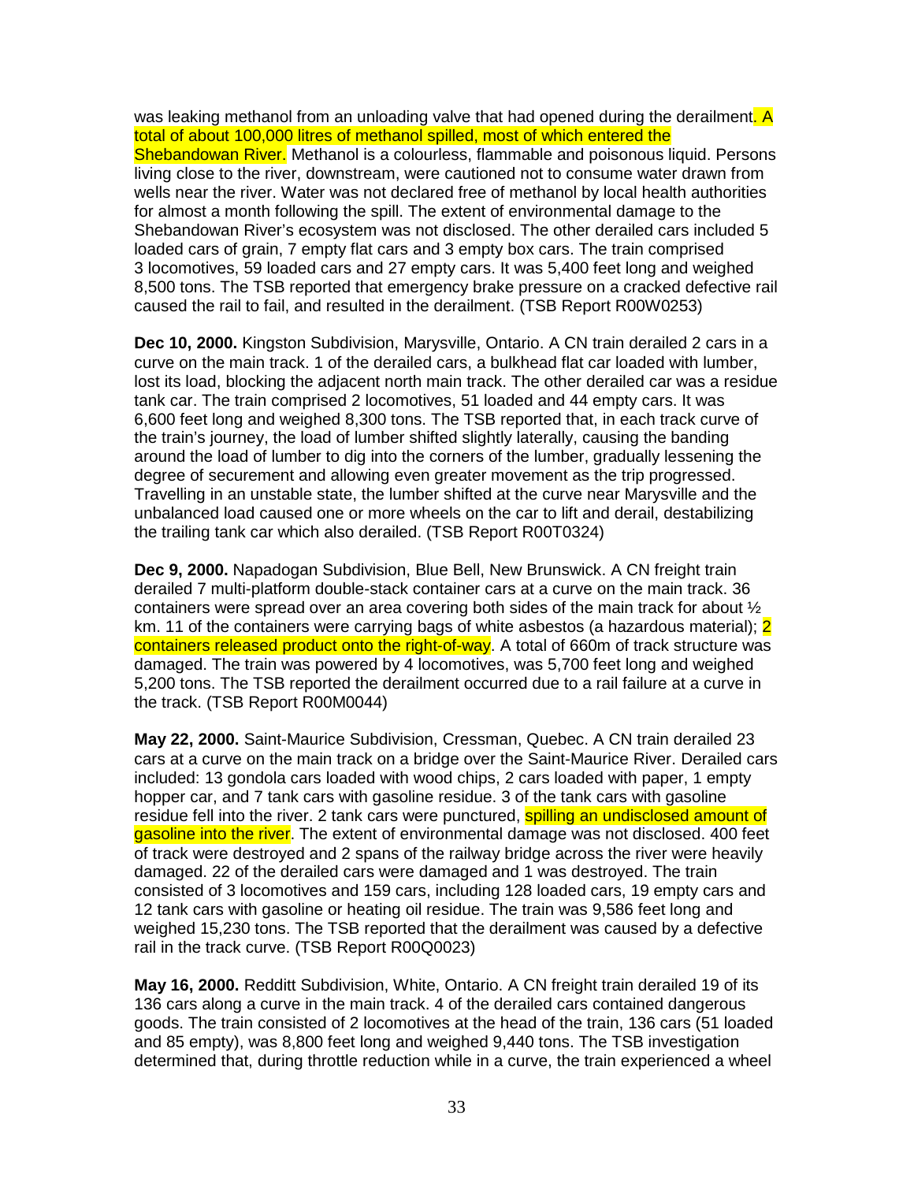was leaking methanol from an unloading valve that had opened during the derailment. A total of about 100,000 litres of methanol spilled, most of which entered the Shebandowan River. Methanol is a colourless, flammable and poisonous liquid. Persons living close to the river, downstream, were cautioned not to consume water drawn from wells near the river. Water was not declared free of methanol by local health authorities for almost a month following the spill. The extent of environmental damage to the Shebandowan River's ecosystem was not disclosed. The other derailed cars included 5 loaded cars of grain, 7 empty flat cars and 3 empty box cars. The train comprised 3 locomotives, 59 loaded cars and 27 empty cars. It was 5,400 feet long and weighed 8,500 tons. The TSB reported that emergency brake pressure on a cracked defective rail caused the rail to fail, and resulted in the derailment. (TSB Report R00W0253)

**Dec 10, 2000.** Kingston Subdivision, Marysville, Ontario. A CN train derailed 2 cars in a curve on the main track. 1 of the derailed cars, a bulkhead flat car loaded with lumber, lost its load, blocking the adjacent north main track. The other derailed car was a residue tank car. The train comprised 2 locomotives, 51 loaded and 44 empty cars. It was 6,600 feet long and weighed 8,300 tons. The TSB reported that, in each track curve of the train's journey, the load of lumber shifted slightly laterally, causing the banding around the load of lumber to dig into the corners of the lumber, gradually lessening the degree of securement and allowing even greater movement as the trip progressed. Travelling in an unstable state, the lumber shifted at the curve near Marysville and the unbalanced load caused one or more wheels on the car to lift and derail, destabilizing the trailing tank car which also derailed. (TSB Report R00T0324)

**Dec 9, 2000.** Napadogan Subdivision, Blue Bell, New Brunswick. A CN freight train derailed 7 multi-platform double-stack container cars at a curve on the main track. 36 containers were spread over an area covering both sides of the main track for about ½ km. 11 of the containers were carrying bags of white asbestos (a hazardous material); 2 containers released product onto the right-of-way. A total of 660m of track structure was damaged. The train was powered by 4 locomotives, was 5,700 feet long and weighed 5,200 tons. The TSB reported the derailment occurred due to a rail failure at a curve in the track. (TSB Report R00M0044)

**May 22, 2000.** Saint-Maurice Subdivision, Cressman, Quebec. A CN train derailed 23 cars at a curve on the main track on a bridge over the Saint-Maurice River. Derailed cars included: 13 gondola cars loaded with wood chips, 2 cars loaded with paper, 1 empty hopper car, and 7 tank cars with gasoline residue. 3 of the tank cars with gasoline residue fell into the river. 2 tank cars were punctured, spilling an undisclosed amount of gasoline into the river. The extent of environmental damage was not disclosed. 400 feet of track were destroyed and 2 spans of the railway bridge across the river were heavily damaged. 22 of the derailed cars were damaged and 1 was destroyed. The train consisted of 3 locomotives and 159 cars, including 128 loaded cars, 19 empty cars and 12 tank cars with gasoline or heating oil residue. The train was 9,586 feet long and weighed 15,230 tons. The TSB reported that the derailment was caused by a defective rail in the track curve. (TSB Report R00Q0023)

**May 16, 2000.** Redditt Subdivision, White, Ontario. A CN freight train derailed 19 of its 136 cars along a curve in the main track. 4 of the derailed cars contained dangerous goods. The train consisted of 2 locomotives at the head of the train, 136 cars (51 loaded and 85 empty), was 8,800 feet long and weighed 9,440 tons. The TSB investigation determined that, during throttle reduction while in a curve, the train experienced a wheel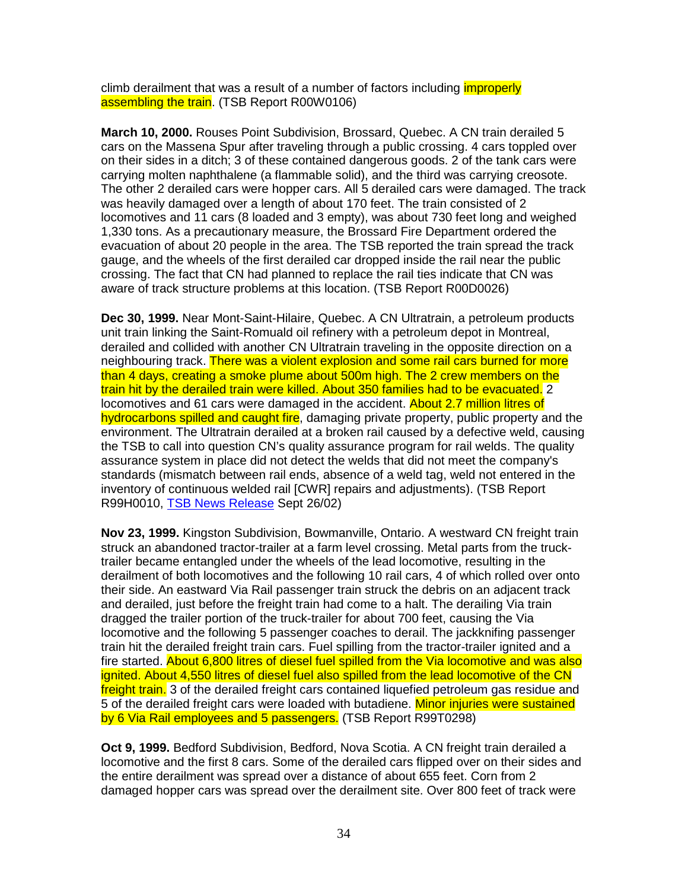climb derailment that was a result of a number of factors including improperly assembling the train. (TSB Report R00W0106)

**March 10, 2000.** Rouses Point Subdivision, Brossard, Quebec. A CN train derailed 5 cars on the Massena Spur after traveling through a public crossing. 4 cars toppled over on their sides in a ditch; 3 of these contained dangerous goods. 2 of the tank cars were carrying molten naphthalene (a flammable solid), and the third was carrying creosote. The other 2 derailed cars were hopper cars. All 5 derailed cars were damaged. The track was heavily damaged over a length of about 170 feet. The train consisted of 2 locomotives and 11 cars (8 loaded and 3 empty), was about 730 feet long and weighed 1,330 tons. As a precautionary measure, the Brossard Fire Department ordered the evacuation of about 20 people in the area. The TSB reported the train spread the track gauge, and the wheels of the first derailed car dropped inside the rail near the public crossing. The fact that CN had planned to replace the rail ties indicate that CN was aware of track structure problems at this location. (TSB Report R00D0026)

**Dec 30, 1999.** Near Mont-Saint-Hilaire, Quebec. A CN Ultratrain, a petroleum products unit train linking the Saint-Romuald oil refinery with a petroleum depot in Montreal, derailed and collided with another CN Ultratrain traveling in the opposite direction on a neighbouring track. There was a violent explosion and some rail cars burned for more than 4 days, creating a smoke plume about 500m high. The 2 crew members on the train hit by the derailed train were killed. About 350 families had to be evacuated. 2 locomotives and 61 cars were damaged in the accident. About 2.7 million litres of hydrocarbons spilled and caught fire, damaging private property, public property and the environment. The Ultratrain derailed at a broken rail caused by a defective weld, causing the TSB to call into question CN's quality assurance program for rail welds. The quality assurance system in place did not detect the welds that did not meet the company's standards (mismatch between rail ends, absence of a weld tag, weld not entered in the inventory of continuous welded rail [CWR] repairs and adjustments). (TSB Report R99H0010, TSB News Release Sept 26/02)

**Nov 23, 1999.** Kingston Subdivision, Bowmanville, Ontario. A westward CN freight train struck an abandoned tractor-trailer at a farm level crossing. Metal parts from the truck-trailer became entangled under the wheels of the lead locomotive, resulting in the derailment of both locomotives and the following 10 rail cars, 4 of which rolled over onto their side. An eastward Via Rail passenger train struck the debris on an adjacent track and derailed, just before the freight train had come to a halt. The derailing Via train dragged the trailer portion of the truck-trailer for about 700 feet, causing the Via locomotive and the following 5 passenger coaches to derail. The jackknifing passenger train hit the derailed freight train cars. Fuel spilling from the tractor-trailer ignited and a fire started. About 6,800 litres of diesel fuel spilled from the Via locomotive and was also ignited. About 4,550 litres of diesel fuel also spilled from the lead locomotive of the CN freight train. 3 of the derailed freight cars contained liquefied petroleum gas residue and 5 of the derailed freight cars were loaded with butadiene. Minor injuries were sustained by 6 Via Rail employees and 5 passengers. (TSB Report R99T0298)

**Oct 9, 1999.** Bedford Subdivision, Bedford, Nova Scotia. A CN freight train derailed a locomotive and the first 8 cars. Some of the derailed cars flipped over on their sides and the entire derailment was spread over a distance of about 655 feet. Corn from 2 damaged hopper cars was spread over the derailment site. Over 800 feet of track were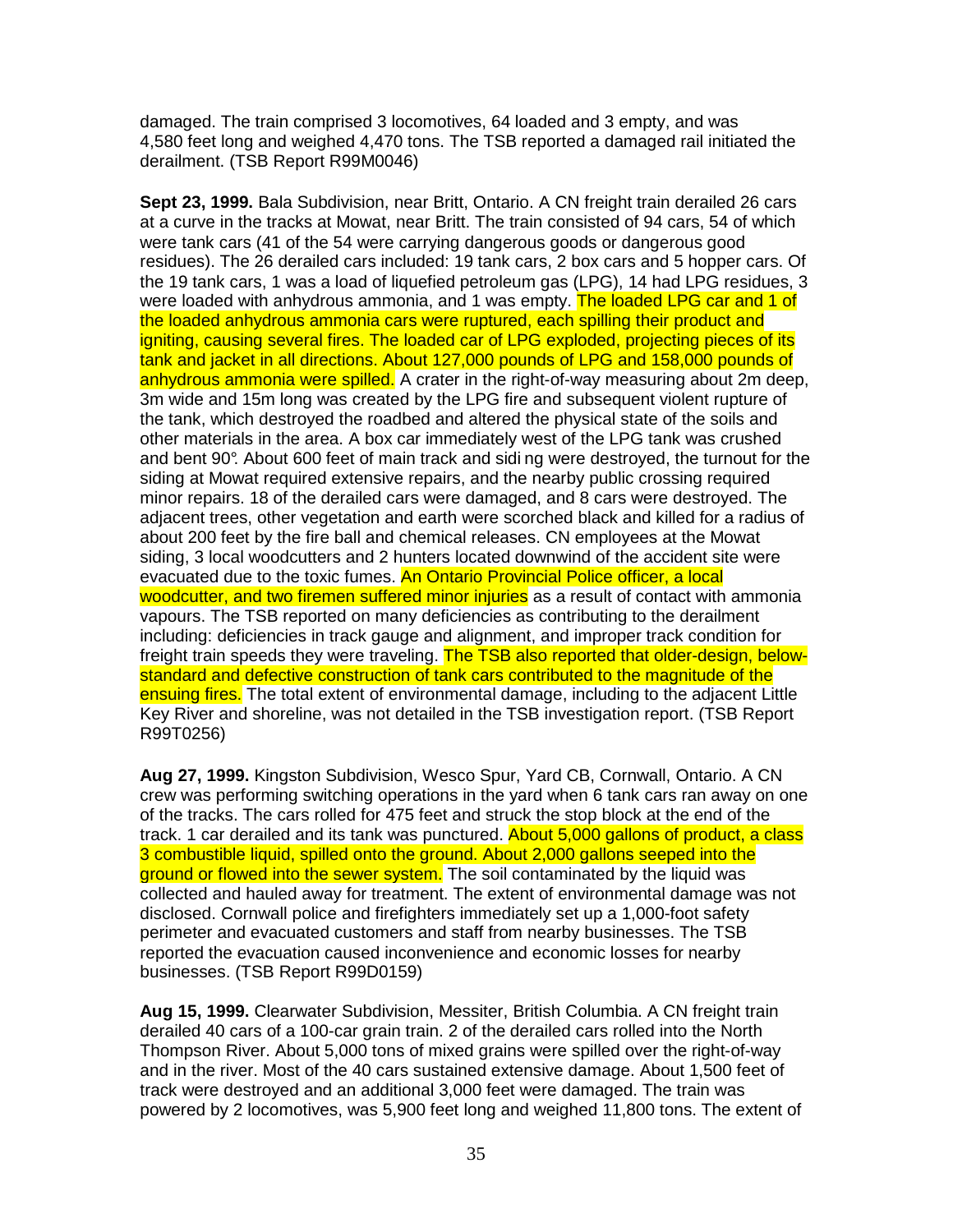damaged. The train comprised 3 locomotives, 64 loaded and 3 empty, and was 4,580 feet long and weighed 4,470 tons. The TSB reported a damaged rail initiated the derailment. (TSB Report R99M0046)

**Sept 23, 1999.** Bala Subdivision, near Britt, Ontario. A CN freight train derailed 26 cars at a curve in the tracks at Mowat, near Britt. The train consisted of 94 cars, 54 of which were tank cars (41 of the 54 were carrying dangerous goods or dangerous good residues). The 26 derailed cars included: 19 tank cars, 2 box cars and 5 hopper cars. Of the 19 tank cars, 1 was a load of liquefied petroleum gas (LPG), 14 had LPG residues, 3 were loaded with anhydrous ammonia, and 1 was empty. The loaded LPG car and 1 of the loaded anhydrous ammonia cars were ruptured, each spilling their product and igniting, causing several fires. The loaded car of LPG exploded, projecting pieces of its tank and jacket in all directions. About 127,000 pounds of LPG and 158,000 pounds of anhydrous ammonia were spilled. A crater in the right-of-way measuring about 2m deep, 3m wide and 15m long was created by the LPG fire and subsequent violent rupture of the tank, which destroyed the roadbed and altered the physical state of the soils and other materials in the area. A box car immediately west of the LPG tank was crushed and bent 90°. About 600 feet of main track and siding were destroyed, the turnout for the siding at Mowat required extensive repairs, and the nearby public crossing required minor repairs. 18 of the derailed cars were damaged, and 8 cars were destroyed. The adjacent trees, other vegetation and earth were scorched black and killed for a radius of about 200 feet by the fire ball and chemical releases. CN employees at the Mowat siding, 3 local woodcutters and 2 hunters located downwind of the accident site were evacuated due to the toxic fumes. An Ontario Provincial Police officer, a local woodcutter, and two firemen suffered minor injuries as a result of contact with ammonia vapours. The TSB reported on many deficiencies as contributing to the derailment including: deficiencies in track gauge and alignment, and improper track condition for freight train speeds they were traveling. The TSB also reported that older-design, below-standard and defective construction of tank cars contributed to the magnitude of the ensuing fires. The total extent of environmental damage, including to the adjacent Little Key River and shoreline, was not detailed in the TSB investigation report. (TSB Report R99T0256)

**Aug 27, 1999.** Kingston Subdivision, Wesco Spur, Yard CB, Cornwall, Ontario. A CN crew was performing switching operations in the yard when 6 tank cars ran away on one of the tracks. The cars rolled for 475 feet and struck the stop block at the end of the track. 1 car derailed and its tank was punctured. About 5,000 gallons of product, a class 3 combustible liquid, spilled onto the ground. About 2,000 gallons seeped into the ground or flowed into the sewer system. The soil contaminated by the liquid was collected and hauled away for treatment. The extent of environmental damage was not disclosed. Cornwall police and firefighters immediately set up a 1,000-foot safety perimeter and evacuated customers and staff from nearby businesses. The TSB reported the evacuation caused inconvenience and economic losses for nearby businesses. (TSB Report R99D0159)

**Aug 15, 1999.** Clearwater Subdivision, Messiter, British Columbia. A CN freight train derailed 40 cars of a 100-car grain train. 2 of the derailed cars rolled into the North Thompson River. About 5,000 tons of mixed grains were spilled over the right-of-way and in the river. Most of the 40 cars sustained extensive damage. About 1,500 feet of track were destroyed and an additional 3,000 feet were damaged. The train was powered by 2 locomotives, was 5,900 feet long and weighed 11,800 tons. The extent of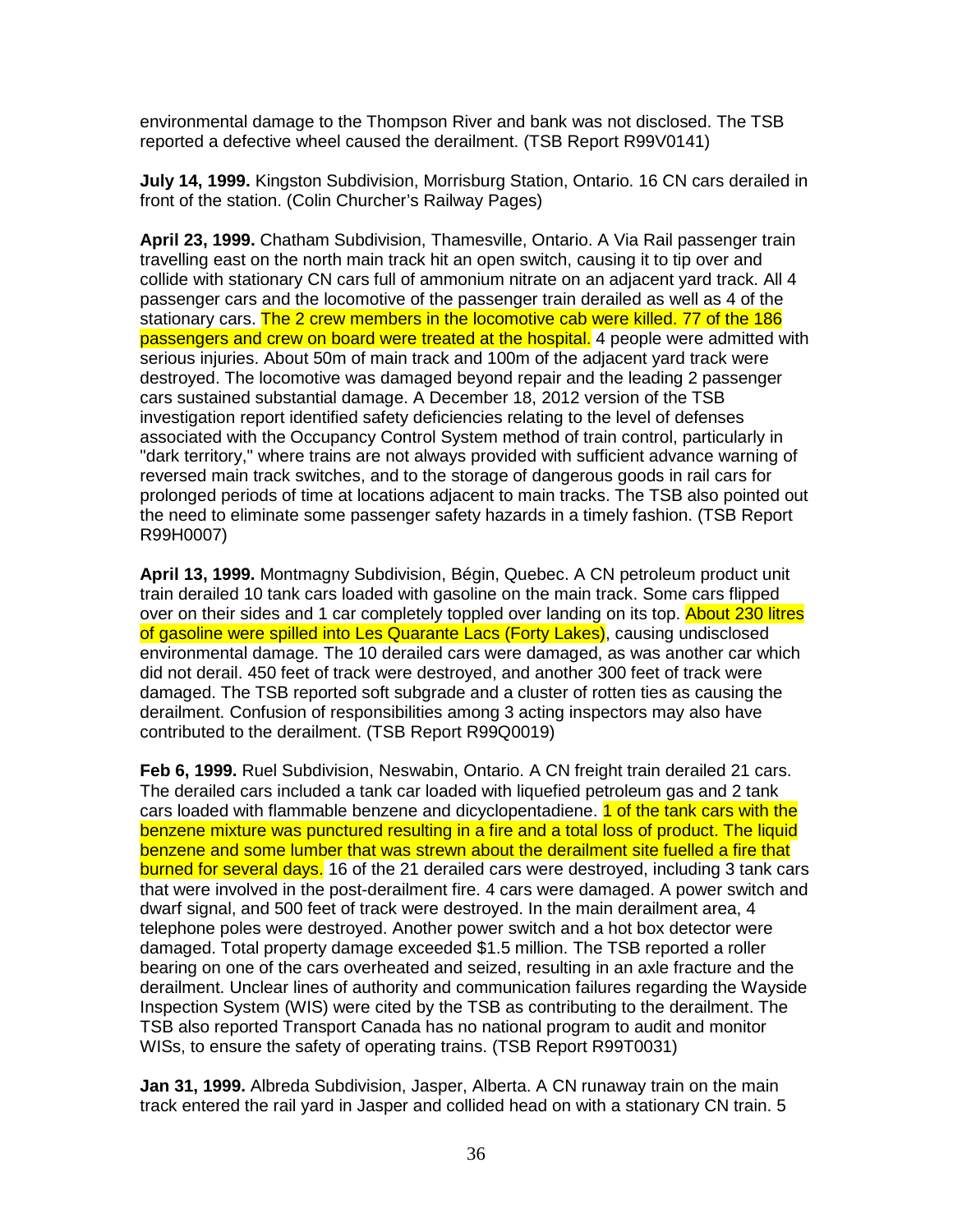environmental damage to the Thompson River and bank was not disclosed. The TSB reported a defective wheel caused the derailment. (TSB Report R99V0141)

**July 14, 1999.** Kingston Subdivision, Morrisburg Station, Ontario. 16 CN cars derailed in front of the station. (Colin Churcher's Railway Pages)

**April 23, 1999.** Chatham Subdivision, Thamesville, Ontario. A Via Rail passenger train travelling east on the north main track hit an open switch, causing it to tip over and collide with stationary CN cars full of ammonium nitrate on an adjacent yard track. All 4 passenger cars and the locomotive of the passenger train derailed as well as 4 of the stationary cars. The 2 crew members in the locomotive cab were killed. 77 of the 186 passengers and crew on board were treated at the hospital. 4 people were admitted with serious injuries. About 50m of main track and 100m of the adjacent yard track were destroyed. The locomotive was damaged beyond repair and the leading 2 passenger cars sustained substantial damage. A December 18, 2012 version of the TSB investigation report identified safety deficiencies relating to the level of defenses associated with the Occupancy Control System method of train control, particularly in "dark territory," where trains are not always provided with sufficient advance warning of reversed main track switches, and to the storage of dangerous goods in rail cars for prolonged periods of time at locations adjacent to main tracks. The TSB also pointed out the need to eliminate some passenger safety hazards in a timely fashion. (TSB Report R99H0007)

**April 13, 1999.** Montmagny Subdivision, Bégin, Quebec. A CN petroleum product unit train derailed 10 tank cars loaded with gasoline on the main track. Some cars flipped over on their sides and 1 car completely toppled over landing on its top. About 230 litres of gasoline were spilled into Les Quarante Lacs (Forty Lakes), causing undisclosed environmental damage. The 10 derailed cars were damaged, as was another car which did not derail. 450 feet of track were destroyed, and another 300 feet of track were damaged. The TSB reported soft subgrade and a cluster of rotten ties as causing the derailment. Confusion of responsibilities among 3 acting inspectors may also have contributed to the derailment. (TSB Report R99Q0019)

**Feb 6, 1999.** Ruel Subdivision, Neswabin, Ontario. A CN freight train derailed 21 cars. The derailed cars included a tank car loaded with liquefied petroleum gas and 2 tank cars loaded with flammable benzene and dicyclopentadiene. 1 of the tank cars with the benzene mixture was punctured resulting in a fire and a total loss of product. The liquid benzene and some lumber that was strewn about the derailment site fuelled a fire that burned for several days. 16 of the 21 derailed cars were destroyed, including 3 tank cars that were involved in the post-derailment fire. 4 cars were damaged. A power switch and dwarf signal, and 500 feet of track were destroyed. In the main derailment area, 4 telephone poles were destroyed. Another power switch and a hot box detector were damaged. Total property damage exceeded $1.5 million. The TSB reported a roller bearing on one of the cars overheated and seized, resulting in an axle fracture and the derailment. Unclear lines of authority and communication failures regarding the Wayside Inspection System (WIS) were cited by the TSB as contributing to the derailment. The TSB also reported Transport Canada has no national program to audit and monitor WISs, to ensure the safety of operating trains. (TSB Report R99T0031)

**Jan 31, 1999.** Albreda Subdivision, Jasper, Alberta. A CN runaway train on the main track entered the rail yard in Jasper and collided head on with a stationary CN train. 5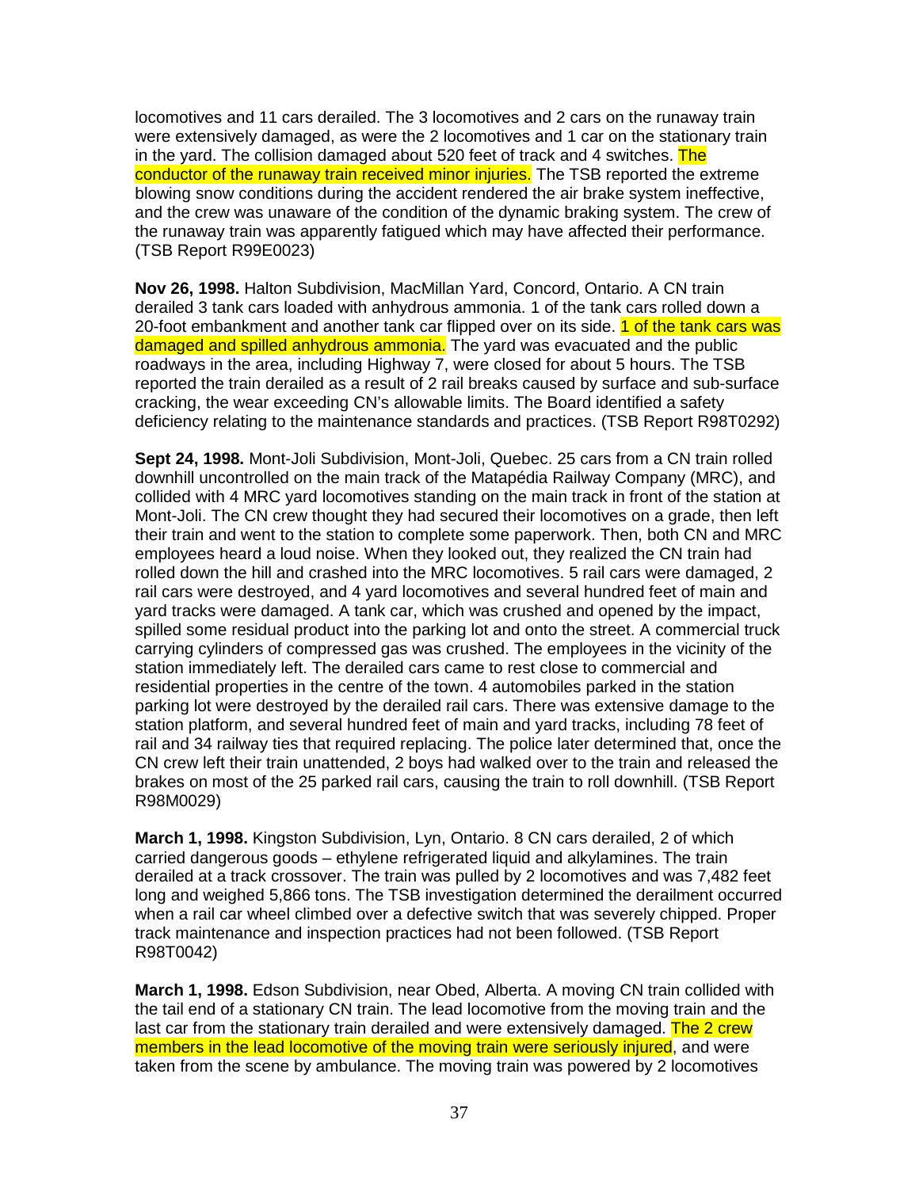locomotives and 11 cars derailed. The 3 locomotives and 2 cars on the runaway train were extensively damaged, as were the 2 locomotives and 1 car on the stationary train in the yard. The collision damaged about 520 feet of track and 4 switches. The conductor of the runaway train received minor injuries. The TSB reported the extreme blowing snow conditions during the accident rendered the air brake system ineffective, and the crew was unaware of the condition of the dynamic braking system. The crew of the runaway train was apparently fatigued which may have affected their performance. (TSB Report R99E0023)

**Nov 26, 1998.** Halton Subdivision, MacMillan Yard, Concord, Ontario. A CN train derailed 3 tank cars loaded with anhydrous ammonia. 1 of the tank cars rolled down a 20-foot embankment and another tank car flipped over on its side. 1 of the tank cars was damaged and spilled anhydrous ammonia. The yard was evacuated and the public roadways in the area, including Highway 7, were closed for about 5 hours. The TSB reported the train derailed as a result of 2 rail breaks caused by surface and sub-surface cracking, the wear exceeding CN's allowable limits. The Board identified a safety deficiency relating to the maintenance standards and practices. (TSB Report R98T0292)

**Sept 24, 1998.** Mont-Joli Subdivision, Mont-Joli, Quebec. 25 cars from a CN train rolled downhill uncontrolled on the main track of the Matapédia Railway Company (MRC), and collided with 4 MRC yard locomotives standing on the main track in front of the station at Mont-Joli. The CN crew thought they had secured their locomotives on a grade, then left their train and went to the station to complete some paperwork. Then, both CN and MRC employees heard a loud noise. When they looked out, they realized the CN train had rolled down the hill and crashed into the MRC locomotives. 5 rail cars were damaged, 2 rail cars were destroyed, and 4 yard locomotives and several hundred feet of main and yard tracks were damaged. A tank car, which was crushed and opened by the impact, spilled some residual product into the parking lot and onto the street. A commercial truck carrying cylinders of compressed gas was crushed. The employees in the vicinity of the station immediately left. The derailed cars came to rest close to commercial and residential properties in the centre of the town. 4 automobiles parked in the station parking lot were destroyed by the derailed rail cars. There was extensive damage to the station platform, and several hundred feet of main and yard tracks, including 78 feet of rail and 34 railway ties that required replacing. The police later determined that, once the CN crew left their train unattended, 2 boys had walked over to the train and released the brakes on most of the 25 parked rail cars, causing the train to roll downhill. (TSB Report R98M0029)

**March 1, 1998.** Kingston Subdivision, Lyn, Ontario. 8 CN cars derailed, 2 of which carried dangerous goods – ethylene refrigerated liquid and alkylamines. The train derailed at a track crossover. The train was pulled by 2 locomotives and was 7,482 feet long and weighed 5,866 tons. The TSB investigation determined the derailment occurred when a rail car wheel climbed over a defective switch that was severely chipped. Proper track maintenance and inspection practices had not been followed. (TSB Report R98T0042)

**March 1, 1998.** Edson Subdivision, near Obed, Alberta. A moving CN train collided with the tail end of a stationary CN train. The lead locomotive from the moving train and the last car from the stationary train derailed and were extensively damaged. The 2 crew members in the lead locomotive of the moving train were seriously injured, and were taken from the scene by ambulance. The moving train was powered by 2 locomotives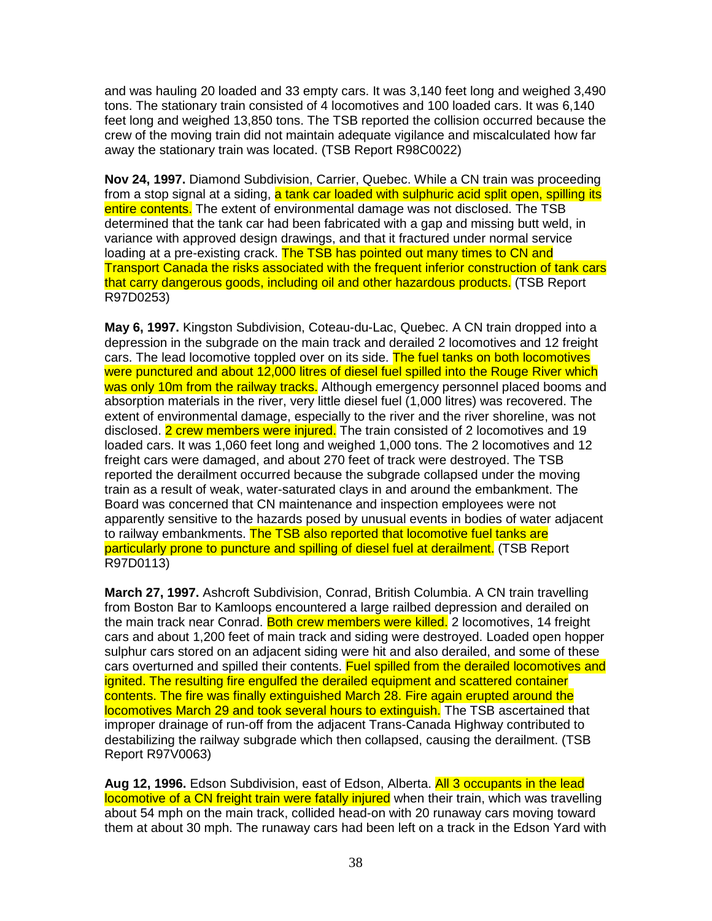and was hauling 20 loaded and 33 empty cars. It was 3,140 feet long and weighed 3,490 tons. The stationary train consisted of 4 locomotives and 100 loaded cars. It was 6,140 feet long and weighed 13,850 tons. The TSB reported the collision occurred because the crew of the moving train did not maintain adequate vigilance and miscalculated how far away the stationary train was located. (TSB Report R98C0022)

**Nov 24, 1997.** Diamond Subdivision, Carrier, Quebec. While a CN train was proceeding from a stop signal at a siding, a tank car loaded with sulphuric acid split open, spilling its entire contents. The extent of environmental damage was not disclosed. The TSB determined that the tank car had been fabricated with a gap and missing butt weld, in variance with approved design drawings, and that it fractured under normal service loading at a pre-existing crack. The TSB has pointed out many times to CN and Transport Canada the risks associated with the frequent inferior construction of tank cars that carry dangerous goods, including oil and other hazardous products. (TSB Report R97D0253)

**May 6, 1997.** Kingston Subdivision, Coteau-du-Lac, Quebec. A CN train dropped into a depression in the subgrade on the main track and derailed 2 locomotives and 12 freight cars. The lead locomotive toppled over on its side. The fuel tanks on both locomotives were punctured and about 12,000 litres of diesel fuel spilled into the Rouge River which was only 10m from the railway tracks. Although emergency personnel placed booms and absorption materials in the river, very little diesel fuel (1,000 litres) was recovered. The extent of environmental damage, especially to the river and the river shoreline, was not disclosed. 2 crew members were injured. The train consisted of 2 locomotives and 19 loaded cars. It was 1,060 feet long and weighed 1,000 tons. The 2 locomotives and 12 freight cars were damaged, and about 270 feet of track were destroyed. The TSB reported the derailment occurred because the subgrade collapsed under the moving train as a result of weak, water-saturated clays in and around the embankment. The Board was concerned that CN maintenance and inspection employees were not apparently sensitive to the hazards posed by unusual events in bodies of water adjacent to railway embankments. The TSB also reported that locomotive fuel tanks are particularly prone to puncture and spilling of diesel fuel at derailment. (TSB Report R97D0113)

**March 27, 1997.** Ashcroft Subdivision, Conrad, British Columbia. A CN train travelling from Boston Bar to Kamloops encountered a large railbed depression and derailed on the main track near Conrad. Both crew members were killed. 2 locomotives, 14 freight cars and about 1,200 feet of main track and siding were destroyed. Loaded open hopper sulphur cars stored on an adjacent siding were hit and also derailed, and some of these cars overturned and spilled their contents. Fuel spilled from the derailed locomotives and ignited. The resulting fire engulfed the derailed equipment and scattered container contents. The fire was finally extinguished March 28. Fire again erupted around the locomotives March 29 and took several hours to extinguish. The TSB ascertained that improper drainage of run-off from the adjacent Trans-Canada Highway contributed to destabilizing the railway subgrade which then collapsed, causing the derailment. (TSB Report R97V0063)

**Aug 12, 1996.** Edson Subdivision, east of Edson, Alberta. All 3 occupants in the lead locomotive of a CN freight train were fatally injured when their train, which was travelling about 54 mph on the main track, collided head-on with 20 runaway cars moving toward them at about 30 mph. The runaway cars had been left on a track in the Edson Yard with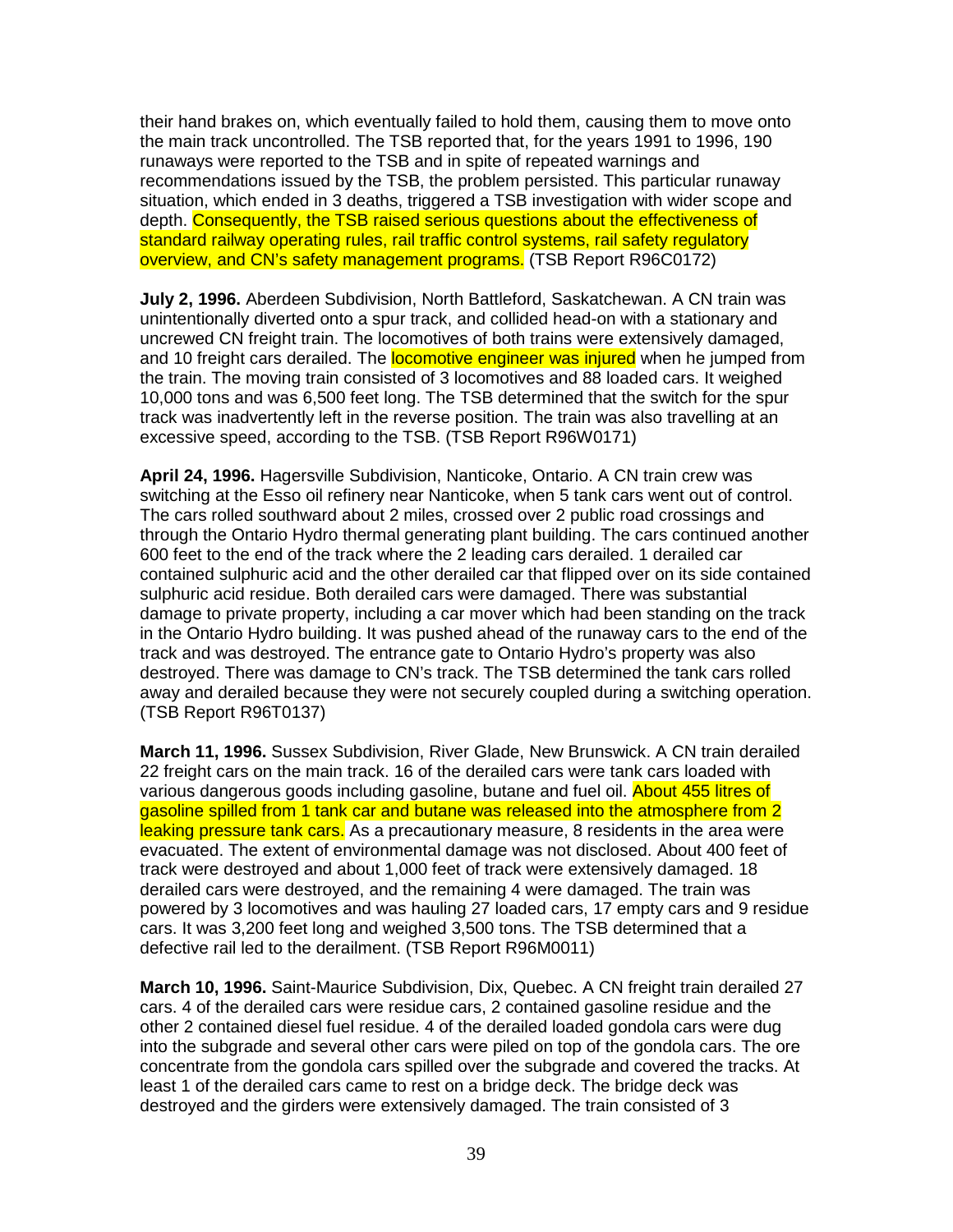their hand brakes on, which eventually failed to hold them, causing them to move onto the main track uncontrolled. The TSB reported that, for the years 1991 to 1996, 190 runaways were reported to the TSB and in spite of repeated warnings and recommendations issued by the TSB, the problem persisted. This particular runaway situation, which ended in 3 deaths, triggered a TSB investigation with wider scope and depth. Consequently, the TSB raised serious questions about the effectiveness of standard railway operating rules, rail traffic control systems, rail safety regulatory overview, and CN's safety management programs. (TSB Report R96C0172)

**July 2, 1996.** Aberdeen Subdivision, North Battleford, Saskatchewan. A CN train was unintentionally diverted onto a spur track, and collided head-on with a stationary and uncrewed CN freight train. The locomotives of both trains were extensively damaged, and 10 freight cars derailed. The locomotive engineer was injured when he jumped from the train. The moving train consisted of 3 locomotives and 88 loaded cars. It weighed 10,000 tons and was 6,500 feet long. The TSB determined that the switch for the spur track was inadvertently left in the reverse position. The train was also travelling at an excessive speed, according to the TSB. (TSB Report R96W0171)

**April 24, 1996.** Hagersville Subdivision, Nanticoke, Ontario. A CN train crew was switching at the Esso oil refinery near Nanticoke, when 5 tank cars went out of control. The cars rolled southward about 2 miles, crossed over 2 public road crossings and through the Ontario Hydro thermal generating plant building. The cars continued another 600 feet to the end of the track where the 2 leading cars derailed. 1 derailed car contained sulphuric acid and the other derailed car that flipped over on its side contained sulphuric acid residue. Both derailed cars were damaged. There was substantial damage to private property, including a car mover which had been standing on the track in the Ontario Hydro building. It was pushed ahead of the runaway cars to the end of the track and was destroyed. The entrance gate to Ontario Hydro's property was also destroyed. There was damage to CN's track. The TSB determined the tank cars rolled away and derailed because they were not securely coupled during a switching operation. (TSB Report R96T0137)

**March 11, 1996.** Sussex Subdivision, River Glade, New Brunswick. A CN train derailed 22 freight cars on the main track. 16 of the derailed cars were tank cars loaded with various dangerous goods including gasoline, butane and fuel oil. About 455 litres of gasoline spilled from 1 tank car and butane was released into the atmosphere from 2 leaking pressure tank cars. As a precautionary measure, 8 residents in the area were evacuated. The extent of environmental damage was not disclosed. About 400 feet of track were destroyed and about 1,000 feet of track were extensively damaged. 18 derailed cars were destroyed, and the remaining 4 were damaged. The train was powered by 3 locomotives and was hauling 27 loaded cars, 17 empty cars and 9 residue cars. It was 3,200 feet long and weighed 3,500 tons. The TSB determined that a defective rail led to the derailment. (TSB Report R96M0011)

**March 10, 1996.** Saint-Maurice Subdivision, Dix, Quebec. A CN freight train derailed 27 cars. 4 of the derailed cars were residue cars, 2 contained gasoline residue and the other 2 contained diesel fuel residue. 4 of the derailed loaded gondola cars were dug into the subgrade and several other cars were piled on top of the gondola cars. The ore concentrate from the gondola cars spilled over the subgrade and covered the tracks. At least 1 of the derailed cars came to rest on a bridge deck. The bridge deck was destroyed and the girders were extensively damaged. The train consisted of 3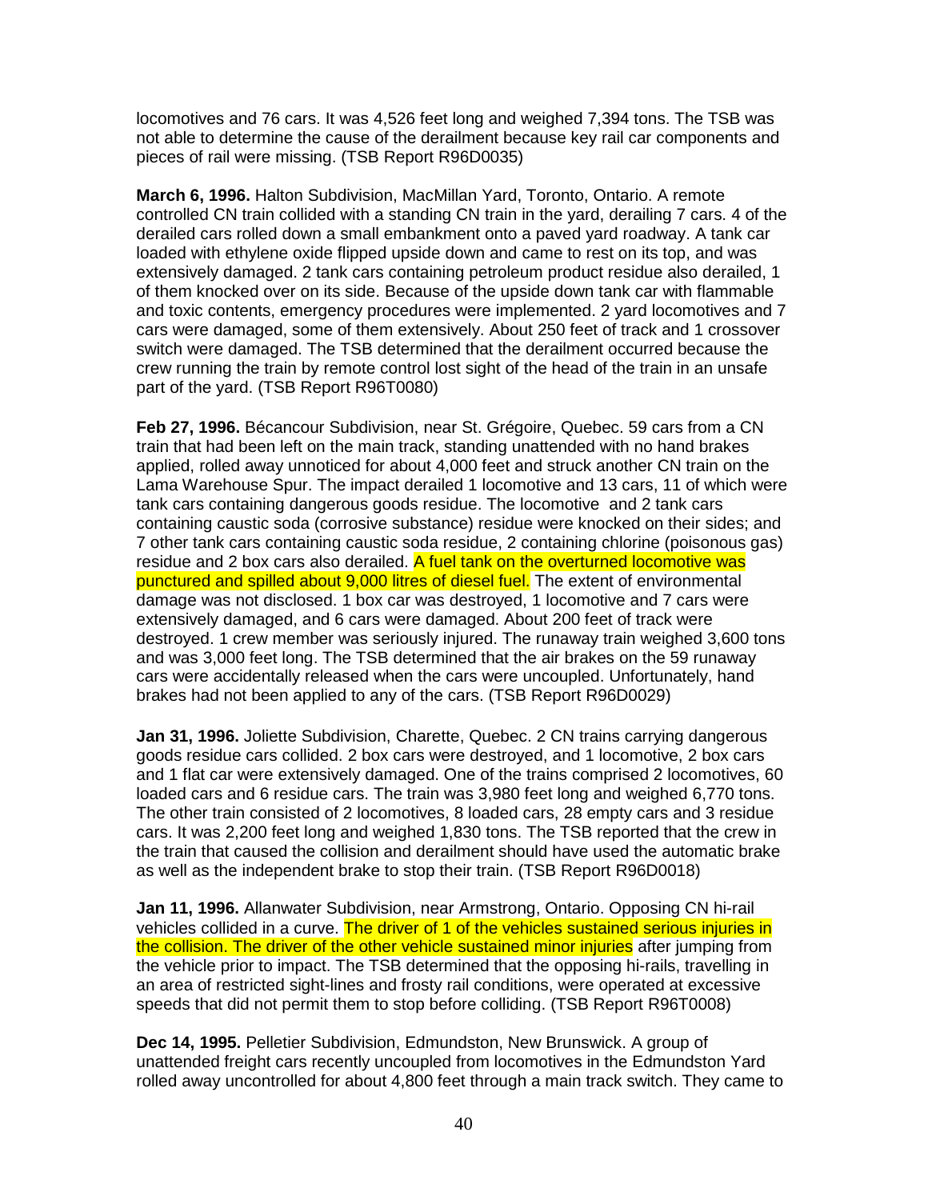locomotives and 76 cars. It was 4,526 feet long and weighed 7,394 tons. The TSB was not able to determine the cause of the derailment because key rail car components and pieces of rail were missing. (TSB Report R96D0035)

**March 6, 1996.** Halton Subdivision, MacMillan Yard, Toronto, Ontario. A remote controlled CN train collided with a standing CN train in the yard, derailing 7 cars. 4 of the derailed cars rolled down a small embankment onto a paved yard roadway. A tank car loaded with ethylene oxide flipped upside down and came to rest on its top, and was extensively damaged. 2 tank cars containing petroleum product residue also derailed, 1 of them knocked over on its side. Because of the upside down tank car with flammable and toxic contents, emergency procedures were implemented. 2 yard locomotives and 7 cars were damaged, some of them extensively. About 250 feet of track and 1 crossover switch were damaged. The TSB determined that the derailment occurred because the crew running the train by remote control lost sight of the head of the train in an unsafe part of the yard. (TSB Report R96T0080)

**Feb 27, 1996.** Bécancour Subdivision, near St. Grégoire, Quebec. 59 cars from a CN train that had been left on the main track, standing unattended with no hand brakes applied, rolled away unnoticed for about 4,000 feet and struck another CN train on the Lama Warehouse Spur. The impact derailed 1 locomotive and 13 cars, 11 of which were tank cars containing dangerous goods residue. The locomotive and 2 tank cars containing caustic soda (corrosive substance) residue were knocked on their sides; and 7 other tank cars containing caustic soda residue, 2 containing chlorine (poisonous gas) residue and 2 box cars also derailed. A fuel tank on the overturned locomotive was punctured and spilled about 9,000 litres of diesel fuel. The extent of environmental damage was not disclosed. 1 box car was destroyed, 1 locomotive and 7 cars were extensively damaged, and 6 cars were damaged. About 200 feet of track were destroyed. 1 crew member was seriously injured. The runaway train weighed 3,600 tons and was 3,000 feet long. The TSB determined that the air brakes on the 59 runaway cars were accidentally released when the cars were uncoupled. Unfortunately, hand brakes had not been applied to any of the cars. (TSB Report R96D0029)

**Jan 31, 1996.** Joliette Subdivision, Charette, Quebec. 2 CN trains carrying dangerous goods residue cars collided. 2 box cars were destroyed, and 1 locomotive, 2 box cars and 1 flat car were extensively damaged. One of the trains comprised 2 locomotives, 60 loaded cars and 6 residue cars. The train was 3,980 feet long and weighed 6,770 tons. The other train consisted of 2 locomotives, 8 loaded cars, 28 empty cars and 3 residue cars. It was 2,200 feet long and weighed 1,830 tons. The TSB reported that the crew in the train that caused the collision and derailment should have used the automatic brake as well as the independent brake to stop their train. (TSB Report R96D0018)

**Jan 11, 1996.** Allanwater Subdivision, near Armstrong, Ontario. Opposing CN hi-rail vehicles collided in a curve. The driver of 1 of the vehicles sustained serious injuries in the collision. The driver of the other vehicle sustained minor injuries after jumping from the vehicle prior to impact. The TSB determined that the opposing hi-rails, travelling in an area of restricted sight-lines and frosty rail conditions, were operated at excessive speeds that did not permit them to stop before colliding. (TSB Report R96T0008)

**Dec 14, 1995.** Pelletier Subdivision, Edmundston, New Brunswick. A group of unattended freight cars recently uncoupled from locomotives in the Edmundston Yard rolled away uncontrolled for about 4,800 feet through a main track switch. They came to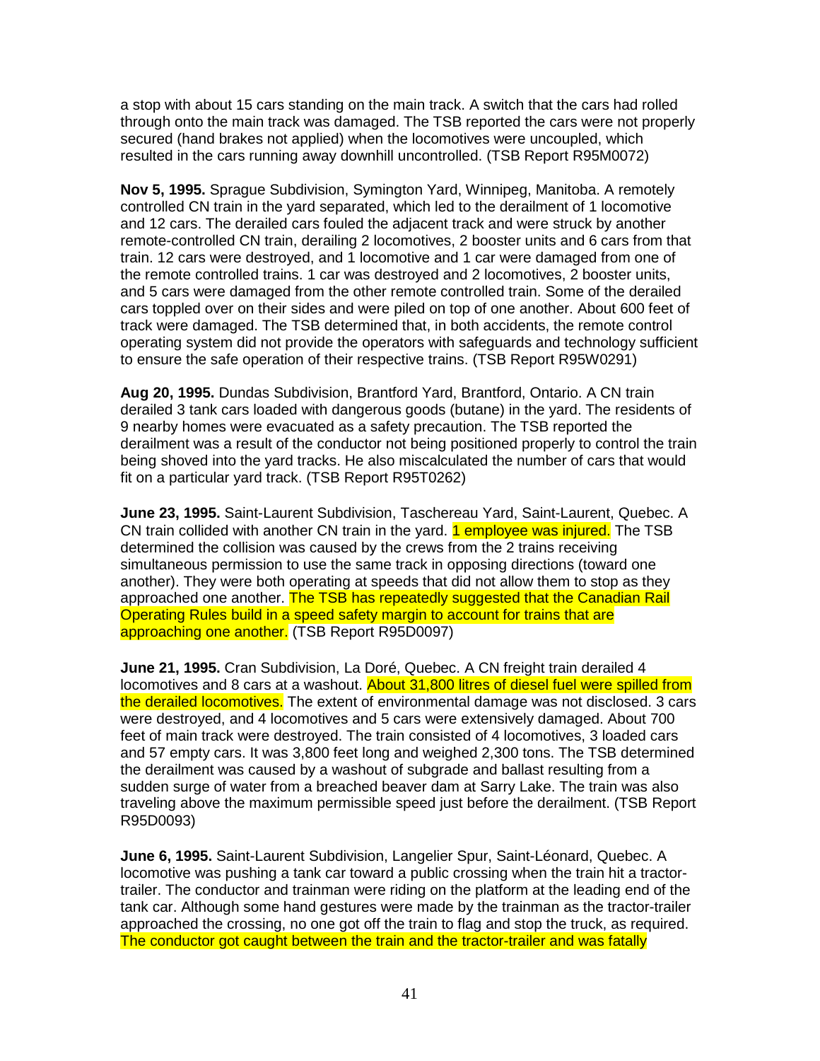a stop with about 15 cars standing on the main track. A switch that the cars had rolled through onto the main track was damaged. The TSB reported the cars were not properly secured (hand brakes not applied) when the locomotives were uncoupled, which resulted in the cars running away downhill uncontrolled. (TSB Report R95M0072)

**Nov 5, 1995.** Sprague Subdivision, Symington Yard, Winnipeg, Manitoba. A remotely controlled CN train in the yard separated, which led to the derailment of 1 locomotive and 12 cars. The derailed cars fouled the adjacent track and were struck by another remote-controlled CN train, derailing 2 locomotives, 2 booster units and 6 cars from that train. 12 cars were destroyed, and 1 locomotive and 1 car were damaged from one of the remote controlled trains. 1 car was destroyed and 2 locomotives, 2 booster units, and 5 cars were damaged from the other remote controlled train. Some of the derailed cars toppled over on their sides and were piled on top of one another. About 600 feet of track were damaged. The TSB determined that, in both accidents, the remote control operating system did not provide the operators with safeguards and technology sufficient to ensure the safe operation of their respective trains. (TSB Report R95W0291)

**Aug 20, 1995.** Dundas Subdivision, Brantford Yard, Brantford, Ontario. A CN train derailed 3 tank cars loaded with dangerous goods (butane) in the yard. The residents of 9 nearby homes were evacuated as a safety precaution. The TSB reported the derailment was a result of the conductor not being positioned properly to control the train being shoved into the yard tracks. He also miscalculated the number of cars that would fit on a particular yard track. (TSB Report R95T0262)

**June 23, 1995.** Saint-Laurent Subdivision, Taschereau Yard, Saint-Laurent, Quebec. A CN train collided with another CN train in the yard. 1 employee was injured. The TSB determined the collision was caused by the crews from the 2 trains receiving simultaneous permission to use the same track in opposing directions (toward one another). They were both operating at speeds that did not allow them to stop as they approached one another. The TSB has repeatedly suggested that the Canadian Rail Operating Rules build in a speed safety margin to account for trains that are approaching one another. (TSB Report R95D0097)

**June 21, 1995.** Cran Subdivision, La Doré, Quebec. A CN freight train derailed 4 locomotives and 8 cars at a washout. About 31,800 litres of diesel fuel were spilled from the derailed locomotives. The extent of environmental damage was not disclosed. 3 cars were destroyed, and 4 locomotives and 5 cars were extensively damaged. About 700 feet of main track were destroyed. The train consisted of 4 locomotives, 3 loaded cars and 57 empty cars. It was 3,800 feet long and weighed 2,300 tons. The TSB determined the derailment was caused by a washout of subgrade and ballast resulting from a sudden surge of water from a breached beaver dam at Sarry Lake. The train was also traveling above the maximum permissible speed just before the derailment. (TSB Report R95D0093)

**June 6, 1995.** Saint-Laurent Subdivision, Langelier Spur, Saint-Léonard, Quebec. A locomotive was pushing a tank car toward a public crossing when the train hit a tractor-trailer. The conductor and trainman were riding on the platform at the leading end of the tank car. Although some hand gestures were made by the trainman as the tractor-trailer approached the crossing, no one got off the train to flag and stop the truck, as required. The conductor got caught between the train and the tractor-trailer and was fatally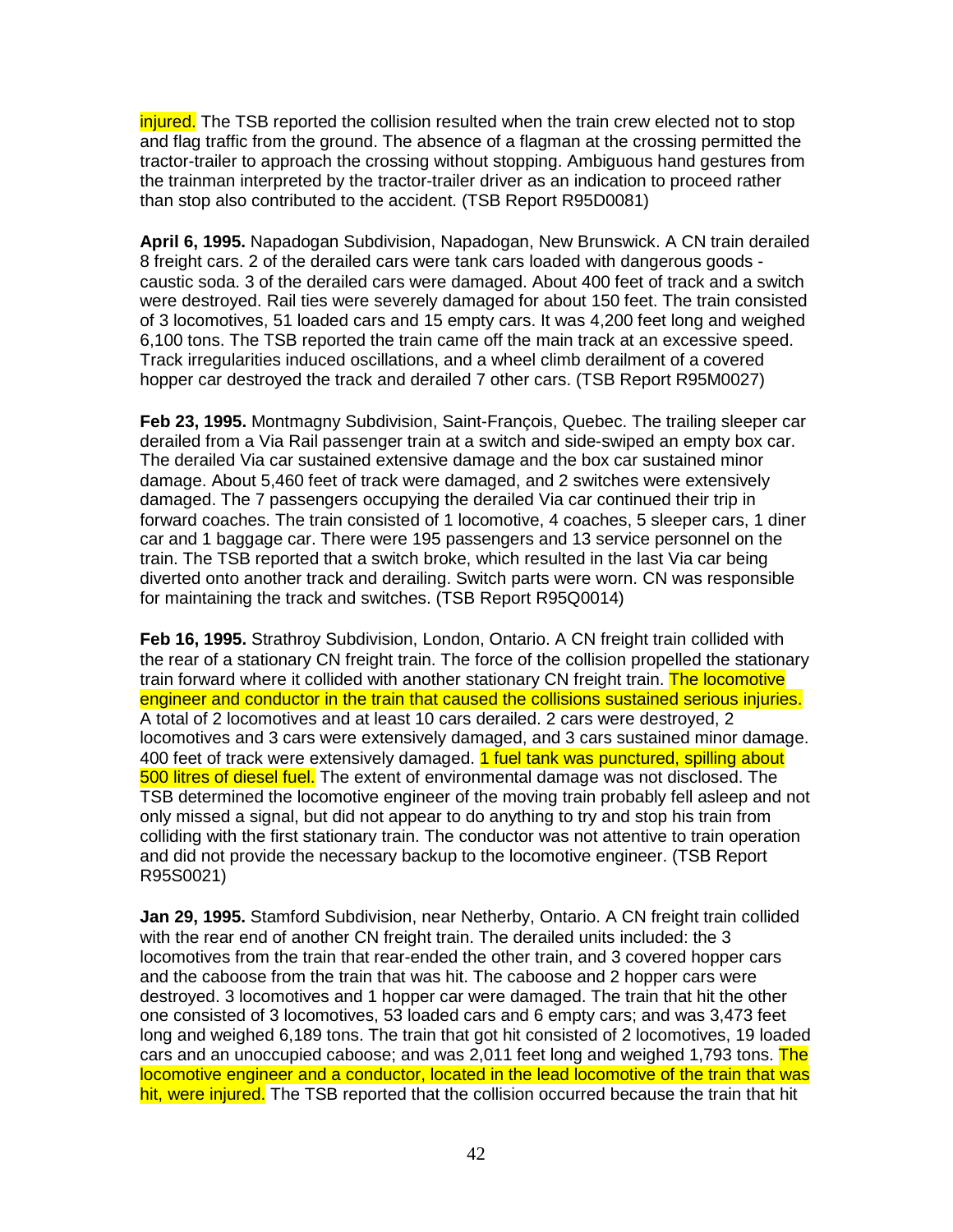injured. The TSB reported the collision resulted when the train crew elected not to stop and flag traffic from the ground. The absence of a flagman at the crossing permitted the tractor-trailer to approach the crossing without stopping. Ambiguous hand gestures from the trainman interpreted by the tractor-trailer driver as an indication to proceed rather than stop also contributed to the accident. (TSB Report R95D0081)

**April 6, 1995.** Napadogan Subdivision, Napadogan, New Brunswick. A CN train derailed 8 freight cars. 2 of the derailed cars were tank cars loaded with dangerous goods - caustic soda. 3 of the derailed cars were damaged. About 400 feet of track and a switch were destroyed. Rail ties were severely damaged for about 150 feet. The train consisted of 3 locomotives, 51 loaded cars and 15 empty cars. It was 4,200 feet long and weighed 6,100 tons. The TSB reported the train came off the main track at an excessive speed. Track irregularities induced oscillations, and a wheel climb derailment of a covered hopper car destroyed the track and derailed 7 other cars. (TSB Report R95M0027)

**Feb 23, 1995.** Montmagny Subdivision, Saint-François, Quebec. The trailing sleeper car derailed from a Via Rail passenger train at a switch and side-swiped an empty box car. The derailed Via car sustained extensive damage and the box car sustained minor damage. About 5,460 feet of track were damaged, and 2 switches were extensively damaged. The 7 passengers occupying the derailed Via car continued their trip in forward coaches. The train consisted of 1 locomotive, 4 coaches, 5 sleeper cars, 1 diner car and 1 baggage car. There were 195 passengers and 13 service personnel on the train. The TSB reported that a switch broke, which resulted in the last Via car being diverted onto another track and derailing. Switch parts were worn. CN was responsible for maintaining the track and switches. (TSB Report R95Q0014)

**Feb 16, 1995.** Strathroy Subdivision, London, Ontario. A CN freight train collided with the rear of a stationary CN freight train. The force of the collision propelled the stationary train forward where it collided with another stationary CN freight train. The locomotive engineer and conductor in the train that caused the collisions sustained serious injuries. A total of 2 locomotives and at least 10 cars derailed. 2 cars were destroyed, 2 locomotives and 3 cars were extensively damaged, and 3 cars sustained minor damage. 400 feet of track were extensively damaged. 1 fuel tank was punctured, spilling about 500 litres of diesel fuel. The extent of environmental damage was not disclosed. The TSB determined the locomotive engineer of the moving train probably fell asleep and not only missed a signal, but did not appear to do anything to try and stop his train from colliding with the first stationary train. The conductor was not attentive to train operation and did not provide the necessary backup to the locomotive engineer. (TSB Report R95S0021)

**Jan 29, 1995.** Stamford Subdivision, near Netherby, Ontario. A CN freight train collided with the rear end of another CN freight train. The derailed units included: the 3 locomotives from the train that rear-ended the other train, and 3 covered hopper cars and the caboose from the train that was hit. The caboose and 2 hopper cars were destroyed. 3 locomotives and 1 hopper car were damaged. The train that hit the other one consisted of 3 locomotives, 53 loaded cars and 6 empty cars; and was 3,473 feet long and weighed 6,189 tons. The train that got hit consisted of 2 locomotives, 19 loaded cars and an unoccupied caboose; and was 2,011 feet long and weighed 1,793 tons. The locomotive engineer and a conductor, located in the lead locomotive of the train that was hit, were injured. The TSB reported that the collision occurred because the train that hit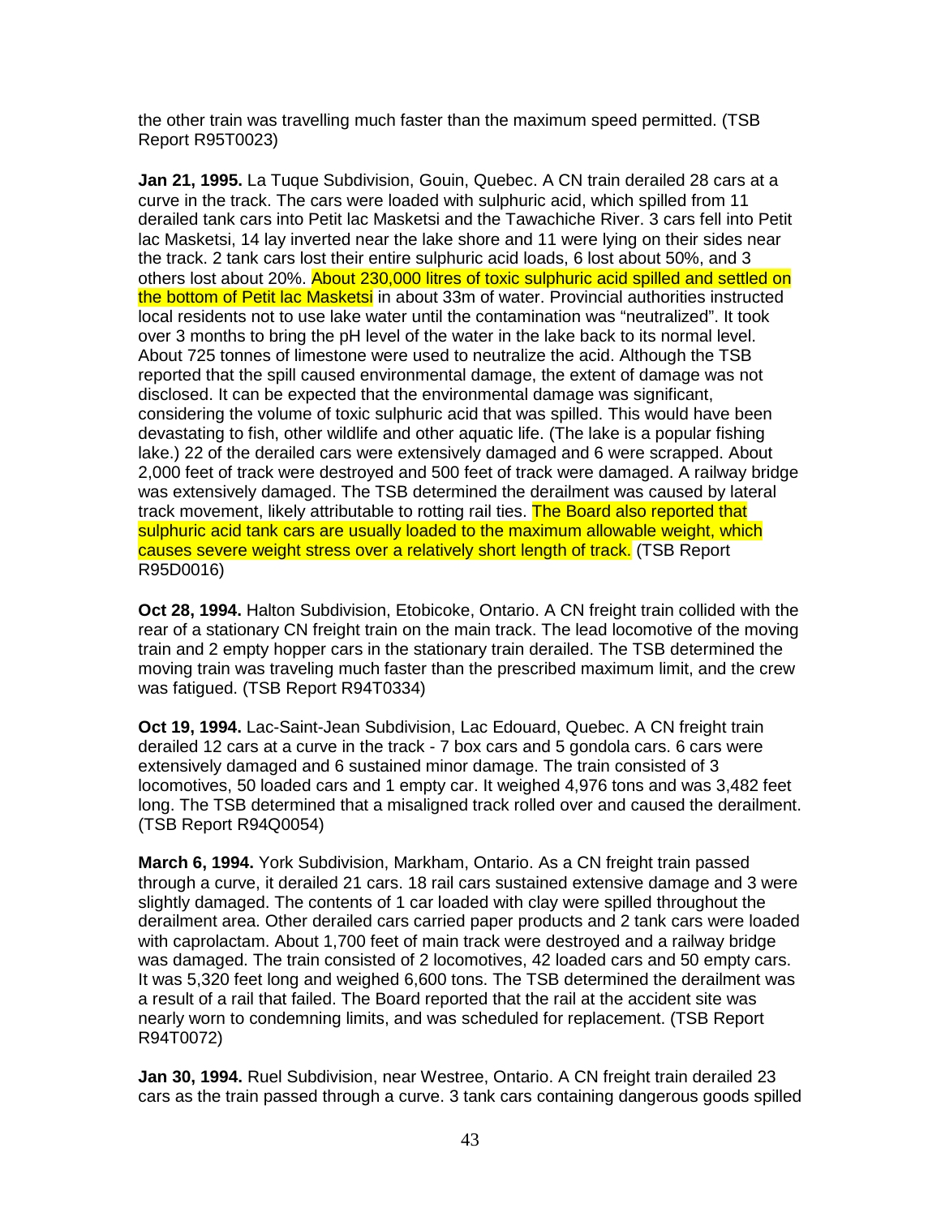the other train was travelling much faster than the maximum speed permitted. (TSB Report R95T0023)

**Jan 21, 1995.** La Tuque Subdivision, Gouin, Quebec. A CN train derailed 28 cars at a curve in the track. The cars were loaded with sulphuric acid, which spilled from 11 derailed tank cars into Petit lac Masketsi and the Tawachiche River. 3 cars fell into Petit lac Masketsi, 14 lay inverted near the lake shore and 11 were lying on their sides near the track. 2 tank cars lost their entire sulphuric acid loads, 6 lost about 50%, and 3 others lost about 20%. About 230,000 litres of toxic sulphuric acid spilled and settled on the bottom of Petit lac Masketsi in about 33m of water. Provincial authorities instructed local residents not to use lake water until the contamination was "neutralized". It took over 3 months to bring the pH level of the water in the lake back to its normal level. About 725 tonnes of limestone were used to neutralize the acid. Although the TSB reported that the spill caused environmental damage, the extent of damage was not disclosed. It can be expected that the environmental damage was significant, considering the volume of toxic sulphuric acid that was spilled. This would have been devastating to fish, other wildlife and other aquatic life. (The lake is a popular fishing lake.) 22 of the derailed cars were extensively damaged and 6 were scrapped. About 2,000 feet of track were destroyed and 500 feet of track were damaged. A railway bridge was extensively damaged. The TSB determined the derailment was caused by lateral track movement, likely attributable to rotting rail ties. The Board also reported that sulphuric acid tank cars are usually loaded to the maximum allowable weight, which causes severe weight stress over a relatively short length of track. (TSB Report R95D0016)

**Oct 28, 1994.** Halton Subdivision, Etobicoke, Ontario. A CN freight train collided with the rear of a stationary CN freight train on the main track. The lead locomotive of the moving train and 2 empty hopper cars in the stationary train derailed. The TSB determined the moving train was traveling much faster than the prescribed maximum limit, and the crew was fatigued. (TSB Report R94T0334)

**Oct 19, 1994.** Lac-Saint-Jean Subdivision, Lac Edouard, Quebec. A CN freight train derailed 12 cars at a curve in the track - 7 box cars and 5 gondola cars. 6 cars were extensively damaged and 6 sustained minor damage. The train consisted of 3 locomotives, 50 loaded cars and 1 empty car. It weighed 4,976 tons and was 3,482 feet long. The TSB determined that a misaligned track rolled over and caused the derailment. (TSB Report R94Q0054)

**March 6, 1994.** York Subdivision, Markham, Ontario. As a CN freight train passed through a curve, it derailed 21 cars. 18 rail cars sustained extensive damage and 3 were slightly damaged. The contents of 1 car loaded with clay were spilled throughout the derailment area. Other derailed cars carried paper products and 2 tank cars were loaded with caprolactam. About 1,700 feet of main track were destroyed and a railway bridge was damaged. The train consisted of 2 locomotives, 42 loaded cars and 50 empty cars. It was 5,320 feet long and weighed 6,600 tons. The TSB determined the derailment was a result of a rail that failed. The Board reported that the rail at the accident site was nearly worn to condemning limits, and was scheduled for replacement. (TSB Report R94T0072)

**Jan 30, 1994.** Ruel Subdivision, near Westree, Ontario. A CN freight train derailed 23 cars as the train passed through a curve. 3 tank cars containing dangerous goods spilled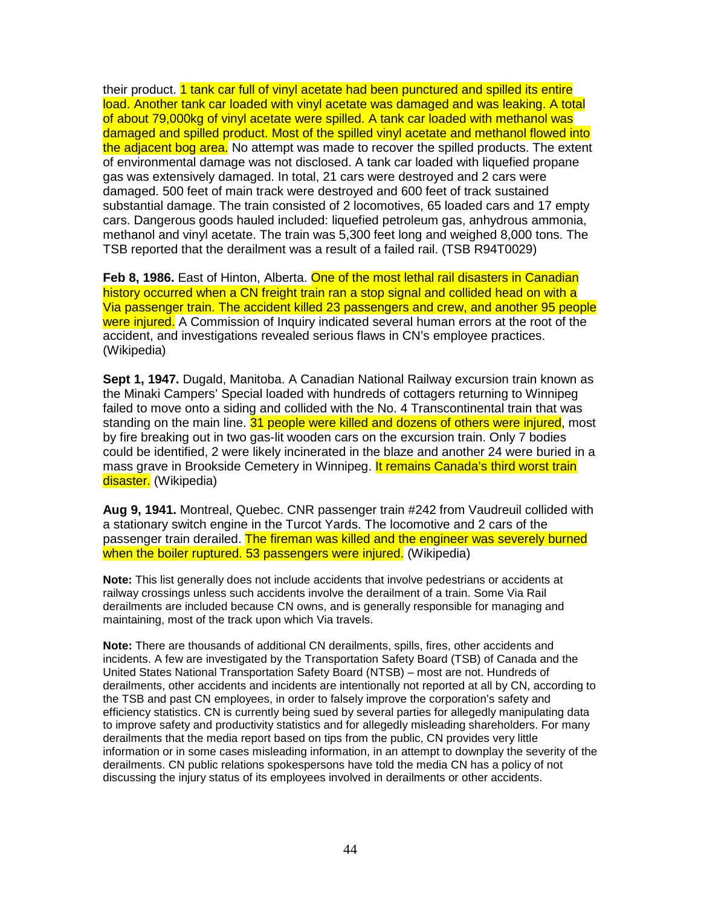their product. 1 tank car full of vinyl acetate had been punctured and spilled its entire load. Another tank car loaded with vinyl acetate was damaged and was leaking. A total of about 79,000kg of vinyl acetate were spilled. A tank car loaded with methanol was damaged and spilled product. Most of the spilled vinyl acetate and methanol flowed into the adjacent bog area. No attempt was made to recover the spilled products. The extent of environmental damage was not disclosed. A tank car loaded with liquefied propane gas was extensively damaged. In total, 21 cars were destroyed and 2 cars were damaged. 500 feet of main track were destroyed and 600 feet of track sustained substantial damage. The train consisted of 2 locomotives, 65 loaded cars and 17 empty cars. Dangerous goods hauled included: liquefied petroleum gas, anhydrous ammonia, methanol and vinyl acetate. The train was 5,300 feet long and weighed 8,000 tons. The TSB reported that the derailment was a result of a failed rail. (TSB R94T0029)

**Feb 8, 1986.** East of Hinton, Alberta. One of the most lethal rail disasters in Canadian history occurred when a CN freight train ran a stop signal and collided head on with a Via passenger train. The accident killed 23 passengers and crew, and another 95 people were injured. A Commission of Inquiry indicated several human errors at the root of the accident, and investigations revealed serious flaws in CN's employee practices. (Wikipedia)

**Sept 1, 1947.** Dugald, Manitoba. A Canadian National Railway excursion train known as the Minaki Campers' Special loaded with hundreds of cottagers returning to Winnipeg failed to move onto a siding and collided with the No. 4 Transcontinental train that was standing on the main line. 31 people were killed and dozens of others were injured, most by fire breaking out in two gas-lit wooden cars on the excursion train. Only 7 bodies could be identified, 2 were likely incinerated in the blaze and another 24 were buried in a mass grave in Brookside Cemetery in Winnipeg. It remains Canada's third worst train disaster. (Wikipedia)

**Aug 9, 1941.** Montreal, Quebec. CNR passenger train #242 from Vaudreuil collided with a stationary switch engine in the Turcot Yards. The locomotive and 2 cars of the passenger train derailed. The fireman was killed and the engineer was severely burned when the boiler ruptured. 53 passengers were injured. (Wikipedia)

**Note:** This list generally does not include accidents that involve pedestrians or accidents at railway crossings unless such accidents involve the derailment of a train. Some Via Rail derailments are included because CN owns, and is generally responsible for managing and maintaining, most of the track upon which Via travels.

**Note:** There are thousands of additional CN derailments, spills, fires, other accidents and incidents. A few are investigated by the Transportation Safety Board (TSB) of Canada and the United States National Transportation Safety Board (NTSB) – most are not. Hundreds of derailments, other accidents and incidents are intentionally not reported at all by CN, according to the TSB and past CN employees, in order to falsely improve the corporation's safety and efficiency statistics. CN is currently being sued by several parties for allegedly manipulating data to improve safety and productivity statistics and for allegedly misleading shareholders. For many derailments that the media report based on tips from the public, CN provides very little information or in some cases misleading information, in an attempt to downplay the severity of the derailments. CN public relations spokespersons have told the media CN has a policy of not discussing the injury status of its employees involved in derailments or other accidents.